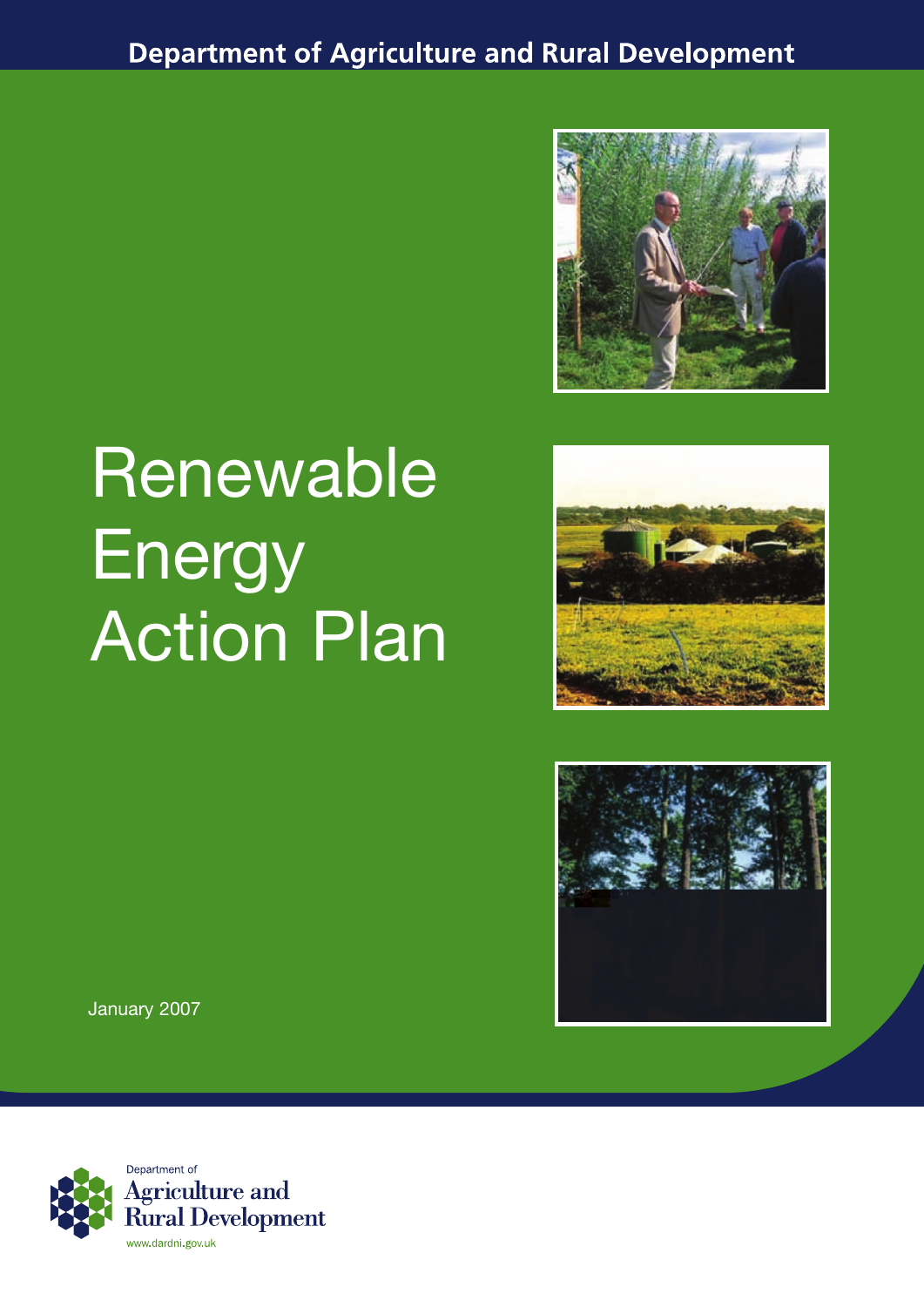Department of Agriculture and Rural Development

# Renewable Energy Action Plan

January 2007

Department of
Agriculture and
Rural Development
www.dardni.gov.uk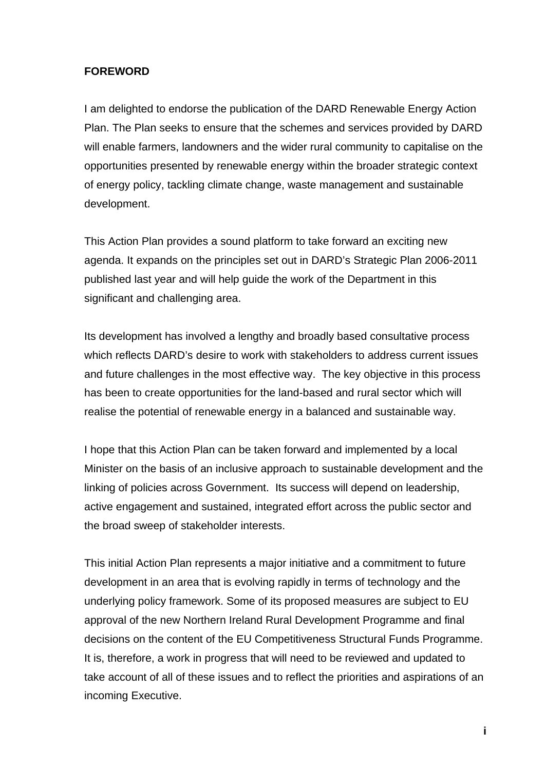## FOREWORD

I am delighted to endorse the publication of the DARD Renewable Energy Action Plan. The Plan seeks to ensure that the schemes and services provided by DARD will enable farmers, landowners and the wider rural community to capitalise on the opportunities presented by renewable energy within the broader strategic context of energy policy, tackling climate change, waste management and sustainable development.

This Action Plan provides a sound platform to take forward an exciting new agenda. It expands on the principles set out in DARD's Strategic Plan 2006-2011 published last year and will help guide the work of the Department in this significant and challenging area.

Its development has involved a lengthy and broadly based consultative process which reflects DARD's desire to work with stakeholders to address current issues and future challenges in the most effective way. The key objective in this process has been to create opportunities for the land-based and rural sector which will realise the potential of renewable energy in a balanced and sustainable way.

I hope that this Action Plan can be taken forward and implemented by a local Minister on the basis of an inclusive approach to sustainable development and the linking of policies across Government. Its success will depend on leadership, active engagement and sustained, integrated effort across the public sector and the broad sweep of stakeholder interests.

This initial Action Plan represents a major initiative and a commitment to future development in an area that is evolving rapidly in terms of technology and the underlying policy framework. Some of its proposed measures are subject to EU approval of the new Northern Ireland Rural Development Programme and final decisions on the content of the EU Competitiveness Structural Funds Programme. It is, therefore, a work in progress that will need to be reviewed and updated to take account of all of these issues and to reflect the priorities and aspirations of an incoming Executive.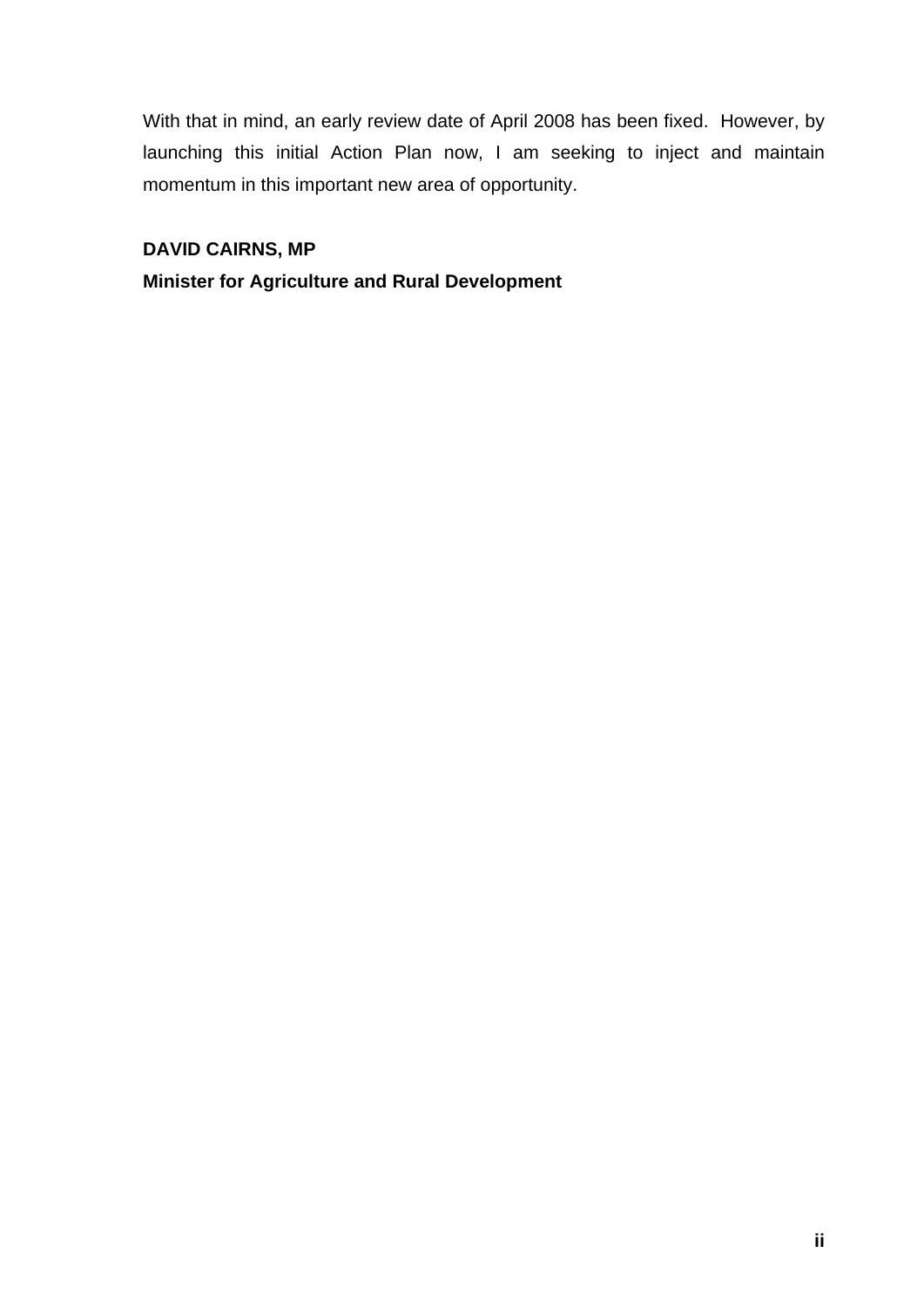With that in mind, an early review date of April 2008 has been fixed. However, by launching this initial Action Plan now, I am seeking to inject and maintain momentum in this important new area of opportunity.

**DAVID CAIRNS, MP**

**Minister for Agriculture and Rural Development**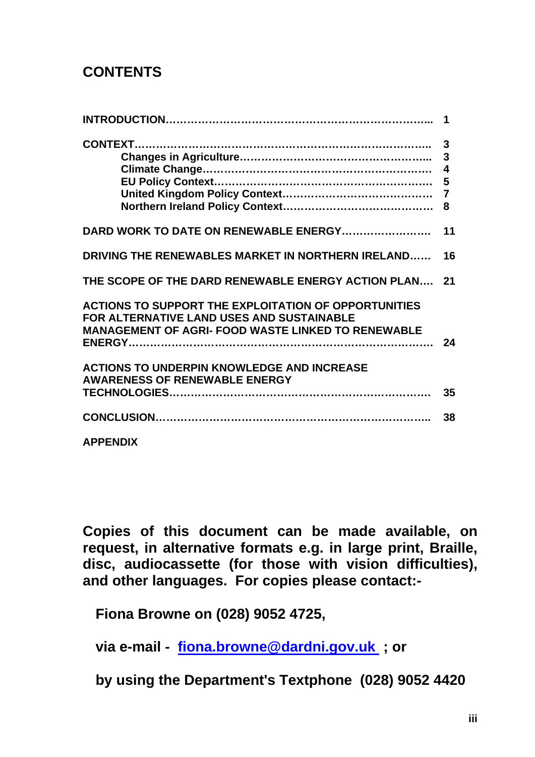## CONTENTS

| | |
|---|---|
| **INTRODUCTION** | **1** |
| **CONTEXT** | **3** |
| **Changes in Agriculture** | **3** |
| **Climate Change** | **4** |
| **EU Policy Context** | **5** |
| **United Kingdom Policy Context** | **7** |
| **Northern Ireland Policy Context** | **8** |
| **DARD WORK TO DATE ON RENEWABLE ENERGY** | **11** |
| **DRIVING THE RENEWABLES MARKET IN NORTHERN IRELAND** | **16** |
| **THE SCOPE OF THE DARD RENEWABLE ENERGY ACTION PLAN** | **21** |
| **ACTIONS TO SUPPORT THE EXPLOITATION OF OPPORTUNITIES FOR ALTERNATIVE LAND USES AND SUSTAINABLE MANAGEMENT OF AGRI- FOOD WASTE LINKED TO RENEWABLE ENERGY** | **24** |
| **ACTIONS TO UNDERPIN KNOWLEDGE AND INCREASE AWARENESS OF RENEWABLE ENERGY TECHNOLOGIES** | **35** |
| **CONCLUSION** | **38** |
| **APPENDIX** | |

**Copies of this document can be made available, on request, in alternative formats e.g. in large print, Braille, disc, audiocassette (for those with vision difficulties), and other languages. For copies please contact:-**

**Fiona Browne on (028) 9052 4725,**

**via e-mail - fiona.browne@dardni.gov.uk ; or**

**by using the Department's Textphone (028) 9052 4420**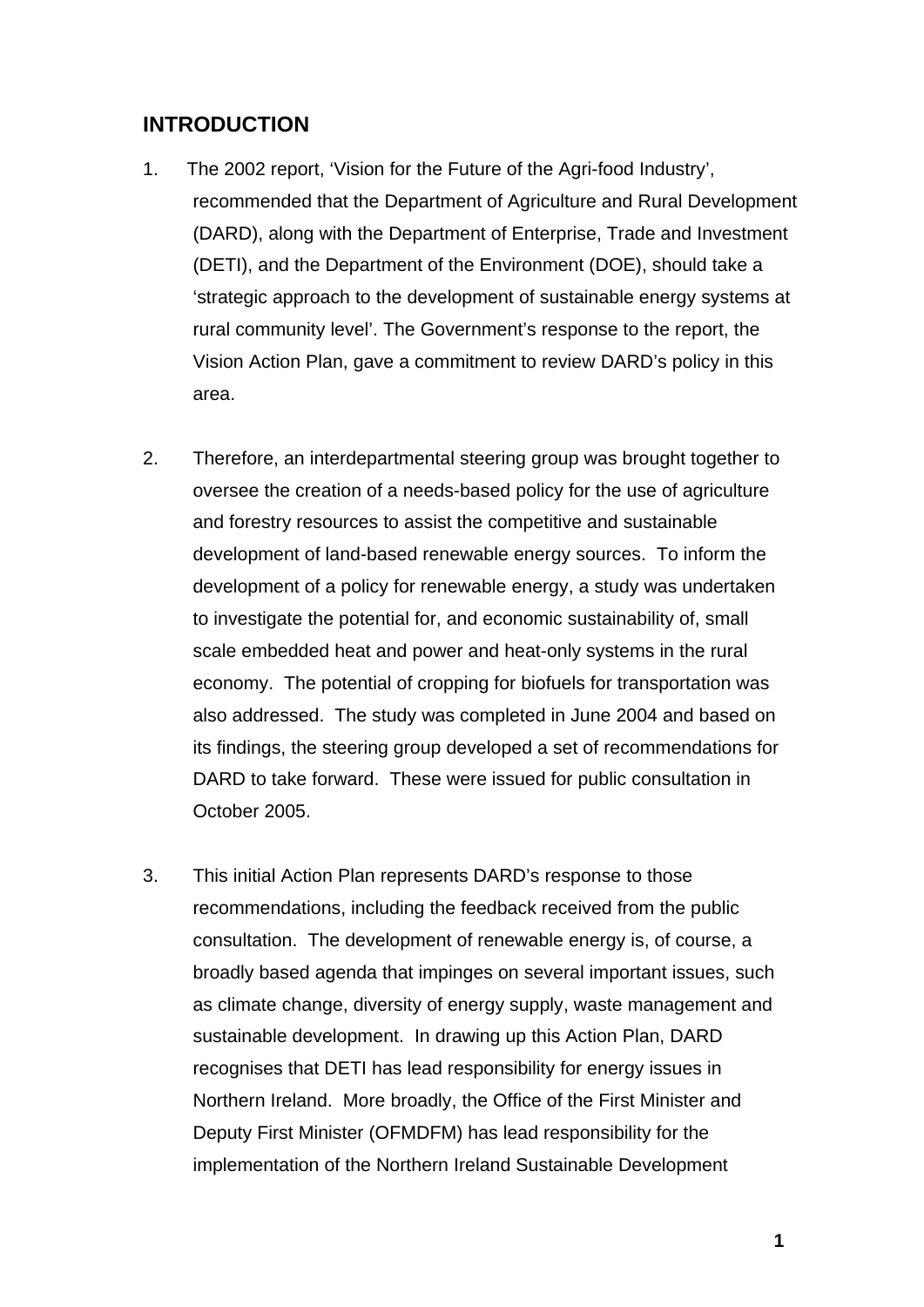## INTRODUCTION

1. The 2002 report, 'Vision for the Future of the Agri-food Industry', recommended that the Department of Agriculture and Rural Development (DARD), along with the Department of Enterprise, Trade and Investment (DETI), and the Department of the Environment (DOE), should take a 'strategic approach to the development of sustainable energy systems at rural community level'. The Government's response to the report, the Vision Action Plan, gave a commitment to review DARD's policy in this area.

2. Therefore, an interdepartmental steering group was brought together to oversee the creation of a needs-based policy for the use of agriculture and forestry resources to assist the competitive and sustainable development of land-based renewable energy sources. To inform the development of a policy for renewable energy, a study was undertaken to investigate the potential for, and economic sustainability of, small scale embedded heat and power and heat-only systems in the rural economy. The potential of cropping for biofuels for transportation was also addressed. The study was completed in June 2004 and based on its findings, the steering group developed a set of recommendations for DARD to take forward. These were issued for public consultation in October 2005.

3. This initial Action Plan represents DARD's response to those recommendations, including the feedback received from the public consultation. The development of renewable energy is, of course, a broadly based agenda that impinges on several important issues, such as climate change, diversity of energy supply, waste management and sustainable development. In drawing up this Action Plan, DARD recognises that DETI has lead responsibility for energy issues in Northern Ireland. More broadly, the Office of the First Minister and Deputy First Minister (OFMDFM) has lead responsibility for the implementation of the Northern Ireland Sustainable Development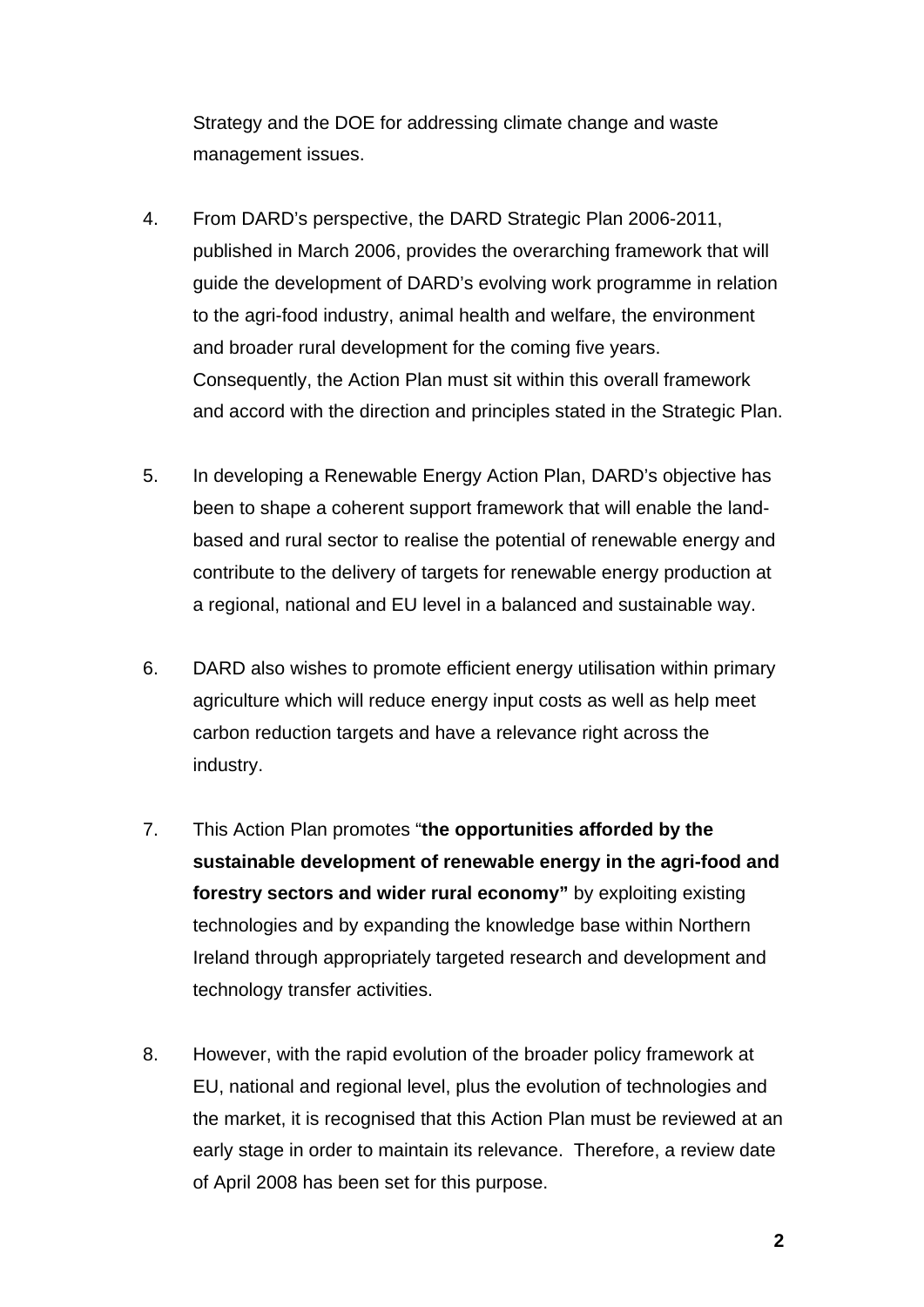Strategy and the DOE for addressing climate change and waste management issues.

4. From DARD's perspective, the DARD Strategic Plan 2006-2011, published in March 2006, provides the overarching framework that will guide the development of DARD's evolving work programme in relation to the agri-food industry, animal health and welfare, the environment and broader rural development for the coming five years. Consequently, the Action Plan must sit within this overall framework and accord with the direction and principles stated in the Strategic Plan.

5. In developing a Renewable Energy Action Plan, DARD's objective has been to shape a coherent support framework that will enable the land-based and rural sector to realise the potential of renewable energy and contribute to the delivery of targets for renewable energy production at a regional, national and EU level in a balanced and sustainable way.

6. DARD also wishes to promote efficient energy utilisation within primary agriculture which will reduce energy input costs as well as help meet carbon reduction targets and have a relevance right across the industry.

7. This Action Plan promotes "**the opportunities afforded by the sustainable development of renewable energy in the agri-food and forestry sectors and wider rural economy"** by exploiting existing technologies and by expanding the knowledge base within Northern Ireland through appropriately targeted research and development and technology transfer activities.

8. However, with the rapid evolution of the broader policy framework at EU, national and regional level, plus the evolution of technologies and the market, it is recognised that this Action Plan must be reviewed at an early stage in order to maintain its relevance. Therefore, a review date of April 2008 has been set for this purpose.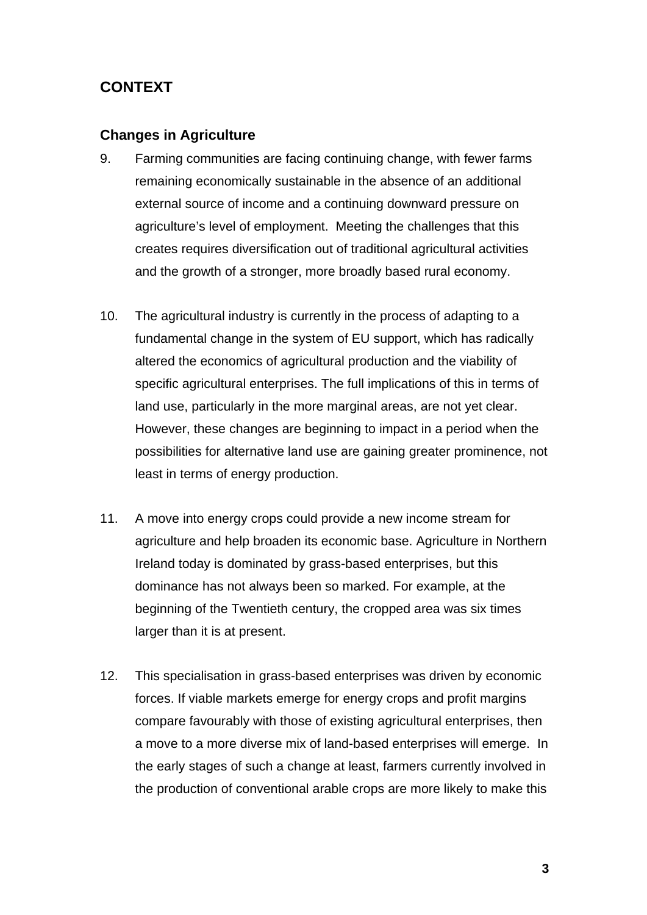## CONTEXT

### Changes in Agriculture

9. Farming communities are facing continuing change, with fewer farms remaining economically sustainable in the absence of an additional external source of income and a continuing downward pressure on agriculture's level of employment. Meeting the challenges that this creates requires diversification out of traditional agricultural activities and the growth of a stronger, more broadly based rural economy.

10. The agricultural industry is currently in the process of adapting to a fundamental change in the system of EU support, which has radically altered the economics of agricultural production and the viability of specific agricultural enterprises. The full implications of this in terms of land use, particularly in the more marginal areas, are not yet clear. However, these changes are beginning to impact in a period when the possibilities for alternative land use are gaining greater prominence, not least in terms of energy production.

11. A move into energy crops could provide a new income stream for agriculture and help broaden its economic base. Agriculture in Northern Ireland today is dominated by grass-based enterprises, but this dominance has not always been so marked. For example, at the beginning of the Twentieth century, the cropped area was six times larger than it is at present.

12. This specialisation in grass-based enterprises was driven by economic forces. If viable markets emerge for energy crops and profit margins compare favourably with those of existing agricultural enterprises, then a move to a more diverse mix of land-based enterprises will emerge. In the early stages of such a change at least, farmers currently involved in the production of conventional arable crops are more likely to make this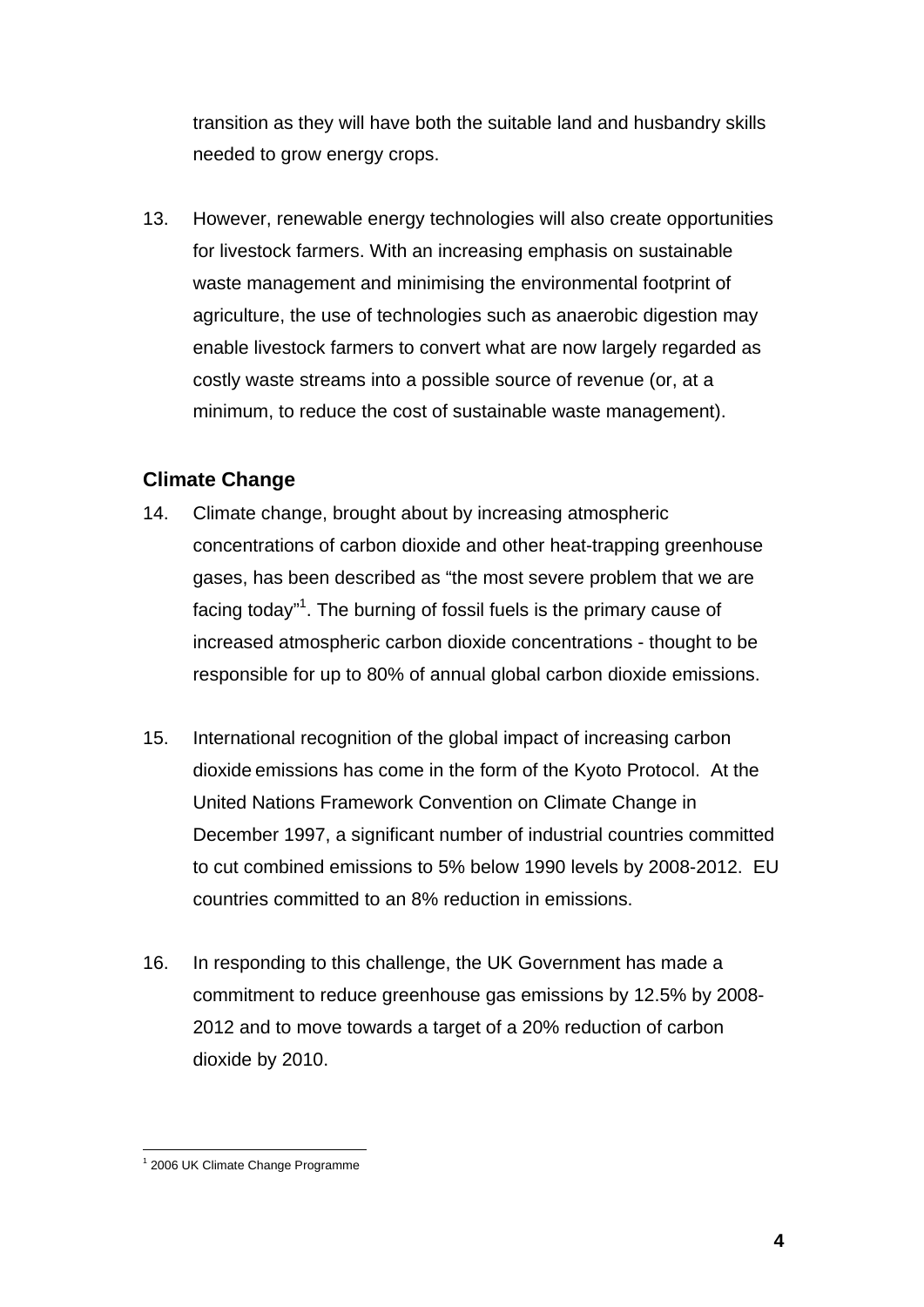transition as they will have both the suitable land and husbandry skills needed to grow energy crops.

13. However, renewable energy technologies will also create opportunities for livestock farmers. With an increasing emphasis on sustainable waste management and minimising the environmental footprint of agriculture, the use of technologies such as anaerobic digestion may enable livestock farmers to convert what are now largely regarded as costly waste streams into a possible source of revenue (or, at a minimum, to reduce the cost of sustainable waste management).

### Climate Change

14. Climate change, brought about by increasing atmospheric concentrations of carbon dioxide and other heat-trapping greenhouse gases, has been described as "the most severe problem that we are facing today"[1]. The burning of fossil fuels is the primary cause of increased atmospheric carbon dioxide concentrations - thought to be responsible for up to 80% of annual global carbon dioxide emissions.

15. International recognition of the global impact of increasing carbon dioxide emissions has come in the form of the Kyoto Protocol. At the United Nations Framework Convention on Climate Change in December 1997, a significant number of industrial countries committed to cut combined emissions to 5% below 1990 levels by 2008-2012. EU countries committed to an 8% reduction in emissions.

16. In responding to this challenge, the UK Government has made a commitment to reduce greenhouse gas emissions by 12.5% by 2008-2012 and to move towards a target of a 20% reduction of carbon dioxide by 2010.

---

[1] 2006 UK Climate Change Programme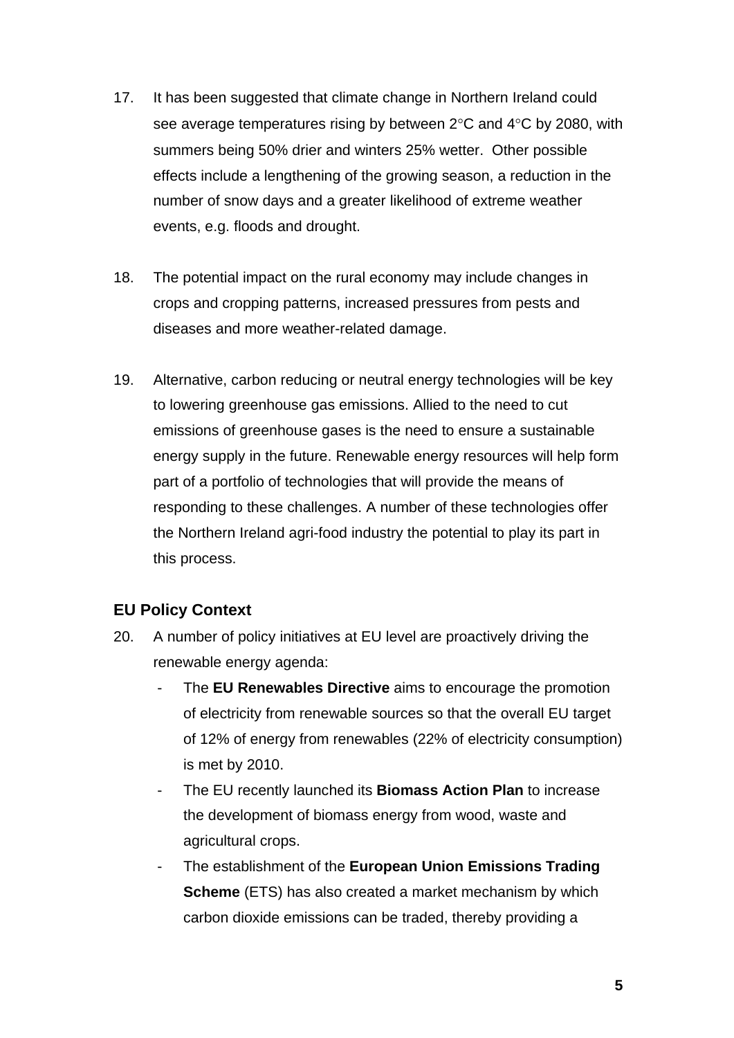17. It has been suggested that climate change in Northern Ireland could see average temperatures rising by between 2°C and 4°C by 2080, with summers being 50% drier and winters 25% wetter. Other possible effects include a lengthening of the growing season, a reduction in the number of snow days and a greater likelihood of extreme weather events, e.g. floods and drought.

18. The potential impact on the rural economy may include changes in crops and cropping patterns, increased pressures from pests and diseases and more weather-related damage.

19. Alternative, carbon reducing or neutral energy technologies will be key to lowering greenhouse gas emissions. Allied to the need to cut emissions of greenhouse gases is the need to ensure a sustainable energy supply in the future. Renewable energy resources will help form part of a portfolio of technologies that will provide the means of responding to these challenges. A number of these technologies offer the Northern Ireland agri-food industry the potential to play its part in this process.

### EU Policy Context

20. A number of policy initiatives at EU level are proactively driving the renewable energy agenda:
    - The **EU Renewables Directive** aims to encourage the promotion of electricity from renewable sources so that the overall EU target of 12% of energy from renewables (22% of electricity consumption) is met by 2010.
    - The EU recently launched its **Biomass Action Plan** to increase the development of biomass energy from wood, waste and agricultural crops.
    - The establishment of the **European Union Emissions Trading Scheme** (ETS) has also created a market mechanism by which carbon dioxide emissions can be traded, thereby providing a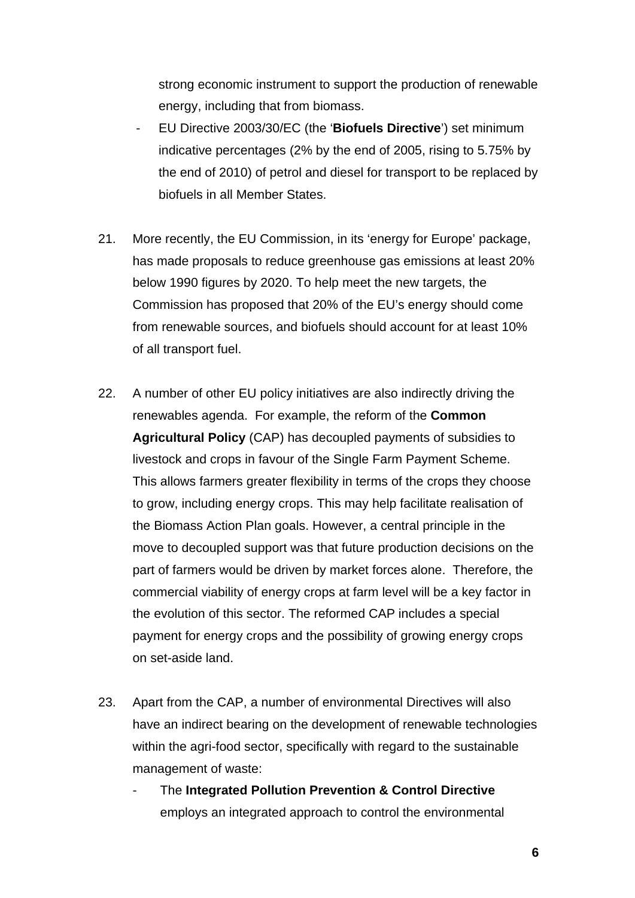strong economic instrument to support the production of renewable energy, including that from biomass.

- EU Directive 2003/30/EC (the '**Biofuels Directive**') set minimum indicative percentages (2% by the end of 2005, rising to 5.75% by the end of 2010) of petrol and diesel for transport to be replaced by biofuels in all Member States.

21. More recently, the EU Commission, in its 'energy for Europe' package, has made proposals to reduce greenhouse gas emissions at least 20% below 1990 figures by 2020. To help meet the new targets, the Commission has proposed that 20% of the EU's energy should come from renewable sources, and biofuels should account for at least 10% of all transport fuel.

22. A number of other EU policy initiatives are also indirectly driving the renewables agenda. For example, the reform of the **Common Agricultural Policy** (CAP) has decoupled payments of subsidies to livestock and crops in favour of the Single Farm Payment Scheme. This allows farmers greater flexibility in terms of the crops they choose to grow, including energy crops. This may help facilitate realisation of the Biomass Action Plan goals. However, a central principle in the move to decoupled support was that future production decisions on the part of farmers would be driven by market forces alone. Therefore, the commercial viability of energy crops at farm level will be a key factor in the evolution of this sector. The reformed CAP includes a special payment for energy crops and the possibility of growing energy crops on set-aside land.

23. Apart from the CAP, a number of environmental Directives will also have an indirect bearing on the development of renewable technologies within the agri-food sector, specifically with regard to the sustainable management of waste:

   - The **Integrated Pollution Prevention & Control Directive** employs an integrated approach to control the environmental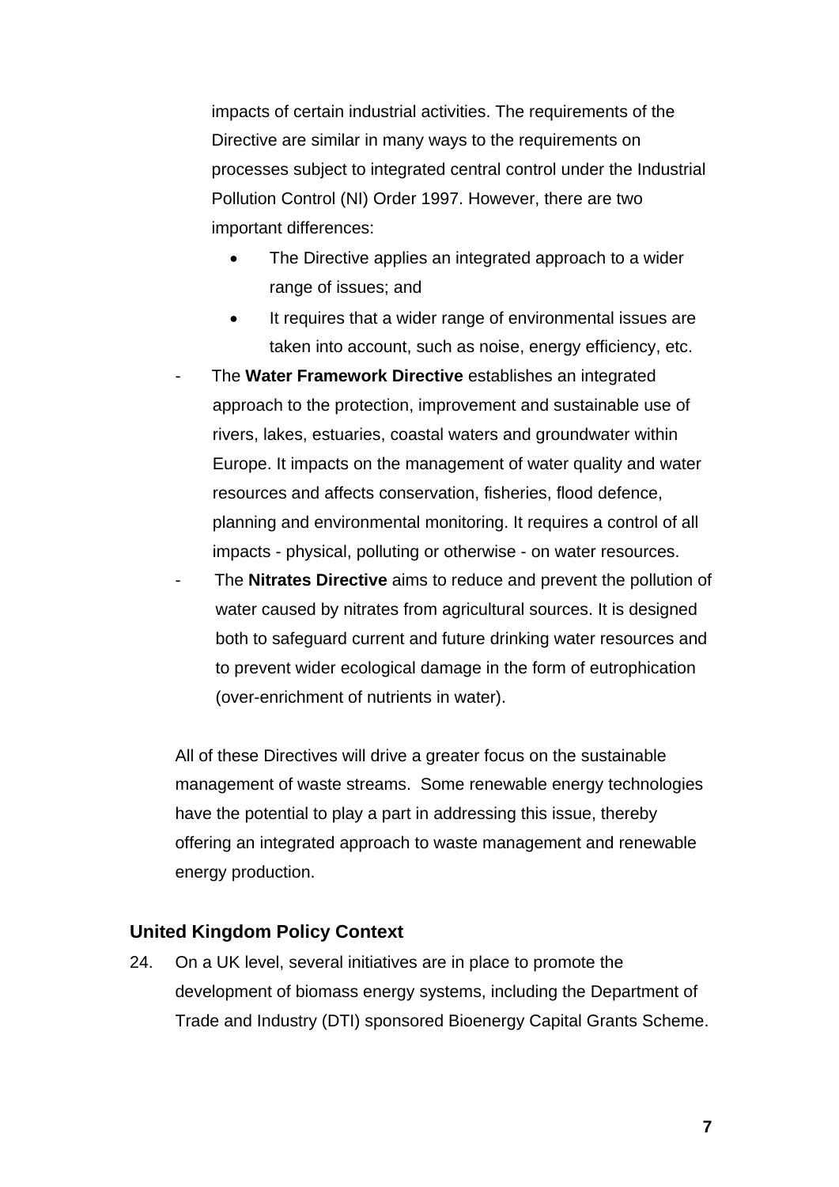impacts of certain industrial activities. The requirements of the Directive are similar in many ways to the requirements on processes subject to integrated central control under the Industrial Pollution Control (NI) Order 1997. However, there are two important differences:

  - The Directive applies an integrated approach to a wider range of issues; and
  - It requires that a wider range of environmental issues are taken into account, such as noise, energy efficiency, etc.

- The **Water Framework Directive** establishes an integrated approach to the protection, improvement and sustainable use of rivers, lakes, estuaries, coastal waters and groundwater within Europe. It impacts on the management of water quality and water resources and affects conservation, fisheries, flood defence, planning and environmental monitoring. It requires a control of all impacts - physical, polluting or otherwise - on water resources.
- The **Nitrates Directive** aims to reduce and prevent the pollution of water caused by nitrates from agricultural sources. It is designed both to safeguard current and future drinking water resources and to prevent wider ecological damage in the form of eutrophication (over-enrichment of nutrients in water).

All of these Directives will drive a greater focus on the sustainable management of waste streams. Some renewable energy technologies have the potential to play a part in addressing this issue, thereby offering an integrated approach to waste management and renewable energy production.

## United Kingdom Policy Context

24. On a UK level, several initiatives are in place to promote the development of biomass energy systems, including the Department of Trade and Industry (DTI) sponsored Bioenergy Capital Grants Scheme.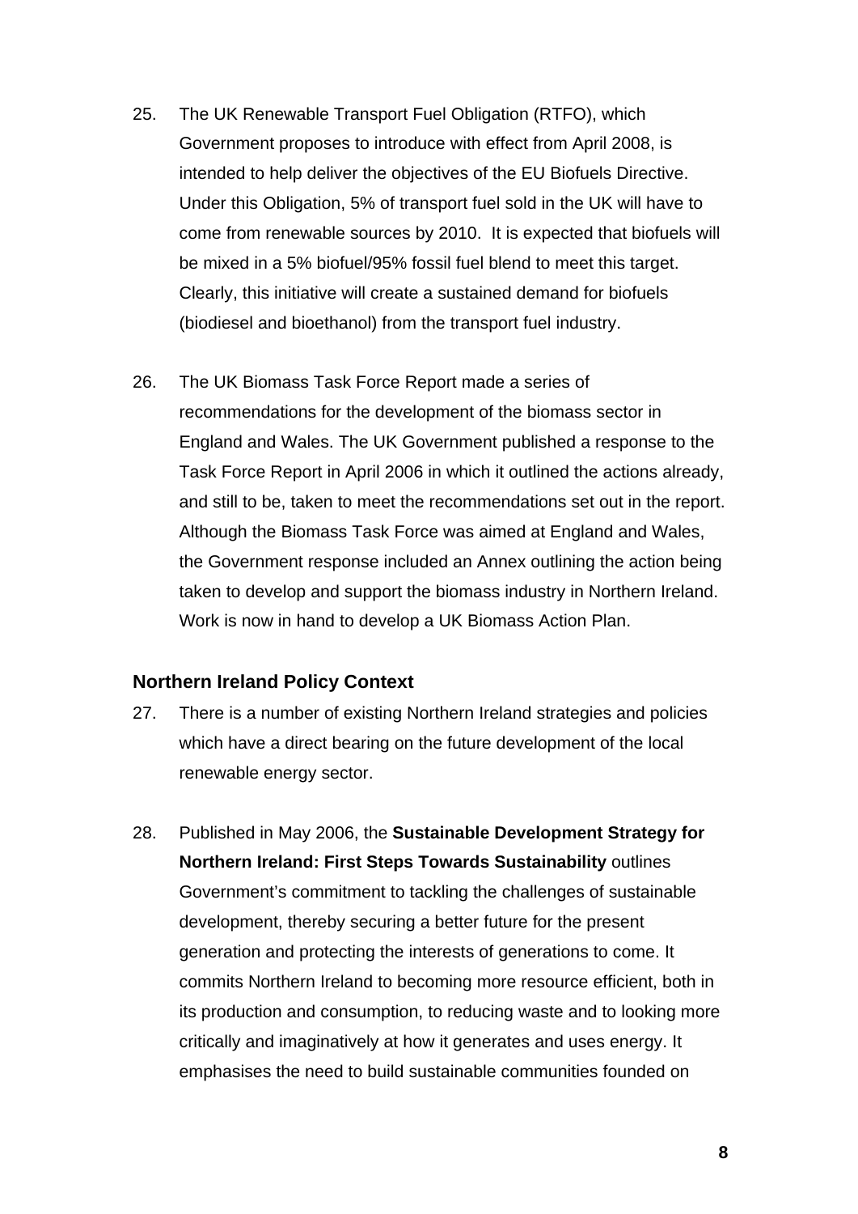25. The UK Renewable Transport Fuel Obligation (RTFO), which Government proposes to introduce with effect from April 2008, is intended to help deliver the objectives of the EU Biofuels Directive. Under this Obligation, 5% of transport fuel sold in the UK will have to come from renewable sources by 2010. It is expected that biofuels will be mixed in a 5% biofuel/95% fossil fuel blend to meet this target. Clearly, this initiative will create a sustained demand for biofuels (biodiesel and bioethanol) from the transport fuel industry.

26. The UK Biomass Task Force Report made a series of recommendations for the development of the biomass sector in England and Wales. The UK Government published a response to the Task Force Report in April 2006 in which it outlined the actions already, and still to be, taken to meet the recommendations set out in the report. Although the Biomass Task Force was aimed at England and Wales, the Government response included an Annex outlining the action being taken to develop and support the biomass industry in Northern Ireland. Work is now in hand to develop a UK Biomass Action Plan.

### Northern Ireland Policy Context

27. There is a number of existing Northern Ireland strategies and policies which have a direct bearing on the future development of the local renewable energy sector.

28. Published in May 2006, the **Sustainable Development Strategy for Northern Ireland: First Steps Towards Sustainability** outlines Government's commitment to tackling the challenges of sustainable development, thereby securing a better future for the present generation and protecting the interests of generations to come. It commits Northern Ireland to becoming more resource efficient, both in its production and consumption, to reducing waste and to looking more critically and imaginatively at how it generates and uses energy. It emphasises the need to build sustainable communities founded on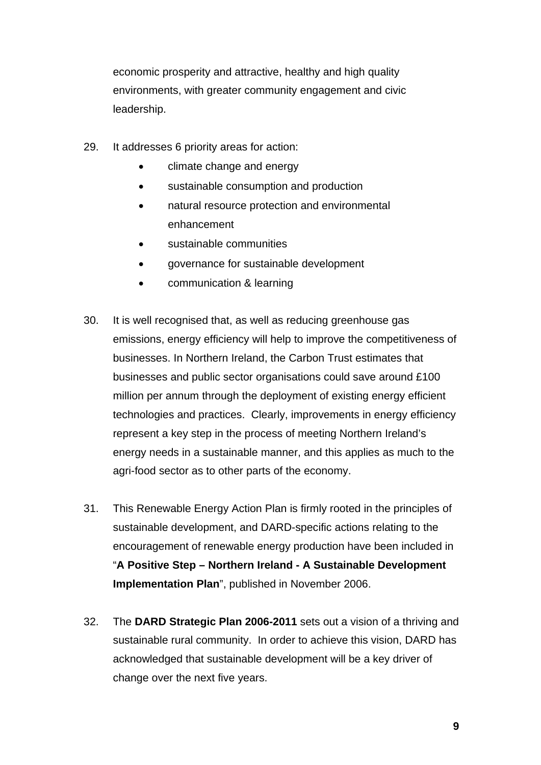economic prosperity and attractive, healthy and high quality environments, with greater community engagement and civic leadership.

29. It addresses 6 priority areas for action:
    - climate change and energy
    - sustainable consumption and production
    - natural resource protection and environmental enhancement
    - sustainable communities
    - governance for sustainable development
    - communication & learning

30. It is well recognised that, as well as reducing greenhouse gas emissions, energy efficiency will help to improve the competitiveness of businesses. In Northern Ireland, the Carbon Trust estimates that businesses and public sector organisations could save around £100 million per annum through the deployment of existing energy efficient technologies and practices. Clearly, improvements in energy efficiency represent a key step in the process of meeting Northern Ireland's energy needs in a sustainable manner, and this applies as much to the agri-food sector as to other parts of the economy.

31. This Renewable Energy Action Plan is firmly rooted in the principles of sustainable development, and DARD-specific actions relating to the encouragement of renewable energy production have been included in "**A Positive Step – Northern Ireland - A Sustainable Development Implementation Plan**", published in November 2006.

32. The **DARD Strategic Plan 2006-2011** sets out a vision of a thriving and sustainable rural community. In order to achieve this vision, DARD has acknowledged that sustainable development will be a key driver of change over the next five years.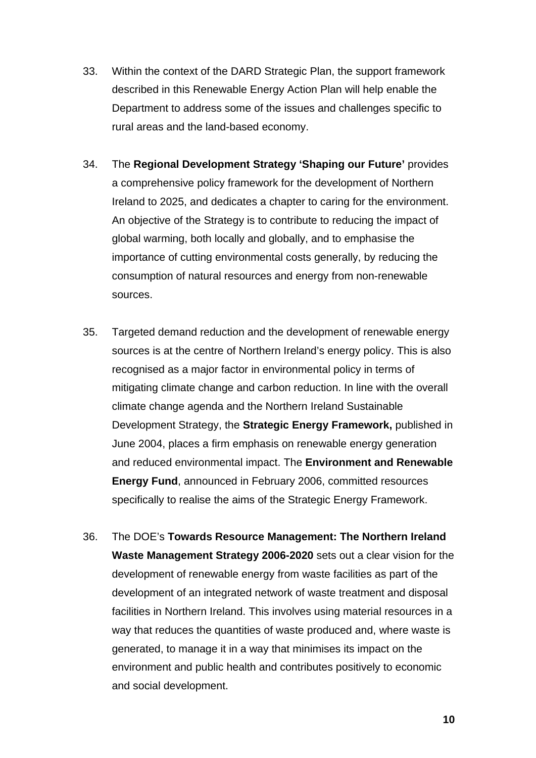33. Within the context of the DARD Strategic Plan, the support framework described in this Renewable Energy Action Plan will help enable the Department to address some of the issues and challenges specific to rural areas and the land-based economy.

34. The **Regional Development Strategy 'Shaping our Future'** provides a comprehensive policy framework for the development of Northern Ireland to 2025, and dedicates a chapter to caring for the environment. An objective of the Strategy is to contribute to reducing the impact of global warming, both locally and globally, and to emphasise the importance of cutting environmental costs generally, by reducing the consumption of natural resources and energy from non-renewable sources.

35. Targeted demand reduction and the development of renewable energy sources is at the centre of Northern Ireland's energy policy. This is also recognised as a major factor in environmental policy in terms of mitigating climate change and carbon reduction. In line with the overall climate change agenda and the Northern Ireland Sustainable Development Strategy, the **Strategic Energy Framework,** published in June 2004, places a firm emphasis on renewable energy generation and reduced environmental impact. The **Environment and Renewable Energy Fund**, announced in February 2006, committed resources specifically to realise the aims of the Strategic Energy Framework.

36. The DOE's **Towards Resource Management: The Northern Ireland Waste Management Strategy 2006-2020** sets out a clear vision for the development of renewable energy from waste facilities as part of the development of an integrated network of waste treatment and disposal facilities in Northern Ireland. This involves using material resources in a way that reduces the quantities of waste produced and, where waste is generated, to manage it in a way that minimises its impact on the environment and public health and contributes positively to economic and social development.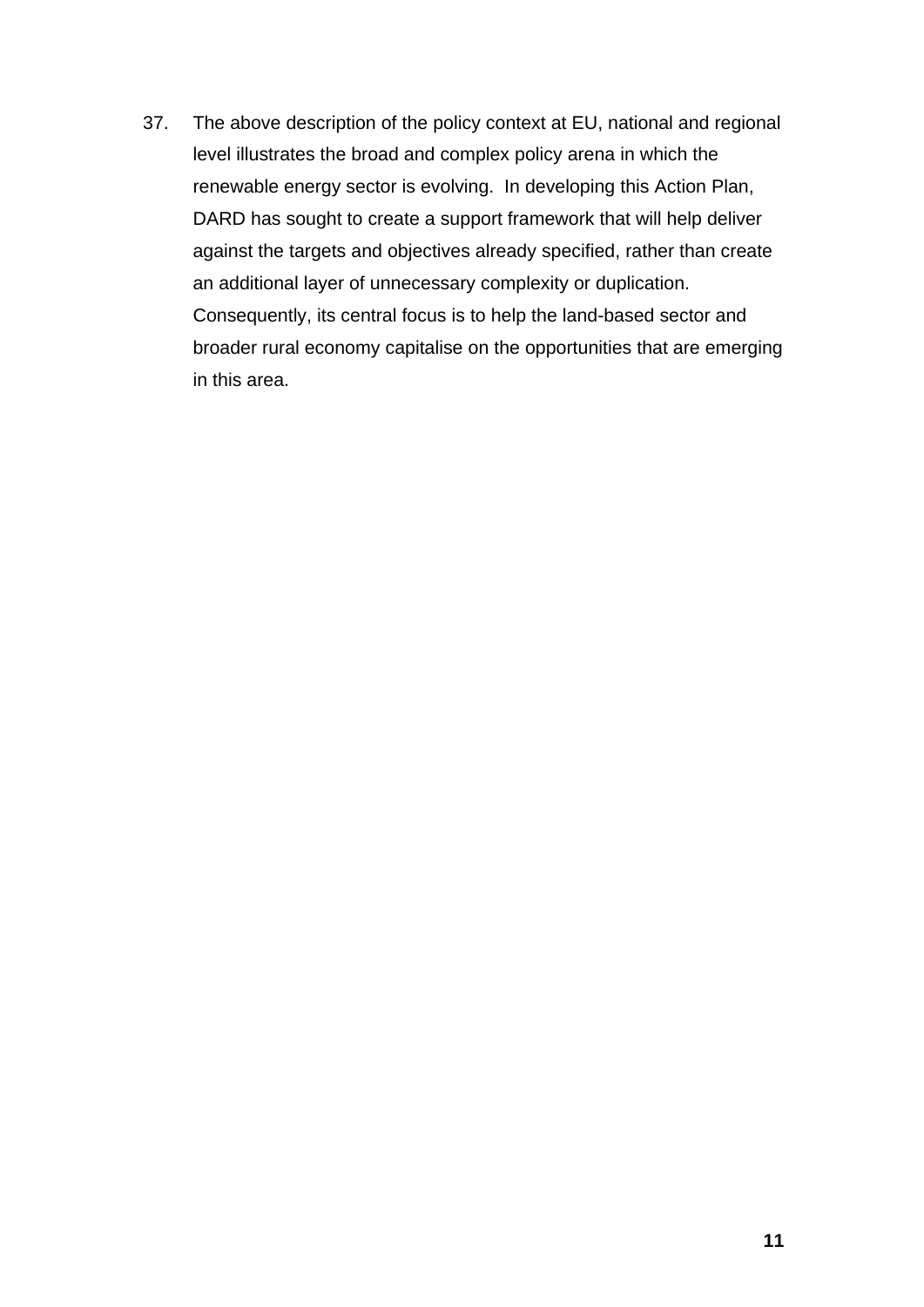37. The above description of the policy context at EU, national and regional level illustrates the broad and complex policy arena in which the renewable energy sector is evolving. In developing this Action Plan, DARD has sought to create a support framework that will help deliver against the targets and objectives already specified, rather than create an additional layer of unnecessary complexity or duplication. Consequently, its central focus is to help the land-based sector and broader rural economy capitalise on the opportunities that are emerging in this area.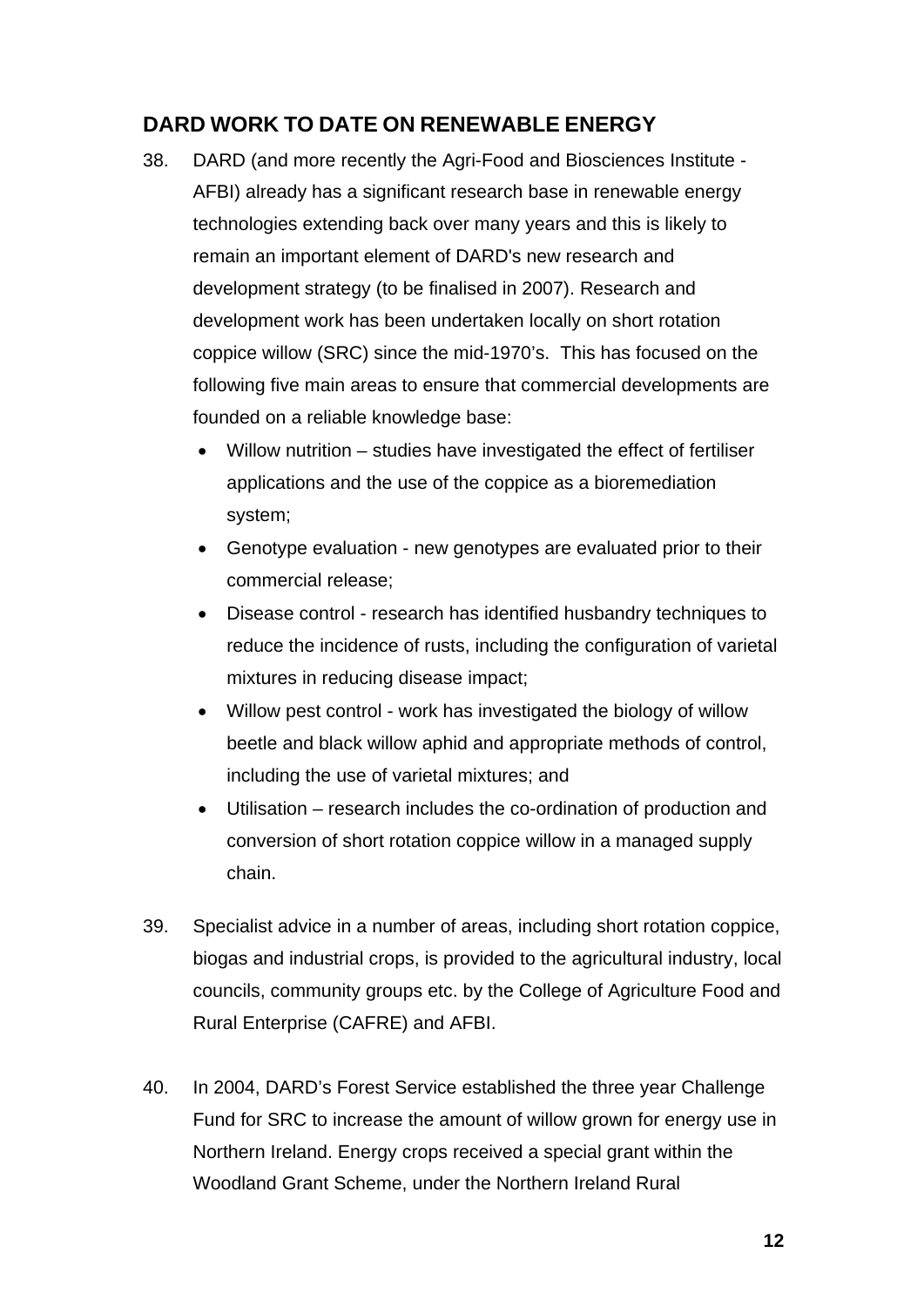## DARD WORK TO DATE ON RENEWABLE ENERGY

38. DARD (and more recently the Agri-Food and Biosciences Institute - AFBI) already has a significant research base in renewable energy technologies extending back over many years and this is likely to remain an important element of DARD's new research and development strategy (to be finalised in 2007). Research and development work has been undertaken locally on short rotation coppice willow (SRC) since the mid-1970's. This has focused on the following five main areas to ensure that commercial developments are founded on a reliable knowledge base:

    - Willow nutrition – studies have investigated the effect of fertiliser applications and the use of the coppice as a bioremediation system;
    - Genotype evaluation - new genotypes are evaluated prior to their commercial release;
    - Disease control - research has identified husbandry techniques to reduce the incidence of rusts, including the configuration of varietal mixtures in reducing disease impact;
    - Willow pest control - work has investigated the biology of willow beetle and black willow aphid and appropriate methods of control, including the use of varietal mixtures; and
    - Utilisation – research includes the co-ordination of production and conversion of short rotation coppice willow in a managed supply chain.

39. Specialist advice in a number of areas, including short rotation coppice, biogas and industrial crops, is provided to the agricultural industry, local councils, community groups etc. by the College of Agriculture Food and Rural Enterprise (CAFRE) and AFBI.

40. In 2004, DARD's Forest Service established the three year Challenge Fund for SRC to increase the amount of willow grown for energy use in Northern Ireland. Energy crops received a special grant within the Woodland Grant Scheme, under the Northern Ireland Rural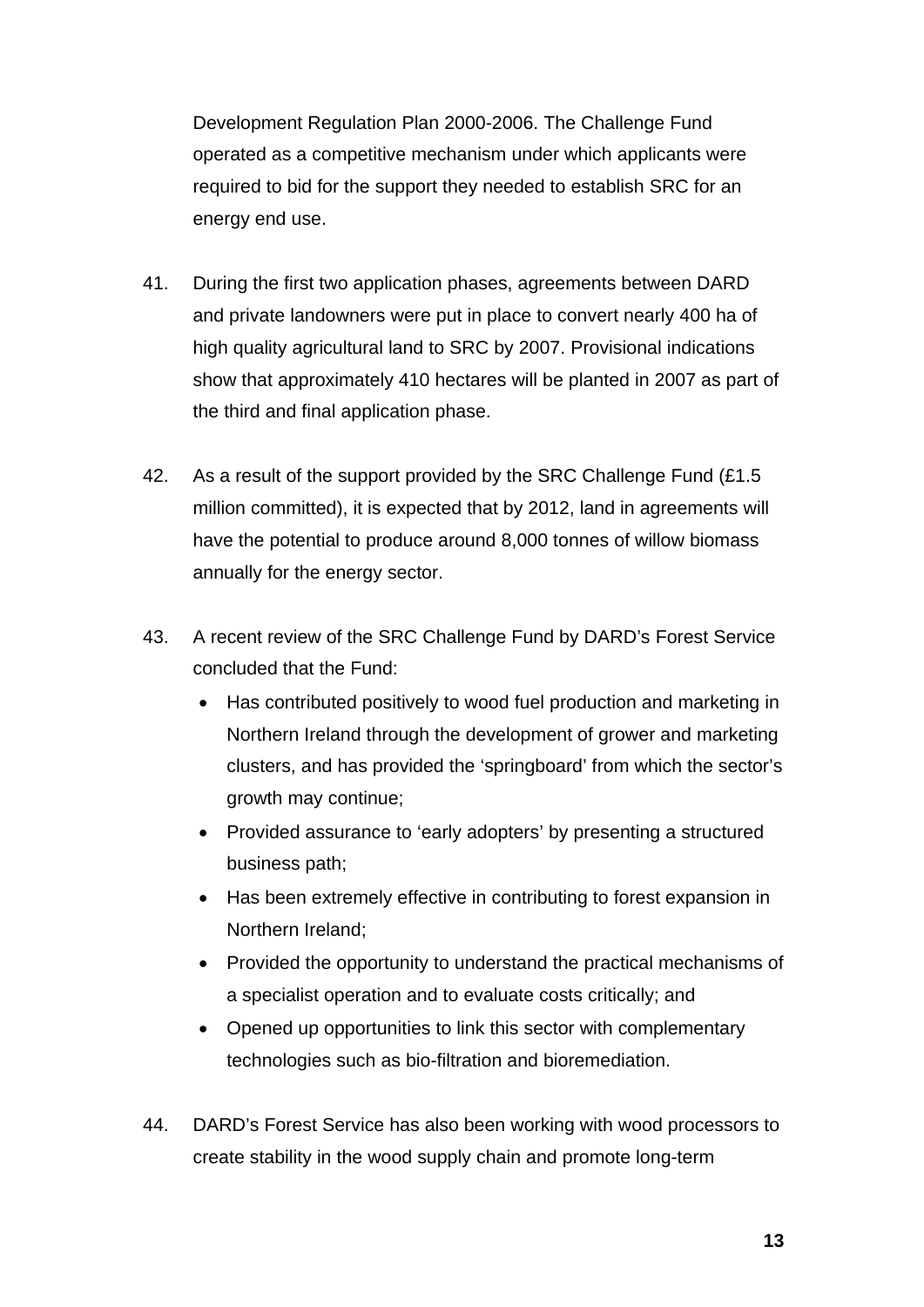Development Regulation Plan 2000-2006. The Challenge Fund operated as a competitive mechanism under which applicants were required to bid for the support they needed to establish SRC for an energy end use.

41. During the first two application phases, agreements between DARD and private landowners were put in place to convert nearly 400 ha of high quality agricultural land to SRC by 2007. Provisional indications show that approximately 410 hectares will be planted in 2007 as part of the third and final application phase.

42. As a result of the support provided by the SRC Challenge Fund (£1.5 million committed), it is expected that by 2012, land in agreements will have the potential to produce around 8,000 tonnes of willow biomass annually for the energy sector.

43. A recent review of the SRC Challenge Fund by DARD's Forest Service concluded that the Fund:

   - Has contributed positively to wood fuel production and marketing in Northern Ireland through the development of grower and marketing clusters, and has provided the 'springboard' from which the sector's growth may continue;
   - Provided assurance to 'early adopters' by presenting a structured business path;
   - Has been extremely effective in contributing to forest expansion in Northern Ireland;
   - Provided the opportunity to understand the practical mechanisms of a specialist operation and to evaluate costs critically; and
   - Opened up opportunities to link this sector with complementary technologies such as bio-filtration and bioremediation.

44. DARD's Forest Service has also been working with wood processors to create stability in the wood supply chain and promote long-term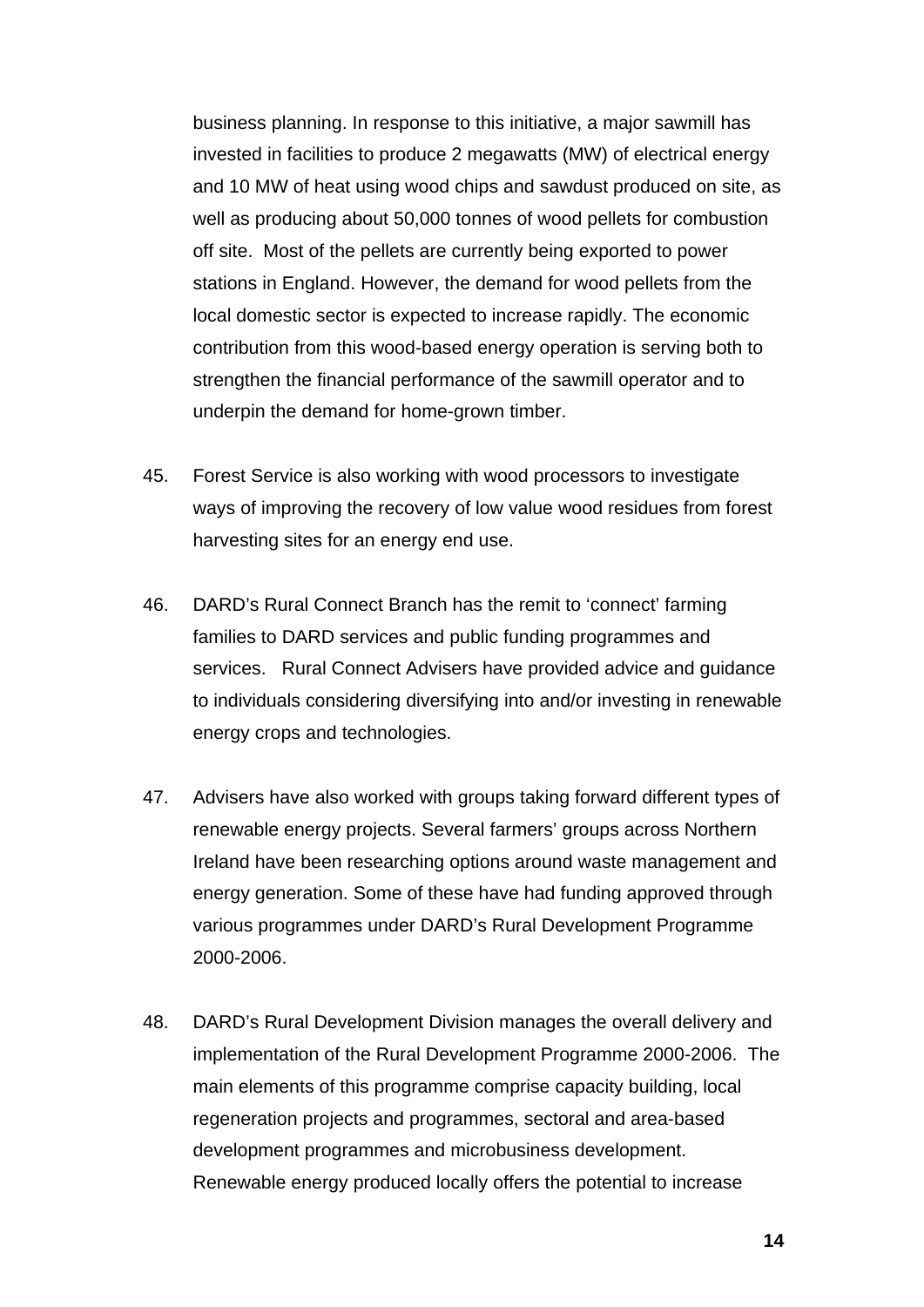business planning. In response to this initiative, a major sawmill has invested in facilities to produce 2 megawatts (MW) of electrical energy and 10 MW of heat using wood chips and sawdust produced on site, as well as producing about 50,000 tonnes of wood pellets for combustion off site. Most of the pellets are currently being exported to power stations in England. However, the demand for wood pellets from the local domestic sector is expected to increase rapidly. The economic contribution from this wood-based energy operation is serving both to strengthen the financial performance of the sawmill operator and to underpin the demand for home-grown timber.

45. Forest Service is also working with wood processors to investigate ways of improving the recovery of low value wood residues from forest harvesting sites for an energy end use.

46. DARD's Rural Connect Branch has the remit to 'connect' farming families to DARD services and public funding programmes and services. Rural Connect Advisers have provided advice and guidance to individuals considering diversifying into and/or investing in renewable energy crops and technologies.

47. Advisers have also worked with groups taking forward different types of renewable energy projects. Several farmers' groups across Northern Ireland have been researching options around waste management and energy generation. Some of these have had funding approved through various programmes under DARD's Rural Development Programme 2000-2006.

48. DARD's Rural Development Division manages the overall delivery and implementation of the Rural Development Programme 2000-2006. The main elements of this programme comprise capacity building, local regeneration projects and programmes, sectoral and area-based development programmes and microbusiness development. Renewable energy produced locally offers the potential to increase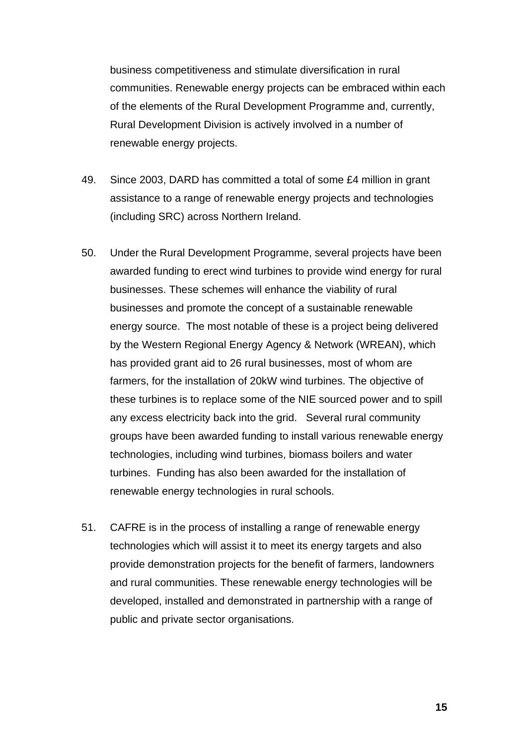business competitiveness and stimulate diversification in rural communities. Renewable energy projects can be embraced within each of the elements of the Rural Development Programme and, currently, Rural Development Division is actively involved in a number of renewable energy projects.

49. Since 2003, DARD has committed a total of some £4 million in grant assistance to a range of renewable energy projects and technologies (including SRC) across Northern Ireland.

50. Under the Rural Development Programme, several projects have been awarded funding to erect wind turbines to provide wind energy for rural businesses. These schemes will enhance the viability of rural businesses and promote the concept of a sustainable renewable energy source. The most notable of these is a project being delivered by the Western Regional Energy Agency & Network (WREAN), which has provided grant aid to 26 rural businesses, most of whom are farmers, for the installation of 20kW wind turbines. The objective of these turbines is to replace some of the NIE sourced power and to spill any excess electricity back into the grid. Several rural community groups have been awarded funding to install various renewable energy technologies, including wind turbines, biomass boilers and water turbines. Funding has also been awarded for the installation of renewable energy technologies in rural schools.

51. CAFRE is in the process of installing a range of renewable energy technologies which will assist it to meet its energy targets and also provide demonstration projects for the benefit of farmers, landowners and rural communities. These renewable energy technologies will be developed, installed and demonstrated in partnership with a range of public and private sector organisations.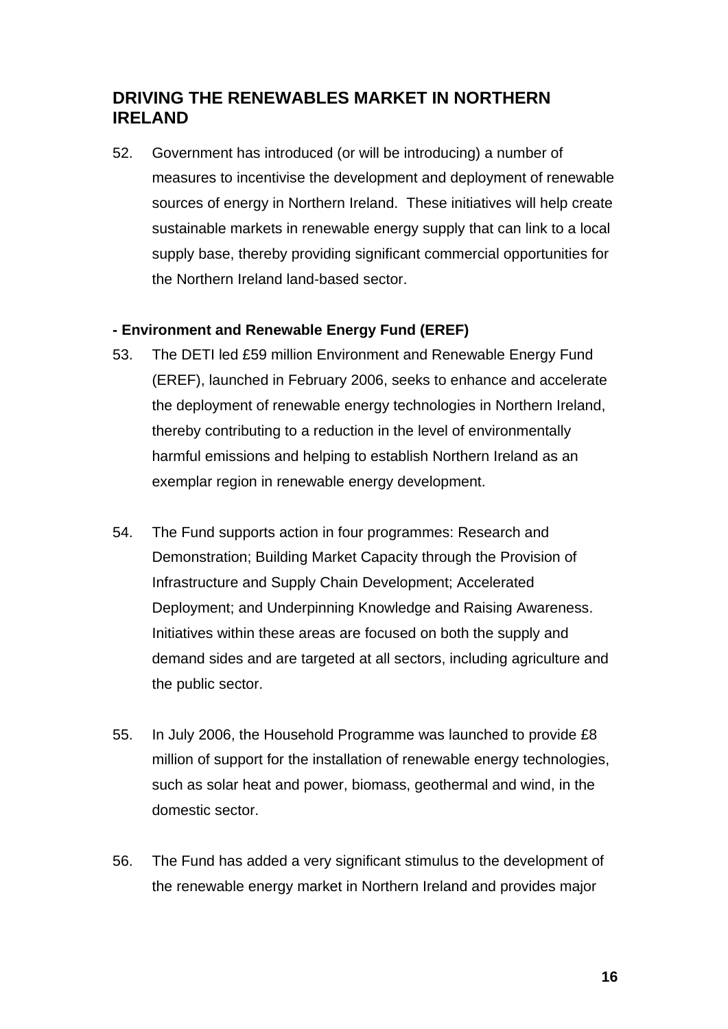## DRIVING THE RENEWABLES MARKET IN NORTHERN IRELAND

52. Government has introduced (or will be introducing) a number of measures to incentivise the development and deployment of renewable sources of energy in Northern Ireland. These initiatives will help create sustainable markets in renewable energy supply that can link to a local supply base, thereby providing significant commercial opportunities for the Northern Ireland land-based sector.

**- Environment and Renewable Energy Fund (EREF)**

53. The DETI led £59 million Environment and Renewable Energy Fund (EREF), launched in February 2006, seeks to enhance and accelerate the deployment of renewable energy technologies in Northern Ireland, thereby contributing to a reduction in the level of environmentally harmful emissions and helping to establish Northern Ireland as an exemplar region in renewable energy development.

54. The Fund supports action in four programmes: Research and Demonstration; Building Market Capacity through the Provision of Infrastructure and Supply Chain Development; Accelerated Deployment; and Underpinning Knowledge and Raising Awareness. Initiatives within these areas are focused on both the supply and demand sides and are targeted at all sectors, including agriculture and the public sector.

55. In July 2006, the Household Programme was launched to provide £8 million of support for the installation of renewable energy technologies, such as solar heat and power, biomass, geothermal and wind, in the domestic sector.

56. The Fund has added a very significant stimulus to the development of the renewable energy market in Northern Ireland and provides major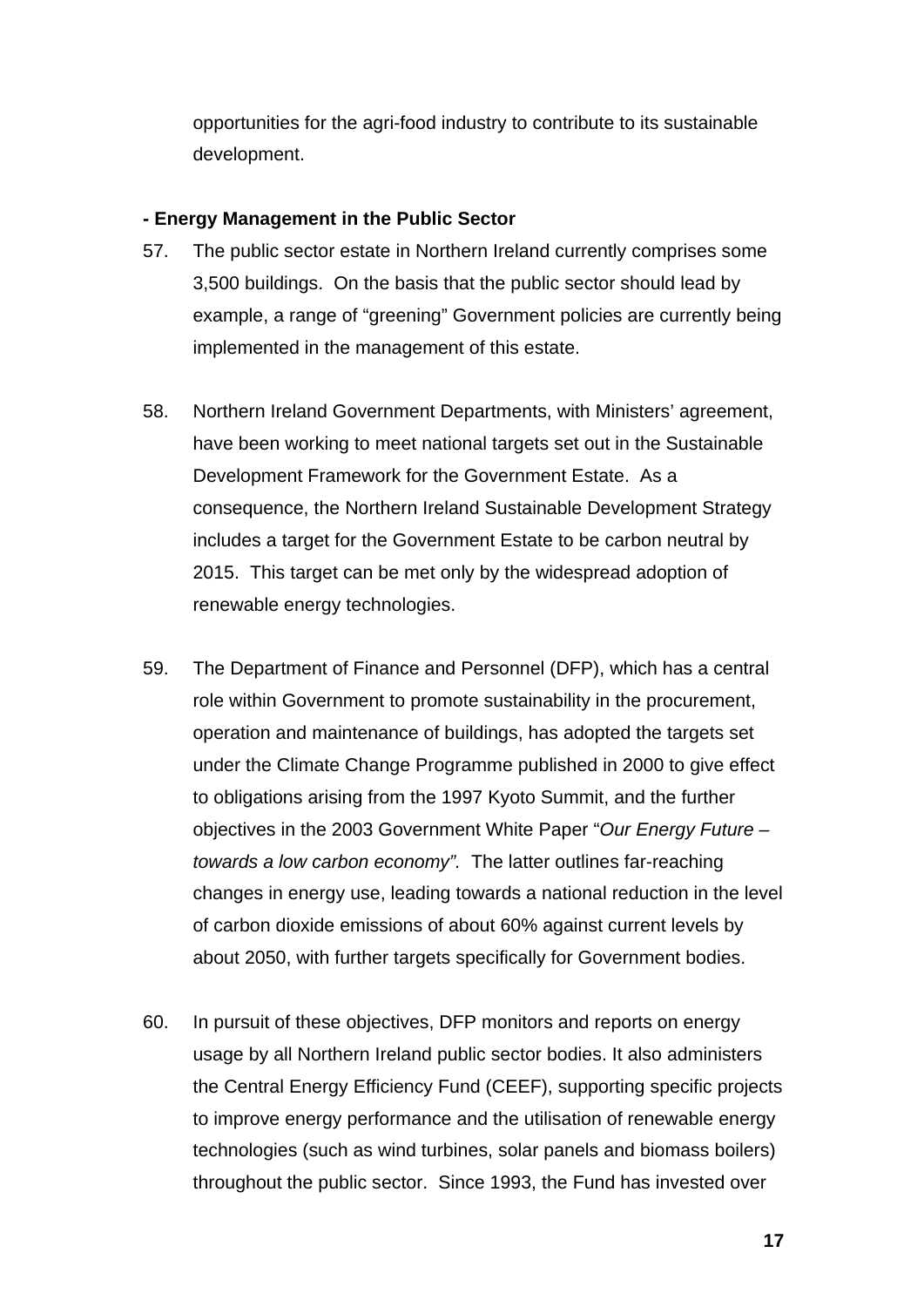opportunities for the agri-food industry to contribute to its sustainable development.

**- Energy Management in the Public Sector**

57. The public sector estate in Northern Ireland currently comprises some 3,500 buildings. On the basis that the public sector should lead by example, a range of "greening" Government policies are currently being implemented in the management of this estate.

58. Northern Ireland Government Departments, with Ministers' agreement, have been working to meet national targets set out in the Sustainable Development Framework for the Government Estate. As a consequence, the Northern Ireland Sustainable Development Strategy includes a target for the Government Estate to be carbon neutral by 2015. This target can be met only by the widespread adoption of renewable energy technologies.

59. The Department of Finance and Personnel (DFP), which has a central role within Government to promote sustainability in the procurement, operation and maintenance of buildings, has adopted the targets set under the Climate Change Programme published in 2000 to give effect to obligations arising from the 1997 Kyoto Summit, and the further objectives in the 2003 Government White Paper "*Our Energy Future – towards a low carbon economy".* The latter outlines far-reaching changes in energy use, leading towards a national reduction in the level of carbon dioxide emissions of about 60% against current levels by about 2050, with further targets specifically for Government bodies.

60. In pursuit of these objectives, DFP monitors and reports on energy usage by all Northern Ireland public sector bodies. It also administers the Central Energy Efficiency Fund (CEEF), supporting specific projects to improve energy performance and the utilisation of renewable energy technologies (such as wind turbines, solar panels and biomass boilers) throughout the public sector. Since 1993, the Fund has invested over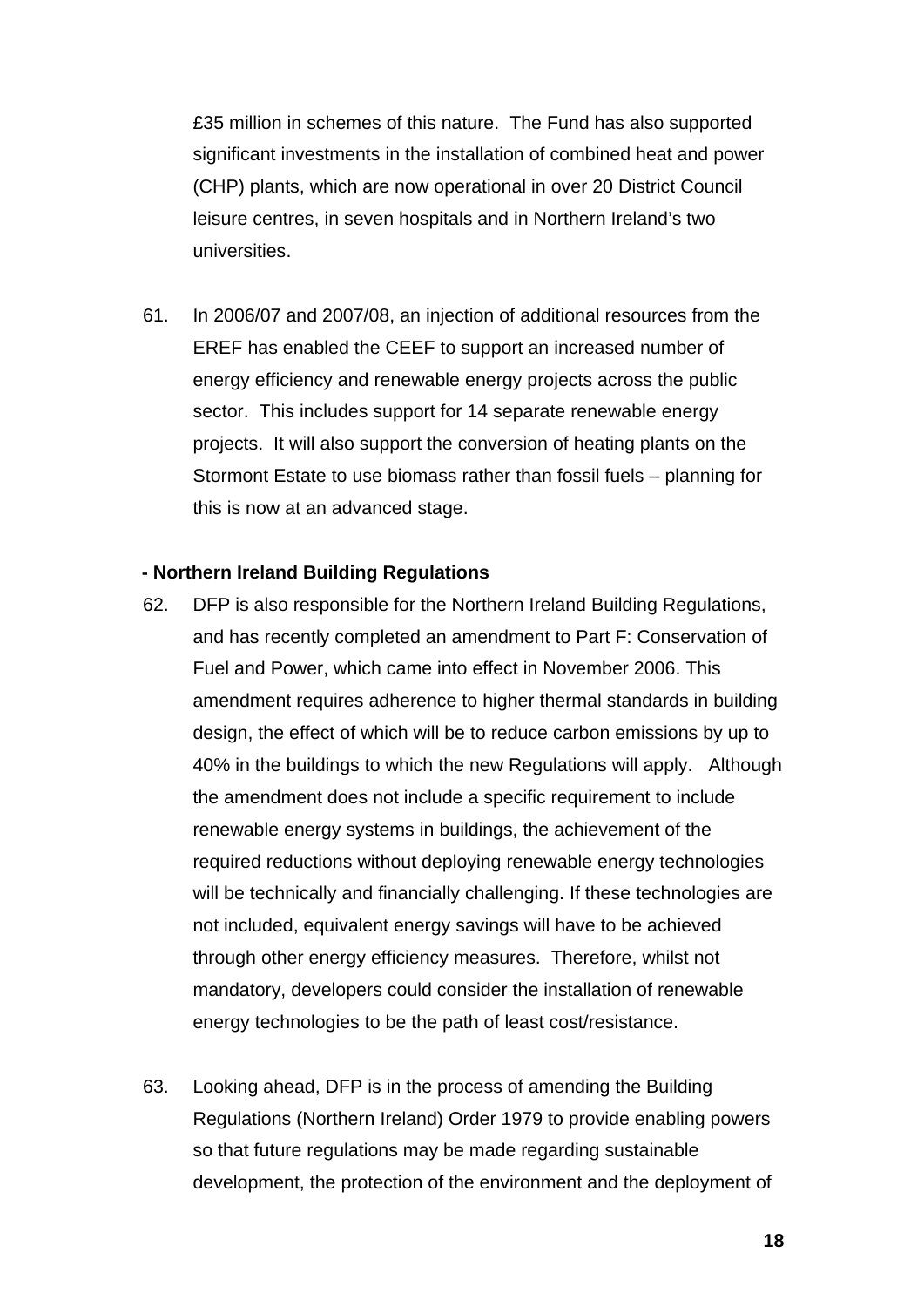£35 million in schemes of this nature. The Fund has also supported significant investments in the installation of combined heat and power (CHP) plants, which are now operational in over 20 District Council leisure centres, in seven hospitals and in Northern Ireland's two universities.

61. In 2006/07 and 2007/08, an injection of additional resources from the EREF has enabled the CEEF to support an increased number of energy efficiency and renewable energy projects across the public sector. This includes support for 14 separate renewable energy projects. It will also support the conversion of heating plants on the Stormont Estate to use biomass rather than fossil fuels – planning for this is now at an advanced stage.

**- Northern Ireland Building Regulations**

62. DFP is also responsible for the Northern Ireland Building Regulations, and has recently completed an amendment to Part F: Conservation of Fuel and Power, which came into effect in November 2006. This amendment requires adherence to higher thermal standards in building design, the effect of which will be to reduce carbon emissions by up to 40% in the buildings to which the new Regulations will apply. Although the amendment does not include a specific requirement to include renewable energy systems in buildings, the achievement of the required reductions without deploying renewable energy technologies will be technically and financially challenging. If these technologies are not included, equivalent energy savings will have to be achieved through other energy efficiency measures. Therefore, whilst not mandatory, developers could consider the installation of renewable energy technologies to be the path of least cost/resistance.

63. Looking ahead, DFP is in the process of amending the Building Regulations (Northern Ireland) Order 1979 to provide enabling powers so that future regulations may be made regarding sustainable development, the protection of the environment and the deployment of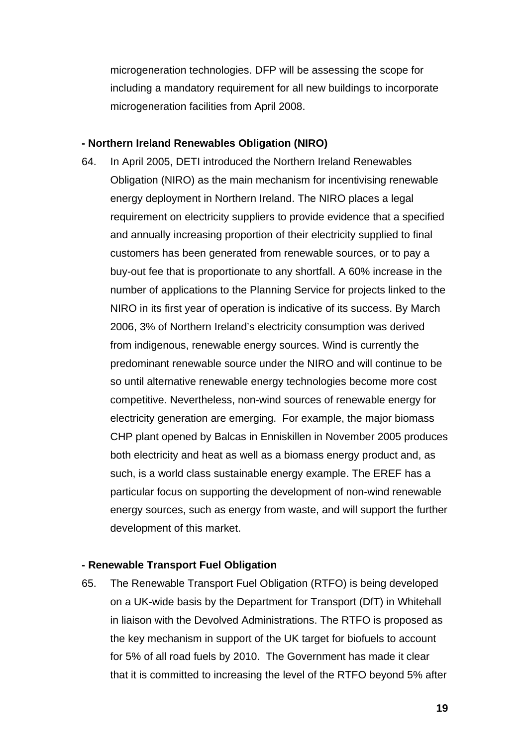microgeneration technologies. DFP will be assessing the scope for including a mandatory requirement for all new buildings to incorporate microgeneration facilities from April 2008.

**- Northern Ireland Renewables Obligation (NIRO)**

64. In April 2005, DETI introduced the Northern Ireland Renewables Obligation (NIRO) as the main mechanism for incentivising renewable energy deployment in Northern Ireland. The NIRO places a legal requirement on electricity suppliers to provide evidence that a specified and annually increasing proportion of their electricity supplied to final customers has been generated from renewable sources, or to pay a buy-out fee that is proportionate to any shortfall. A 60% increase in the number of applications to the Planning Service for projects linked to the NIRO in its first year of operation is indicative of its success. By March 2006, 3% of Northern Ireland's electricity consumption was derived from indigenous, renewable energy sources. Wind is currently the predominant renewable source under the NIRO and will continue to be so until alternative renewable energy technologies become more cost competitive. Nevertheless, non-wind sources of renewable energy for electricity generation are emerging. For example, the major biomass CHP plant opened by Balcas in Enniskillen in November 2005 produces both electricity and heat as well as a biomass energy product and, as such, is a world class sustainable energy example. The EREF has a particular focus on supporting the development of non-wind renewable energy sources, such as energy from waste, and will support the further development of this market.

**- Renewable Transport Fuel Obligation**

65. The Renewable Transport Fuel Obligation (RTFO) is being developed on a UK-wide basis by the Department for Transport (DfT) in Whitehall in liaison with the Devolved Administrations. The RTFO is proposed as the key mechanism in support of the UK target for biofuels to account for 5% of all road fuels by 2010. The Government has made it clear that it is committed to increasing the level of the RTFO beyond 5% after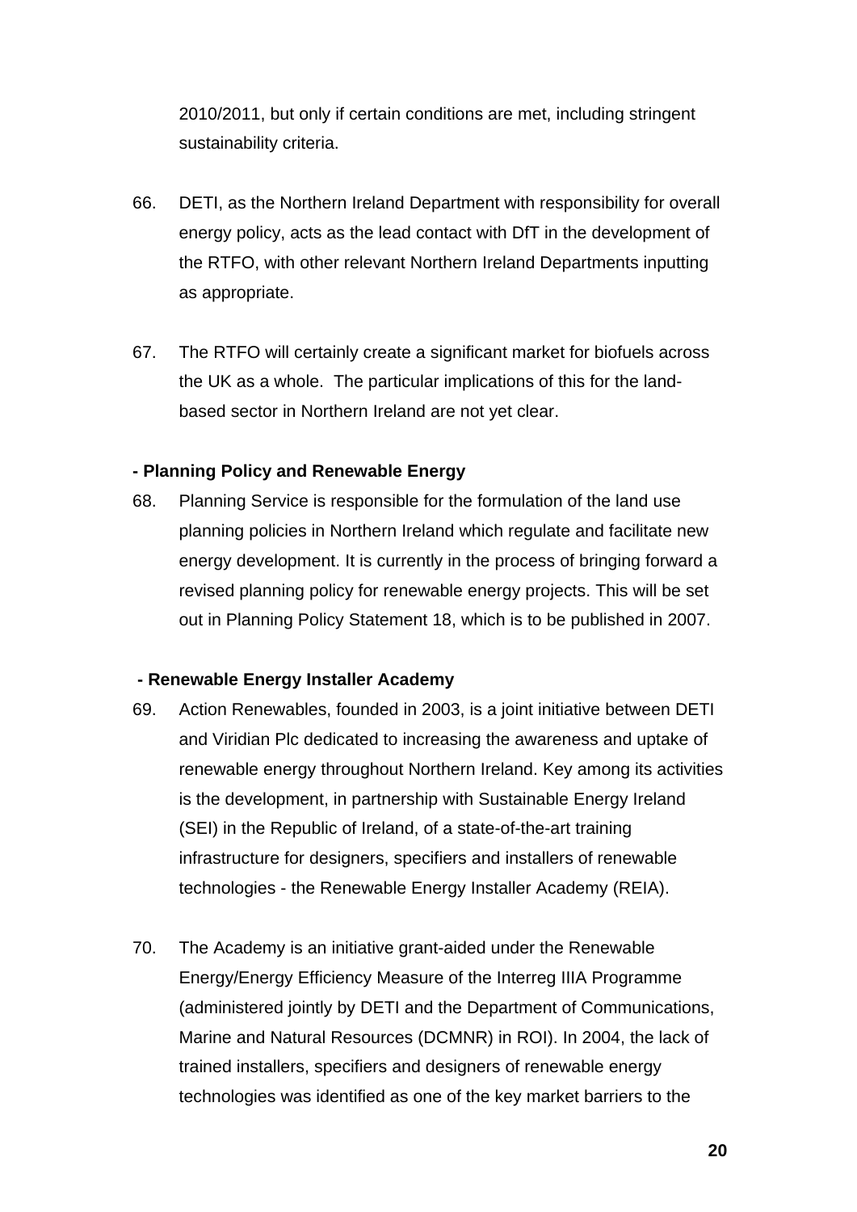2010/2011, but only if certain conditions are met, including stringent sustainability criteria.

66. DETI, as the Northern Ireland Department with responsibility for overall energy policy, acts as the lead contact with DfT in the development of the RTFO, with other relevant Northern Ireland Departments inputting as appropriate.

67. The RTFO will certainly create a significant market for biofuels across the UK as a whole. The particular implications of this for the land-based sector in Northern Ireland are not yet clear.

**- Planning Policy and Renewable Energy**

68. Planning Service is responsible for the formulation of the land use planning policies in Northern Ireland which regulate and facilitate new energy development. It is currently in the process of bringing forward a revised planning policy for renewable energy projects. This will be set out in Planning Policy Statement 18, which is to be published in 2007.

**- Renewable Energy Installer Academy**

69. Action Renewables, founded in 2003, is a joint initiative between DETI and Viridian Plc dedicated to increasing the awareness and uptake of renewable energy throughout Northern Ireland. Key among its activities is the development, in partnership with Sustainable Energy Ireland (SEI) in the Republic of Ireland, of a state-of-the-art training infrastructure for designers, specifiers and installers of renewable technologies - the Renewable Energy Installer Academy (REIA).

70. The Academy is an initiative grant-aided under the Renewable Energy/Energy Efficiency Measure of the Interreg IIIA Programme (administered jointly by DETI and the Department of Communications, Marine and Natural Resources (DCMNR) in ROI). In 2004, the lack of trained installers, specifiers and designers of renewable energy technologies was identified as one of the key market barriers to the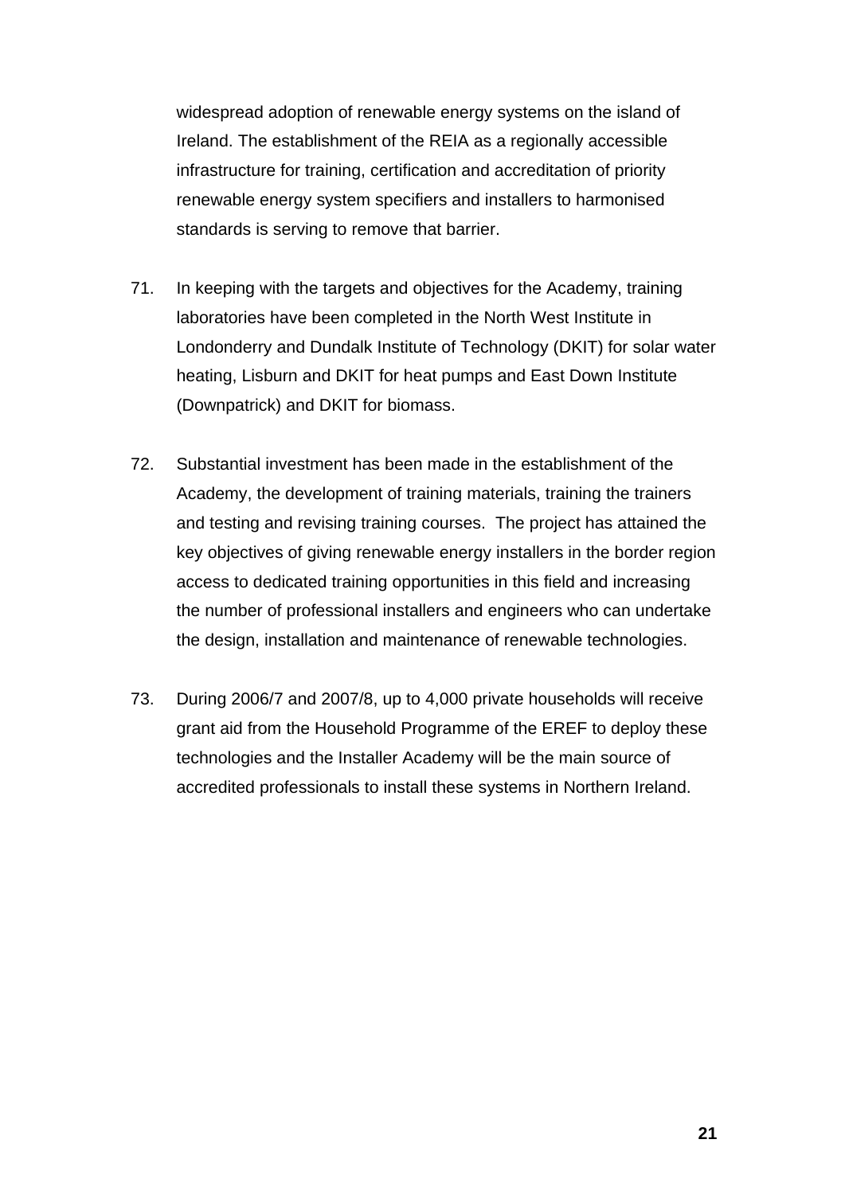widespread adoption of renewable energy systems on the island of Ireland. The establishment of the REIA as a regionally accessible infrastructure for training, certification and accreditation of priority renewable energy system specifiers and installers to harmonised standards is serving to remove that barrier.

71. In keeping with the targets and objectives for the Academy, training laboratories have been completed in the North West Institute in Londonderry and Dundalk Institute of Technology (DKIT) for solar water heating, Lisburn and DKIT for heat pumps and East Down Institute (Downpatrick) and DKIT for biomass.

72. Substantial investment has been made in the establishment of the Academy, the development of training materials, training the trainers and testing and revising training courses. The project has attained the key objectives of giving renewable energy installers in the border region access to dedicated training opportunities in this field and increasing the number of professional installers and engineers who can undertake the design, installation and maintenance of renewable technologies.

73. During 2006/7 and 2007/8, up to 4,000 private households will receive grant aid from the Household Programme of the EREF to deploy these technologies and the Installer Academy will be the main source of accredited professionals to install these systems in Northern Ireland.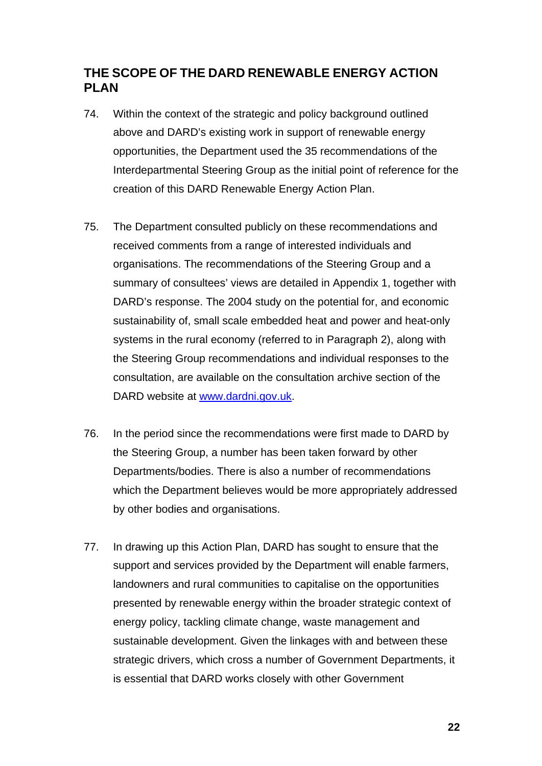## THE SCOPE OF THE DARD RENEWABLE ENERGY ACTION PLAN

74. Within the context of the strategic and policy background outlined above and DARD's existing work in support of renewable energy opportunities, the Department used the 35 recommendations of the Interdepartmental Steering Group as the initial point of reference for the creation of this DARD Renewable Energy Action Plan.

75. The Department consulted publicly on these recommendations and received comments from a range of interested individuals and organisations. The recommendations of the Steering Group and a summary of consultees' views are detailed in Appendix 1, together with DARD's response. The 2004 study on the potential for, and economic sustainability of, small scale embedded heat and power and heat-only systems in the rural economy (referred to in Paragraph 2), along with the Steering Group recommendations and individual responses to the consultation, are available on the consultation archive section of the DARD website at [www.dardni.gov.uk](http://www.dardni.gov.uk).

76. In the period since the recommendations were first made to DARD by the Steering Group, a number has been taken forward by other Departments/bodies. There is also a number of recommendations which the Department believes would be more appropriately addressed by other bodies and organisations.

77. In drawing up this Action Plan, DARD has sought to ensure that the support and services provided by the Department will enable farmers, landowners and rural communities to capitalise on the opportunities presented by renewable energy within the broader strategic context of energy policy, tackling climate change, waste management and sustainable development. Given the linkages with and between these strategic drivers, which cross a number of Government Departments, it is essential that DARD works closely with other Government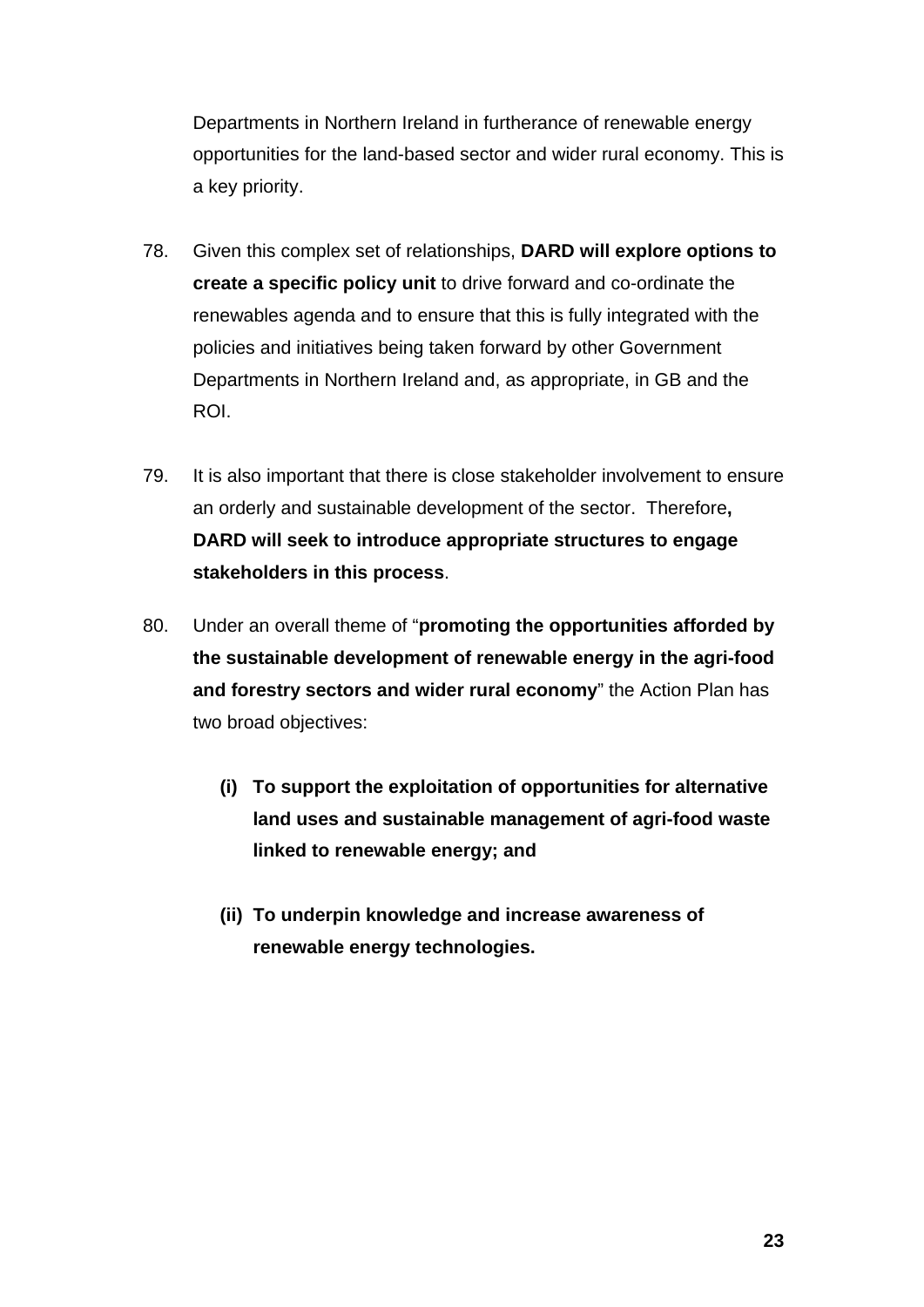Departments in Northern Ireland in furtherance of renewable energy opportunities for the land-based sector and wider rural economy. This is a key priority.

78. Given this complex set of relationships, **DARD will explore options to create a specific policy unit** to drive forward and co-ordinate the renewables agenda and to ensure that this is fully integrated with the policies and initiatives being taken forward by other Government Departments in Northern Ireland and, as appropriate, in GB and the ROI.

79. It is also important that there is close stakeholder involvement to ensure an orderly and sustainable development of the sector. Therefore**, DARD will seek to introduce appropriate structures to engage stakeholders in this process**.

80. Under an overall theme of "**promoting the opportunities afforded by the sustainable development of renewable energy in the agri-food and forestry sectors and wider rural economy**" the Action Plan has two broad objectives:

  **(i) To support the exploitation of opportunities for alternative land uses and sustainable management of agri-food waste linked to renewable energy; and**

  **(ii) To underpin knowledge and increase awareness of renewable energy technologies.**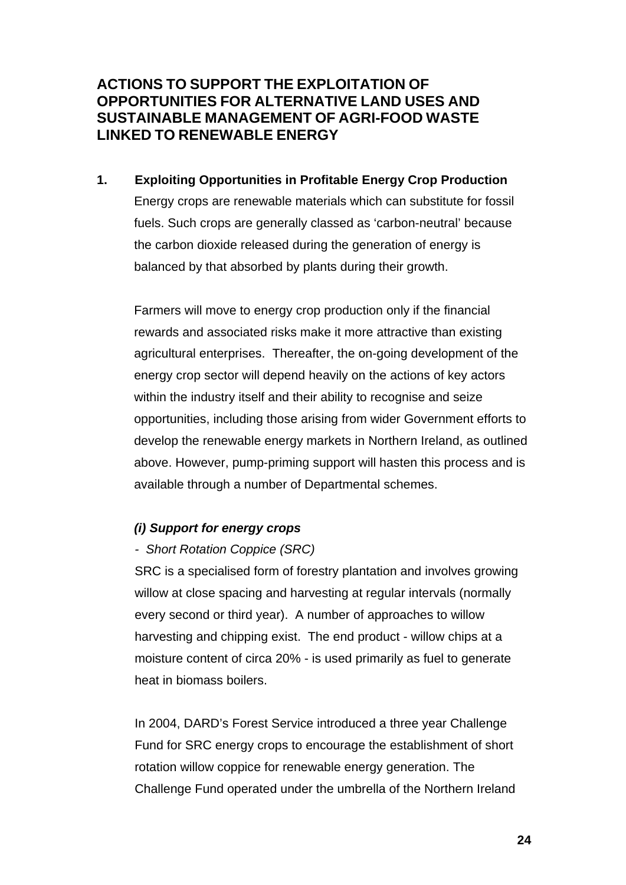## ACTIONS TO SUPPORT THE EXPLOITATION OF OPPORTUNITIES FOR ALTERNATIVE LAND USES AND SUSTAINABLE MANAGEMENT OF AGRI-FOOD WASTE LINKED TO RENEWABLE ENERGY

### 1. Exploiting Opportunities in Profitable Energy Crop Production

Energy crops are renewable materials which can substitute for fossil fuels. Such crops are generally classed as 'carbon-neutral' because the carbon dioxide released during the generation of energy is balanced by that absorbed by plants during their growth.

Farmers will move to energy crop production only if the financial rewards and associated risks make it more attractive than existing agricultural enterprises. Thereafter, the on-going development of the energy crop sector will depend heavily on the actions of key actors within the industry itself and their ability to recognise and seize opportunities, including those arising from wider Government efforts to develop the renewable energy markets in Northern Ireland, as outlined above. However, pump-priming support will hasten this process and is available through a number of Departmental schemes.

***(i) Support for energy crops***

*- Short Rotation Coppice (SRC)*

SRC is a specialised form of forestry plantation and involves growing willow at close spacing and harvesting at regular intervals (normally every second or third year). A number of approaches to willow harvesting and chipping exist. The end product - willow chips at a moisture content of circa 20% - is used primarily as fuel to generate heat in biomass boilers.

In 2004, DARD's Forest Service introduced a three year Challenge Fund for SRC energy crops to encourage the establishment of short rotation willow coppice for renewable energy generation. The Challenge Fund operated under the umbrella of the Northern Ireland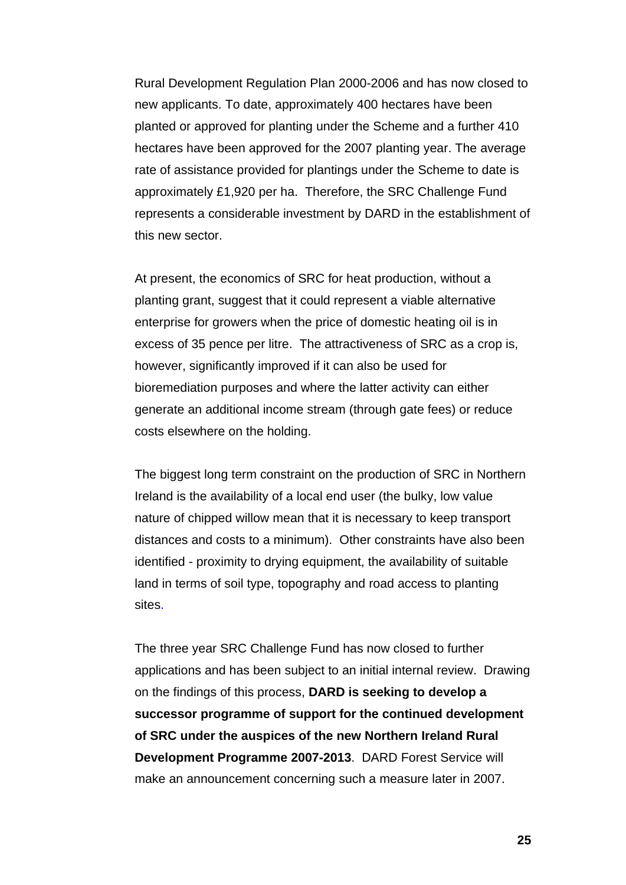Rural Development Regulation Plan 2000-2006 and has now closed to new applicants. To date, approximately 400 hectares have been planted or approved for planting under the Scheme and a further 410 hectares have been approved for the 2007 planting year. The average rate of assistance provided for plantings under the Scheme to date is approximately £1,920 per ha. Therefore, the SRC Challenge Fund represents a considerable investment by DARD in the establishment of this new sector.

At present, the economics of SRC for heat production, without a planting grant, suggest that it could represent a viable alternative enterprise for growers when the price of domestic heating oil is in excess of 35 pence per litre. The attractiveness of SRC as a crop is, however, significantly improved if it can also be used for bioremediation purposes and where the latter activity can either generate an additional income stream (through gate fees) or reduce costs elsewhere on the holding.

The biggest long term constraint on the production of SRC in Northern Ireland is the availability of a local end user (the bulky, low value nature of chipped willow mean that it is necessary to keep transport distances and costs to a minimum). Other constraints have also been identified - proximity to drying equipment, the availability of suitable land in terms of soil type, topography and road access to planting sites.

The three year SRC Challenge Fund has now closed to further applications and has been subject to an initial internal review. Drawing on the findings of this process, **DARD is seeking to develop a successor programme of support for the continued development of SRC under the auspices of the new Northern Ireland Rural Development Programme 2007-2013**. DARD Forest Service will make an announcement concerning such a measure later in 2007.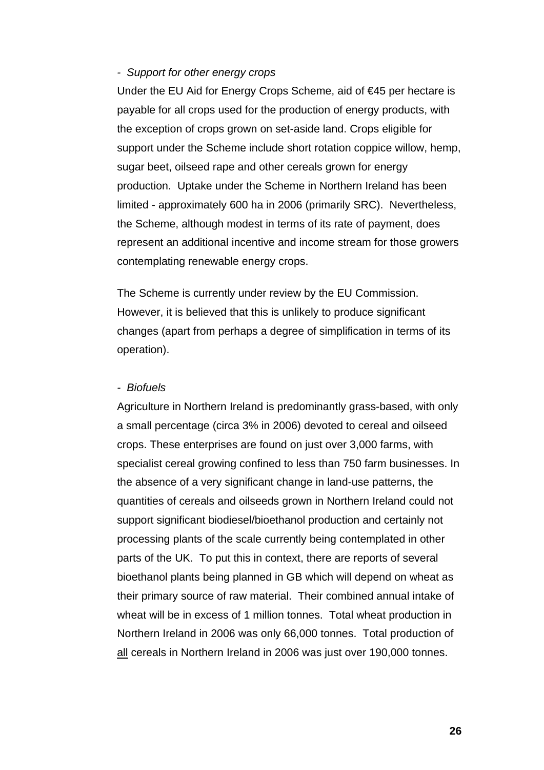- *Support for other energy crops*

Under the EU Aid for Energy Crops Scheme, aid of €45 per hectare is payable for all crops used for the production of energy products, with the exception of crops grown on set-aside land. Crops eligible for support under the Scheme include short rotation coppice willow, hemp, sugar beet, oilseed rape and other cereals grown for energy production. Uptake under the Scheme in Northern Ireland has been limited - approximately 600 ha in 2006 (primarily SRC). Nevertheless, the Scheme, although modest in terms of its rate of payment, does represent an additional incentive and income stream for those growers contemplating renewable energy crops.

The Scheme is currently under review by the EU Commission. However, it is believed that this is unlikely to produce significant changes (apart from perhaps a degree of simplification in terms of its operation).

- *Biofuels*

Agriculture in Northern Ireland is predominantly grass-based, with only a small percentage (circa 3% in 2006) devoted to cereal and oilseed crops. These enterprises are found on just over 3,000 farms, with specialist cereal growing confined to less than 750 farm businesses. In the absence of a very significant change in land-use patterns, the quantities of cereals and oilseeds grown in Northern Ireland could not support significant biodiesel/bioethanol production and certainly not processing plants of the scale currently being contemplated in other parts of the UK. To put this in context, there are reports of several bioethanol plants being planned in GB which will depend on wheat as their primary source of raw material. Their combined annual intake of wheat will be in excess of 1 million tonnes. Total wheat production in Northern Ireland in 2006 was only 66,000 tonnes. Total production of <u>all</u> cereals in Northern Ireland in 2006 was just over 190,000 tonnes.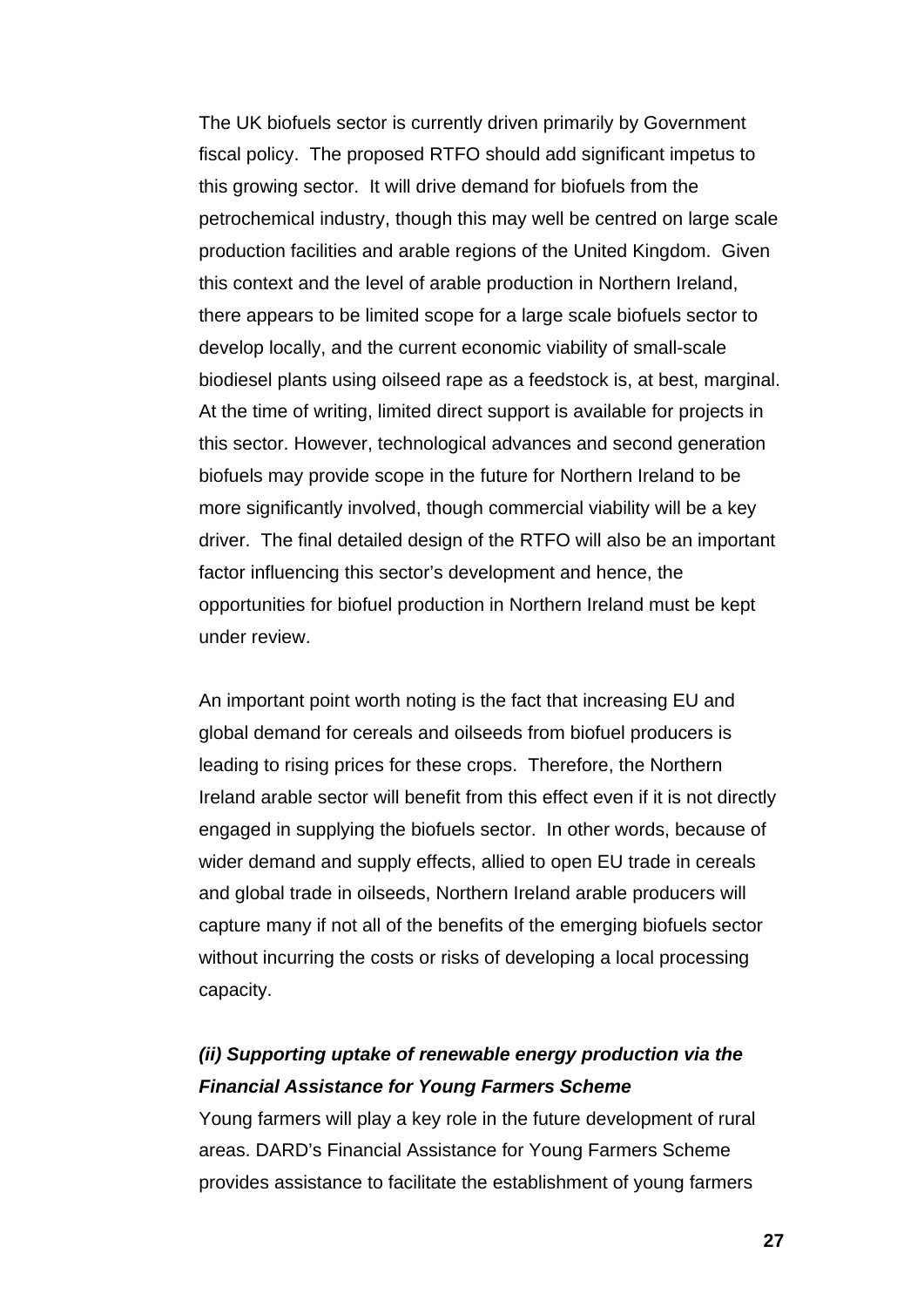The UK biofuels sector is currently driven primarily by Government fiscal policy. The proposed RTFO should add significant impetus to this growing sector. It will drive demand for biofuels from the petrochemical industry, though this may well be centred on large scale production facilities and arable regions of the United Kingdom. Given this context and the level of arable production in Northern Ireland, there appears to be limited scope for a large scale biofuels sector to develop locally, and the current economic viability of small-scale biodiesel plants using oilseed rape as a feedstock is, at best, marginal. At the time of writing, limited direct support is available for projects in this sector. However, technological advances and second generation biofuels may provide scope in the future for Northern Ireland to be more significantly involved, though commercial viability will be a key driver. The final detailed design of the RTFO will also be an important factor influencing this sector's development and hence, the opportunities for biofuel production in Northern Ireland must be kept under review.

An important point worth noting is the fact that increasing EU and global demand for cereals and oilseeds from biofuel producers is leading to rising prices for these crops. Therefore, the Northern Ireland arable sector will benefit from this effect even if it is not directly engaged in supplying the biofuels sector. In other words, because of wider demand and supply effects, allied to open EU trade in cereals and global trade in oilseeds, Northern Ireland arable producers will capture many if not all of the benefits of the emerging biofuels sector without incurring the costs or risks of developing a local processing capacity.

***(ii) Supporting uptake of renewable energy production via the Financial Assistance for Young Farmers Scheme***

Young farmers will play a key role in the future development of rural areas. DARD's Financial Assistance for Young Farmers Scheme provides assistance to facilitate the establishment of young farmers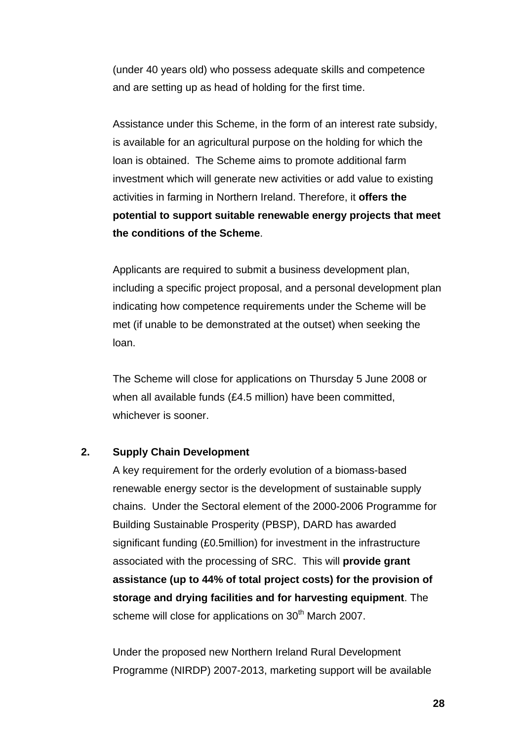(under 40 years old) who possess adequate skills and competence and are setting up as head of holding for the first time.

Assistance under this Scheme, in the form of an interest rate subsidy, is available for an agricultural purpose on the holding for which the loan is obtained. The Scheme aims to promote additional farm investment which will generate new activities or add value to existing activities in farming in Northern Ireland. Therefore, it **offers the potential to support suitable renewable energy projects that meet the conditions of the Scheme**.

Applicants are required to submit a business development plan, including a specific project proposal, and a personal development plan indicating how competence requirements under the Scheme will be met (if unable to be demonstrated at the outset) when seeking the loan.

The Scheme will close for applications on Thursday 5 June 2008 or when all available funds (£4.5 million) have been committed, whichever is sooner.

**2. Supply Chain Development**

A key requirement for the orderly evolution of a biomass-based renewable energy sector is the development of sustainable supply chains. Under the Sectoral element of the 2000-2006 Programme for Building Sustainable Prosperity (PBSP), DARD has awarded significant funding (£0.5million) for investment in the infrastructure associated with the processing of SRC. This will **provide grant assistance (up to 44% of total project costs) for the provision of storage and drying facilities and for harvesting equipment**. The scheme will close for applications on 30th March 2007.

Under the proposed new Northern Ireland Rural Development Programme (NIRDP) 2007-2013, marketing support will be available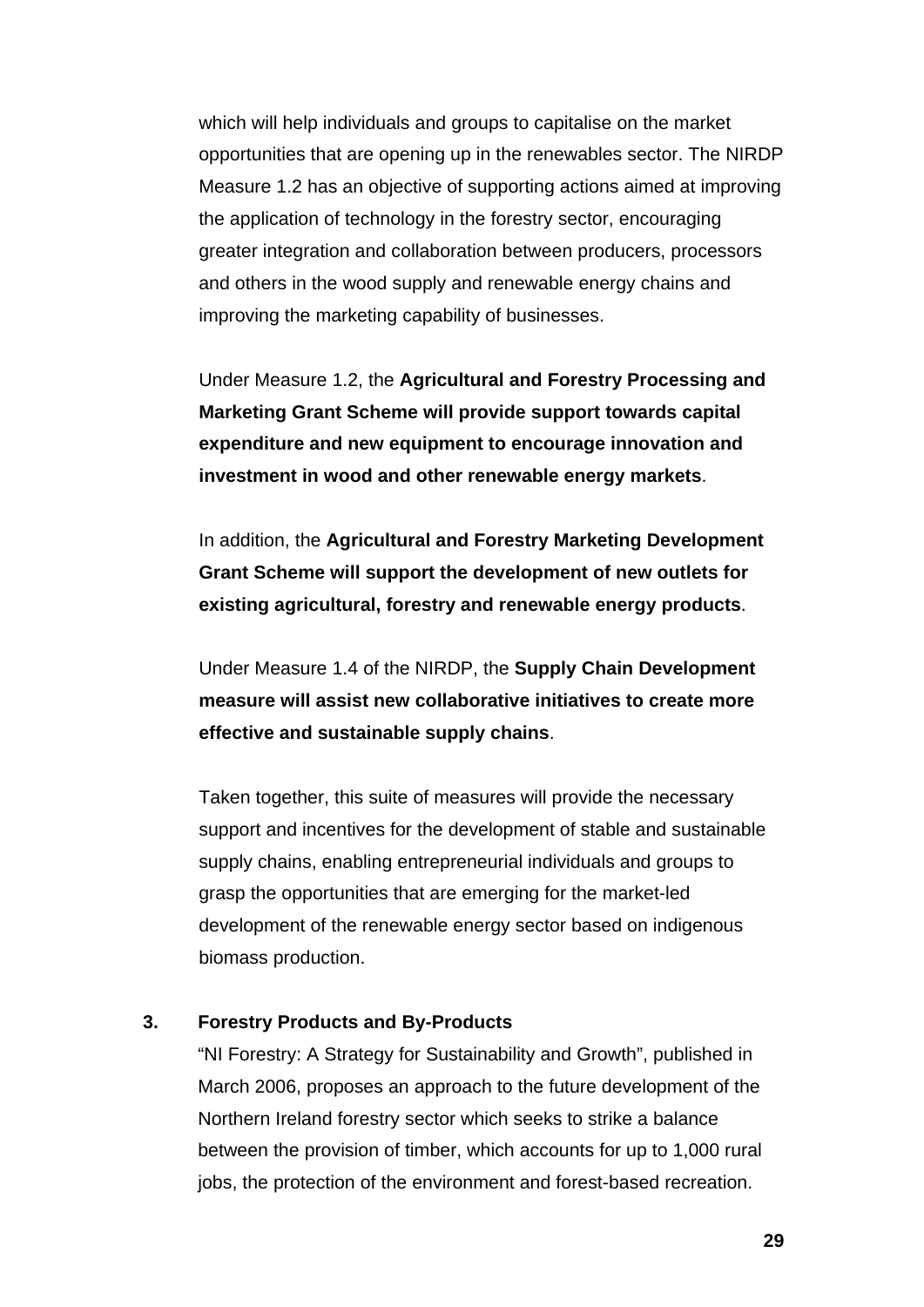which will help individuals and groups to capitalise on the market opportunities that are opening up in the renewables sector. The NIRDP Measure 1.2 has an objective of supporting actions aimed at improving the application of technology in the forestry sector, encouraging greater integration and collaboration between producers, processors and others in the wood supply and renewable energy chains and improving the marketing capability of businesses.

Under Measure 1.2, the **Agricultural and Forestry Processing and Marketing Grant Scheme will provide support towards capital expenditure and new equipment to encourage innovation and investment in wood and other renewable energy markets**.

In addition, the **Agricultural and Forestry Marketing Development Grant Scheme will support the development of new outlets for existing agricultural, forestry and renewable energy products**.

Under Measure 1.4 of the NIRDP, the **Supply Chain Development measure will assist new collaborative initiatives to create more effective and sustainable supply chains**.

Taken together, this suite of measures will provide the necessary support and incentives for the development of stable and sustainable supply chains, enabling entrepreneurial individuals and groups to grasp the opportunities that are emerging for the market-led development of the renewable energy sector based on indigenous biomass production.

### 3. Forestry Products and By-Products

"NI Forestry: A Strategy for Sustainability and Growth", published in March 2006, proposes an approach to the future development of the Northern Ireland forestry sector which seeks to strike a balance between the provision of timber, which accounts for up to 1,000 rural jobs, the protection of the environment and forest-based recreation.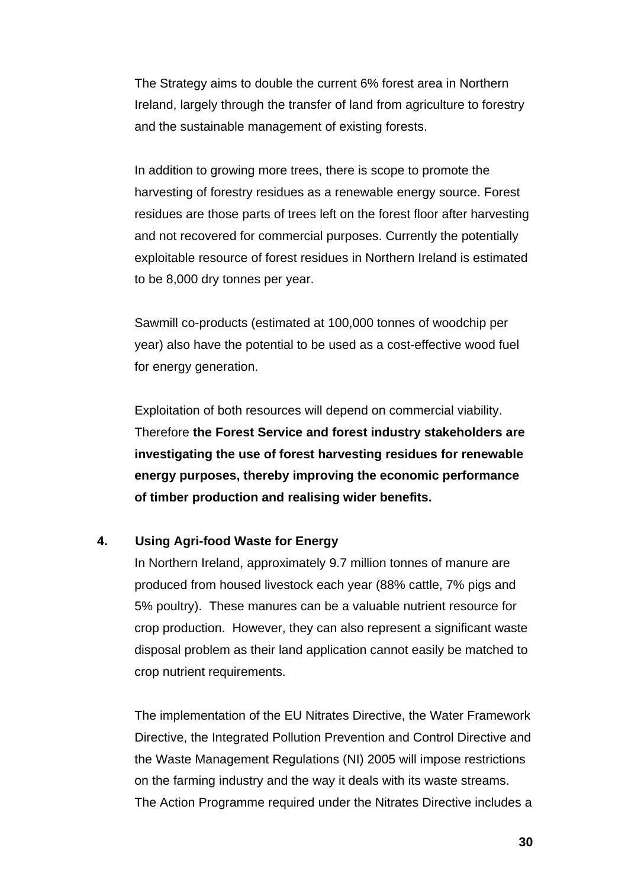The Strategy aims to double the current 6% forest area in Northern Ireland, largely through the transfer of land from agriculture to forestry and the sustainable management of existing forests.

In addition to growing more trees, there is scope to promote the harvesting of forestry residues as a renewable energy source. Forest residues are those parts of trees left on the forest floor after harvesting and not recovered for commercial purposes. Currently the potentially exploitable resource of forest residues in Northern Ireland is estimated to be 8,000 dry tonnes per year.

Sawmill co-products (estimated at 100,000 tonnes of woodchip per year) also have the potential to be used as a cost-effective wood fuel for energy generation.

Exploitation of both resources will depend on commercial viability. Therefore **the Forest Service and forest industry stakeholders are investigating the use of forest harvesting residues for renewable energy purposes, thereby improving the economic performance of timber production and realising wider benefits.**

### 4. Using Agri-food Waste for Energy

In Northern Ireland, approximately 9.7 million tonnes of manure are produced from housed livestock each year (88% cattle, 7% pigs and 5% poultry). These manures can be a valuable nutrient resource for crop production. However, they can also represent a significant waste disposal problem as their land application cannot easily be matched to crop nutrient requirements.

The implementation of the EU Nitrates Directive, the Water Framework Directive, the Integrated Pollution Prevention and Control Directive and the Waste Management Regulations (NI) 2005 will impose restrictions on the farming industry and the way it deals with its waste streams. The Action Programme required under the Nitrates Directive includes a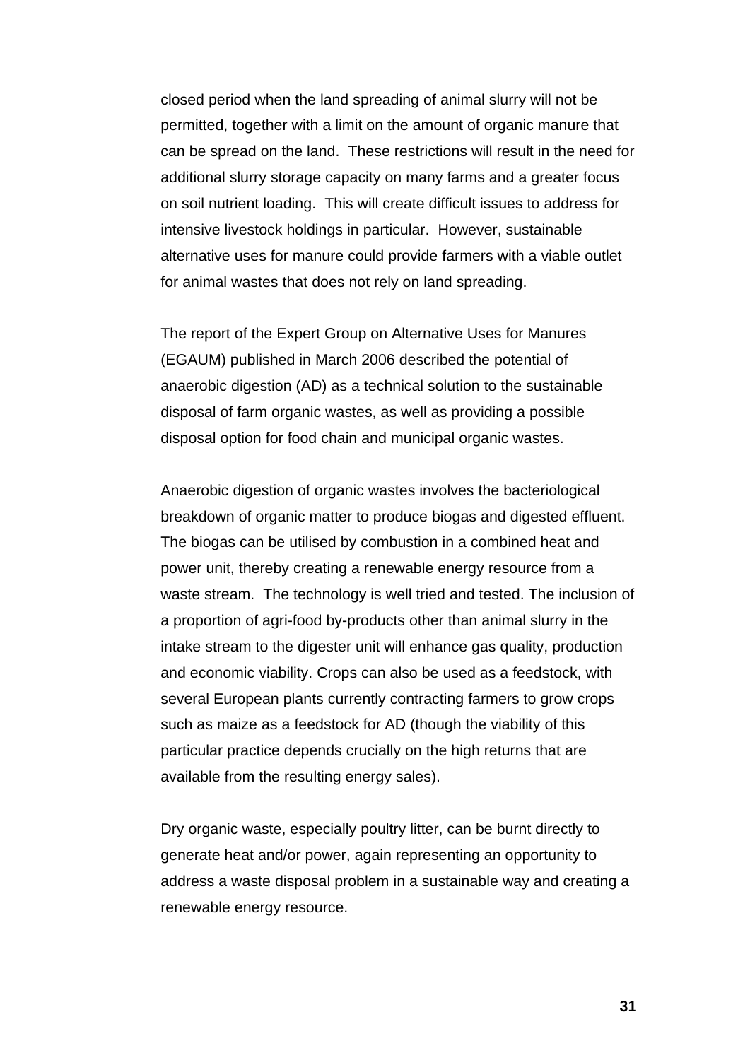closed period when the land spreading of animal slurry will not be permitted, together with a limit on the amount of organic manure that can be spread on the land. These restrictions will result in the need for additional slurry storage capacity on many farms and a greater focus on soil nutrient loading. This will create difficult issues to address for intensive livestock holdings in particular. However, sustainable alternative uses for manure could provide farmers with a viable outlet for animal wastes that does not rely on land spreading.

The report of the Expert Group on Alternative Uses for Manures (EGAUM) published in March 2006 described the potential of anaerobic digestion (AD) as a technical solution to the sustainable disposal of farm organic wastes, as well as providing a possible disposal option for food chain and municipal organic wastes.

Anaerobic digestion of organic wastes involves the bacteriological breakdown of organic matter to produce biogas and digested effluent. The biogas can be utilised by combustion in a combined heat and power unit, thereby creating a renewable energy resource from a waste stream. The technology is well tried and tested. The inclusion of a proportion of agri-food by-products other than animal slurry in the intake stream to the digester unit will enhance gas quality, production and economic viability. Crops can also be used as a feedstock, with several European plants currently contracting farmers to grow crops such as maize as a feedstock for AD (though the viability of this particular practice depends crucially on the high returns that are available from the resulting energy sales).

Dry organic waste, especially poultry litter, can be burnt directly to generate heat and/or power, again representing an opportunity to address a waste disposal problem in a sustainable way and creating a renewable energy resource.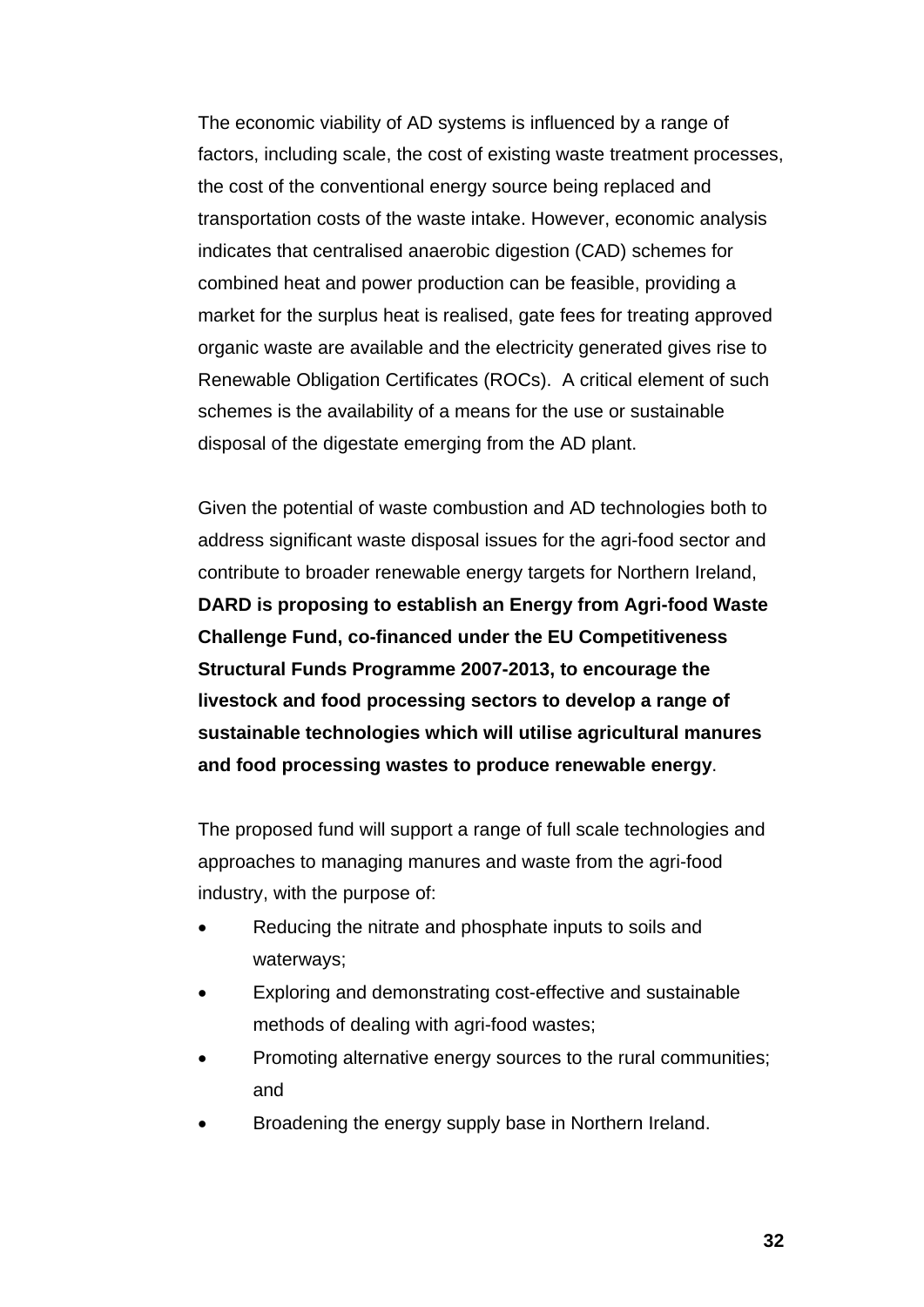The economic viability of AD systems is influenced by a range of factors, including scale, the cost of existing waste treatment processes, the cost of the conventional energy source being replaced and transportation costs of the waste intake. However, economic analysis indicates that centralised anaerobic digestion (CAD) schemes for combined heat and power production can be feasible, providing a market for the surplus heat is realised, gate fees for treating approved organic waste are available and the electricity generated gives rise to Renewable Obligation Certificates (ROCs). A critical element of such schemes is the availability of a means for the use or sustainable disposal of the digestate emerging from the AD plant.

Given the potential of waste combustion and AD technologies both to address significant waste disposal issues for the agri-food sector and contribute to broader renewable energy targets for Northern Ireland, **DARD is proposing to establish an Energy from Agri-food Waste Challenge Fund, co-financed under the EU Competitiveness Structural Funds Programme 2007-2013, to encourage the livestock and food processing sectors to develop a range of sustainable technologies which will utilise agricultural manures and food processing wastes to produce renewable energy**.

The proposed fund will support a range of full scale technologies and approaches to managing manures and waste from the agri-food industry, with the purpose of:

- Reducing the nitrate and phosphate inputs to soils and waterways;
- Exploring and demonstrating cost-effective and sustainable methods of dealing with agri-food wastes;
- Promoting alternative energy sources to the rural communities; and
- Broadening the energy supply base in Northern Ireland.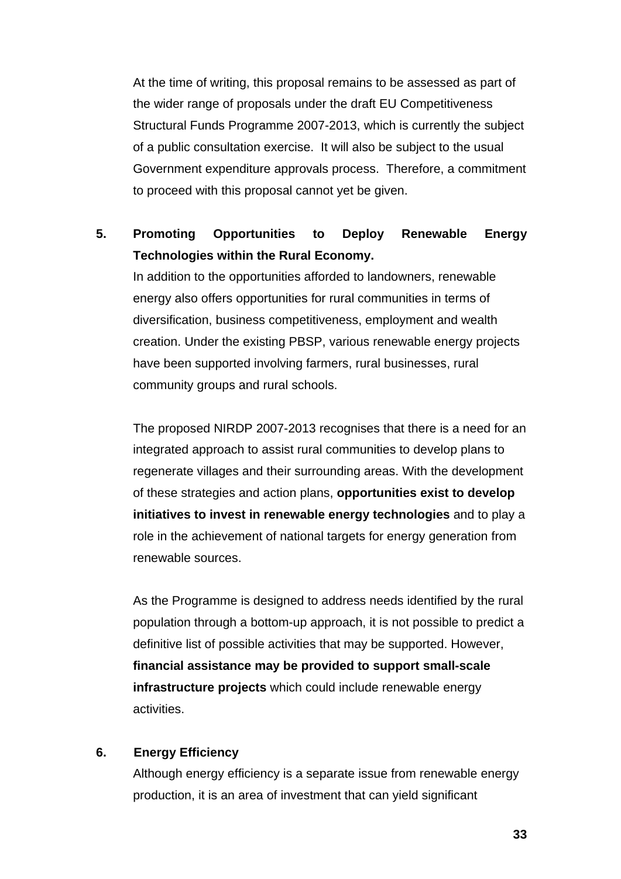At the time of writing, this proposal remains to be assessed as part of the wider range of proposals under the draft EU Competitiveness Structural Funds Programme 2007-2013, which is currently the subject of a public consultation exercise. It will also be subject to the usual Government expenditure approvals process. Therefore, a commitment to proceed with this proposal cannot yet be given.

**5. Promoting Opportunities to Deploy Renewable Energy Technologies within the Rural Economy.**

In addition to the opportunities afforded to landowners, renewable energy also offers opportunities for rural communities in terms of diversification, business competitiveness, employment and wealth creation. Under the existing PBSP, various renewable energy projects have been supported involving farmers, rural businesses, rural community groups and rural schools.

The proposed NIRDP 2007-2013 recognises that there is a need for an integrated approach to assist rural communities to develop plans to regenerate villages and their surrounding areas. With the development of these strategies and action plans, **opportunities exist to develop initiatives to invest in renewable energy technologies** and to play a role in the achievement of national targets for energy generation from renewable sources.

As the Programme is designed to address needs identified by the rural population through a bottom-up approach, it is not possible to predict a definitive list of possible activities that may be supported. However, **financial assistance may be provided to support small-scale infrastructure projects** which could include renewable energy activities.

**6. Energy Efficiency**

Although energy efficiency is a separate issue from renewable energy production, it is an area of investment that can yield significant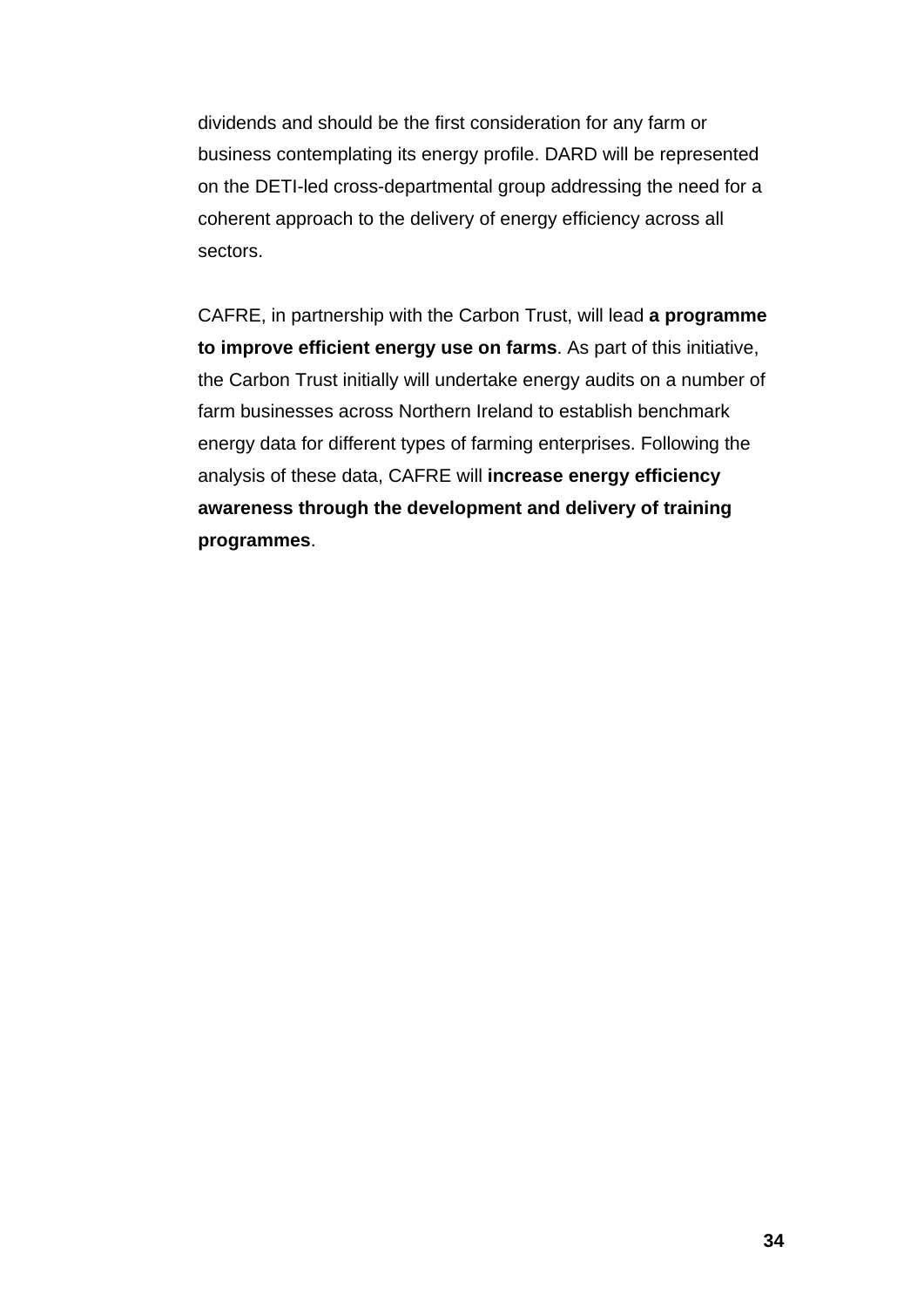dividends and should be the first consideration for any farm or business contemplating its energy profile. DARD will be represented on the DETI-led cross-departmental group addressing the need for a coherent approach to the delivery of energy efficiency across all sectors.

CAFRE, in partnership with the Carbon Trust, will lead **a programme to improve efficient energy use on farms**. As part of this initiative, the Carbon Trust initially will undertake energy audits on a number of farm businesses across Northern Ireland to establish benchmark energy data for different types of farming enterprises. Following the analysis of these data, CAFRE will **increase energy efficiency awareness through the development and delivery of training programmes**.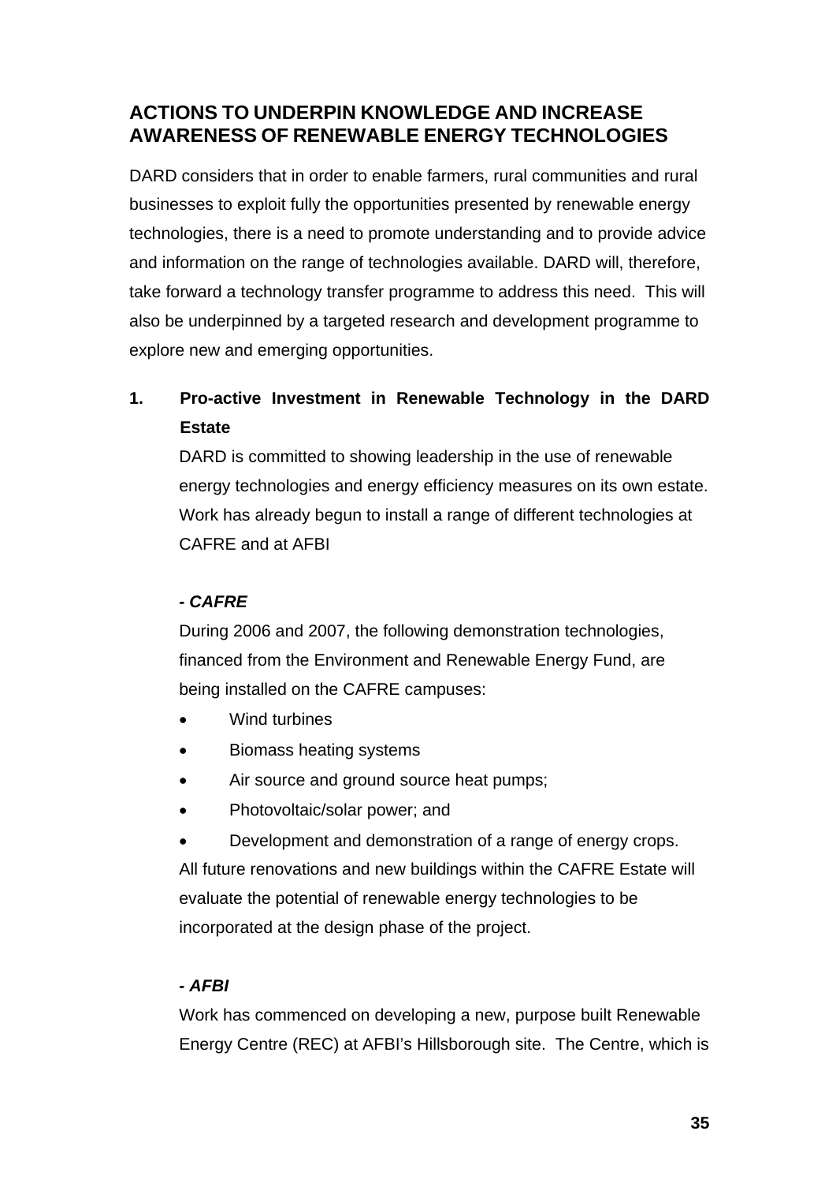## ACTIONS TO UNDERPIN KNOWLEDGE AND INCREASE AWARENESS OF RENEWABLE ENERGY TECHNOLOGIES

DARD considers that in order to enable farmers, rural communities and rural businesses to exploit fully the opportunities presented by renewable energy technologies, there is a need to promote understanding and to provide advice and information on the range of technologies available. DARD will, therefore, take forward a technology transfer programme to address this need. This will also be underpinned by a targeted research and development programme to explore new and emerging opportunities.

### 1. Pro-active Investment in Renewable Technology in the DARD Estate

DARD is committed to showing leadership in the use of renewable energy technologies and energy efficiency measures on its own estate. Work has already begun to install a range of different technologies at CAFRE and at AFBI

***- CAFRE***

During 2006 and 2007, the following demonstration technologies, financed from the Environment and Renewable Energy Fund, are being installed on the CAFRE campuses:

- Wind turbines
- Biomass heating systems
- Air source and ground source heat pumps;
- Photovoltaic/solar power; and
- Development and demonstration of a range of energy crops.

All future renovations and new buildings within the CAFRE Estate will evaluate the potential of renewable energy technologies to be incorporated at the design phase of the project.

***- AFBI***

Work has commenced on developing a new, purpose built Renewable Energy Centre (REC) at AFBI's Hillsborough site. The Centre, which is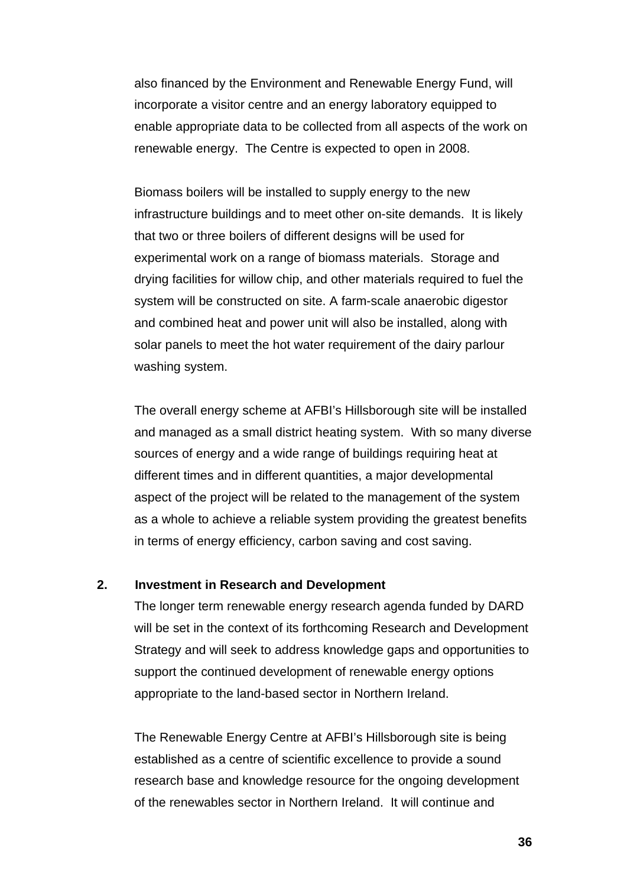also financed by the Environment and Renewable Energy Fund, will incorporate a visitor centre and an energy laboratory equipped to enable appropriate data to be collected from all aspects of the work on renewable energy. The Centre is expected to open in 2008.

Biomass boilers will be installed to supply energy to the new infrastructure buildings and to meet other on-site demands. It is likely that two or three boilers of different designs will be used for experimental work on a range of biomass materials. Storage and drying facilities for willow chip, and other materials required to fuel the system will be constructed on site. A farm-scale anaerobic digestor and combined heat and power unit will also be installed, along with solar panels to meet the hot water requirement of the dairy parlour washing system.

The overall energy scheme at AFBI's Hillsborough site will be installed and managed as a small district heating system. With so many diverse sources of energy and a wide range of buildings requiring heat at different times and in different quantities, a major developmental aspect of the project will be related to the management of the system as a whole to achieve a reliable system providing the greatest benefits in terms of energy efficiency, carbon saving and cost saving.

**2. Investment in Research and Development**

The longer term renewable energy research agenda funded by DARD will be set in the context of its forthcoming Research and Development Strategy and will seek to address knowledge gaps and opportunities to support the continued development of renewable energy options appropriate to the land-based sector in Northern Ireland.

The Renewable Energy Centre at AFBI's Hillsborough site is being established as a centre of scientific excellence to provide a sound research base and knowledge resource for the ongoing development of the renewables sector in Northern Ireland. It will continue and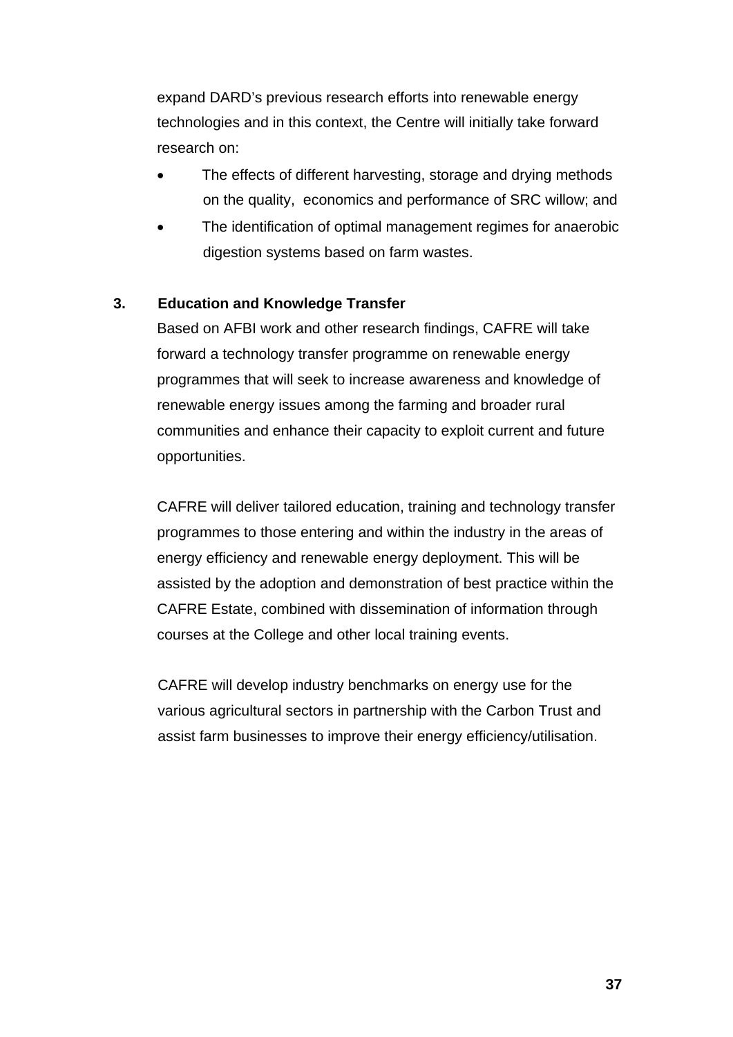expand DARD's previous research efforts into renewable energy technologies and in this context, the Centre will initially take forward research on:

- The effects of different harvesting, storage and drying methods on the quality, economics and performance of SRC willow; and
- The identification of optimal management regimes for anaerobic digestion systems based on farm wastes.

**3. Education and Knowledge Transfer**

Based on AFBI work and other research findings, CAFRE will take forward a technology transfer programme on renewable energy programmes that will seek to increase awareness and knowledge of renewable energy issues among the farming and broader rural communities and enhance their capacity to exploit current and future opportunities.

CAFRE will deliver tailored education, training and technology transfer programmes to those entering and within the industry in the areas of energy efficiency and renewable energy deployment. This will be assisted by the adoption and demonstration of best practice within the CAFRE Estate, combined with dissemination of information through courses at the College and other local training events.

CAFRE will develop industry benchmarks on energy use for the various agricultural sectors in partnership with the Carbon Trust and assist farm businesses to improve their energy efficiency/utilisation.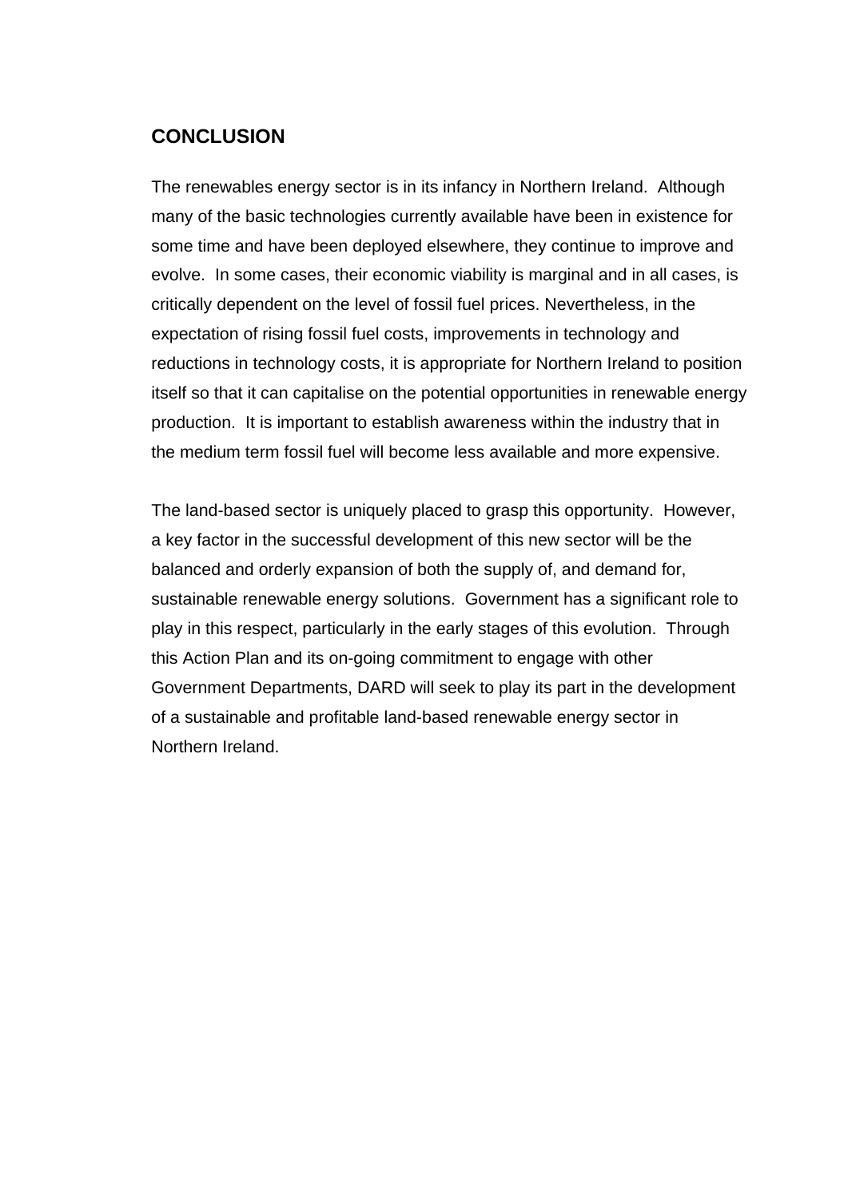## CONCLUSION

The renewables energy sector is in its infancy in Northern Ireland. Although many of the basic technologies currently available have been in existence for some time and have been deployed elsewhere, they continue to improve and evolve. In some cases, their economic viability is marginal and in all cases, is critically dependent on the level of fossil fuel prices. Nevertheless, in the expectation of rising fossil fuel costs, improvements in technology and reductions in technology costs, it is appropriate for Northern Ireland to position itself so that it can capitalise on the potential opportunities in renewable energy production. It is important to establish awareness within the industry that in the medium term fossil fuel will become less available and more expensive.

The land-based sector is uniquely placed to grasp this opportunity. However, a key factor in the successful development of this new sector will be the balanced and orderly expansion of both the supply of, and demand for, sustainable renewable energy solutions. Government has a significant role to play in this respect, particularly in the early stages of this evolution. Through this Action Plan and its on-going commitment to engage with other Government Departments, DARD will seek to play its part in the development of a sustainable and profitable land-based renewable energy sector in Northern Ireland.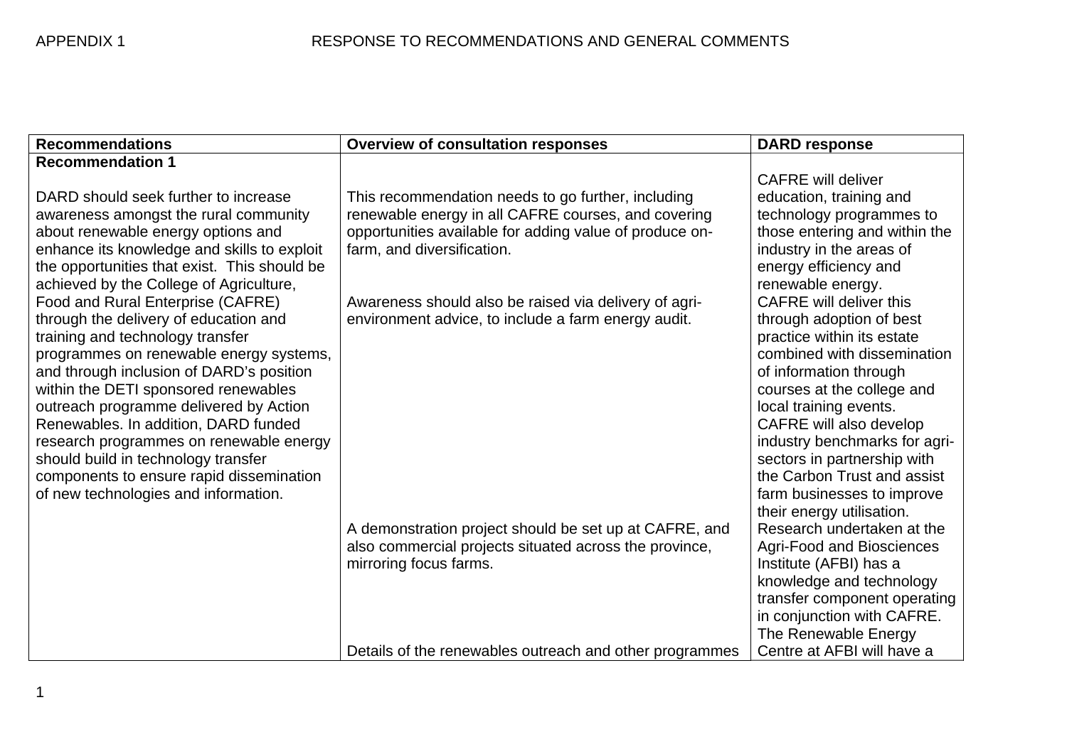APPENDIX 1 RESPONSE TO RECOMMENDATIONS AND GENERAL COMMENTS

| Recommendations | Overview of consultation responses | DARD response |
|---|---|---|
| **Recommendation 1**<br><br>DARD should seek further to increase awareness amongst the rural community about renewable energy options and enhance its knowledge and skills to exploit the opportunities that exist. This should be achieved by the College of Agriculture, Food and Rural Enterprise (CAFRE) through the delivery of education and training and technology transfer programmes on renewable energy systems, and through inclusion of DARD's position within the DETI sponsored renewables outreach programme delivered by Action Renewables. In addition, DARD funded research programmes on renewable energy should build in technology transfer components to ensure rapid dissemination of new technologies and information. | This recommendation needs to go further, including renewable energy in all CAFRE courses, and covering opportunities available for adding value of produce on-farm, and diversification.<br><br>Awareness should also be raised via delivery of agri-environment advice, to include a farm energy audit.<br><br>A demonstration project should be set up at CAFRE, and also commercial projects situated across the province, mirroring focus farms.<br><br>Details of the renewables outreach and other programmes | CAFRE will deliver education, training and technology programmes to those entering and within the industry in the areas of energy efficiency and renewable energy.<br>CAFRE will deliver this through adoption of best practice within its estate combined with dissemination of information through courses at the college and local training events.<br>CAFRE will also develop industry benchmarks for agri-sectors in partnership with the Carbon Trust and assist farm businesses to improve their energy utilisation.<br>Research undertaken at the Agri-Food and Biosciences Institute (AFBI) has a knowledge and technology transfer component operating in conjunction with CAFRE.<br>The Renewable Energy Centre at AFBI will have a |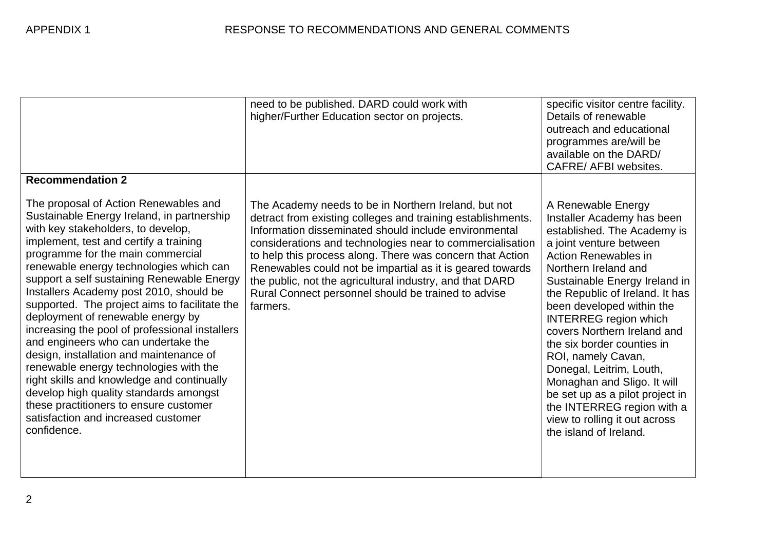| | | |
|---|---|---|
| | need to be published. DARD could work with higher/Further Education sector on projects. | specific visitor centre facility. Details of renewable outreach and educational programmes are/will be available on the DARD/ CAFRE/ AFBI websites. |
| **Recommendation 2**<br><br>The proposal of Action Renewables and Sustainable Energy Ireland, in partnership with key stakeholders, to develop, implement, test and certify a training programme for the main commercial renewable energy technologies which can support a self sustaining Renewable Energy Installers Academy post 2010, should be supported. The project aims to facilitate the deployment of renewable energy by increasing the pool of professional installers and engineers who can undertake the design, installation and maintenance of renewable energy technologies with the right skills and knowledge and continually develop high quality standards amongst these practitioners to ensure customer satisfaction and increased customer confidence. | The Academy needs to be in Northern Ireland, but not detract from existing colleges and training establishments. Information disseminated should include environmental considerations and technologies near to commercialisation to help this process along. There was concern that Action Renewables could not be impartial as it is geared towards the public, not the agricultural industry, and that DARD Rural Connect personnel should be trained to advise farmers. | A Renewable Energy Installer Academy has been established. The Academy is a joint venture between Action Renewables in Northern Ireland and Sustainable Energy Ireland in the Republic of Ireland. It has been developed within the INTERREG region which covers Northern Ireland and the six border counties in ROI, namely Cavan, Donegal, Leitrim, Louth, Monaghan and Sligo. It will be set up as a pilot project in the INTERREG region with a view to rolling it out across the island of Ireland. |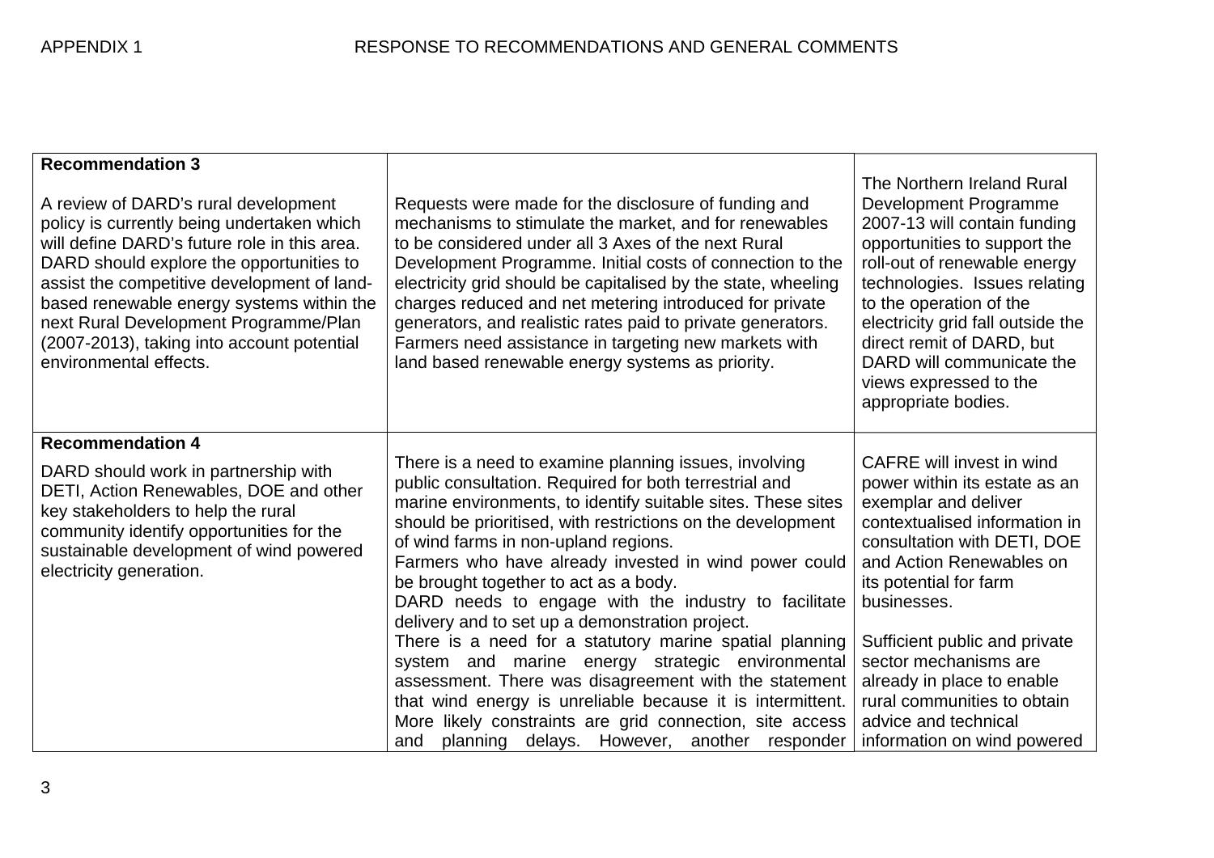APPENDIX 1 RESPONSE TO RECOMMENDATIONS AND GENERAL COMMENTS

| | | |
|---|---|---|
| **Recommendation 3**<br><br>A review of DARD's rural development policy is currently being undertaken which will define DARD's future role in this area. DARD should explore the opportunities to assist the competitive development of land-based renewable energy systems within the next Rural Development Programme/Plan (2007-2013), taking into account potential environmental effects. | Requests were made for the disclosure of funding and mechanisms to stimulate the market, and for renewables to be considered under all 3 Axes of the next Rural Development Programme. Initial costs of connection to the electricity grid should be capitalised by the state, wheeling charges reduced and net metering introduced for private generators, and realistic rates paid to private generators. Farmers need assistance in targeting new markets with land based renewable energy systems as priority. | The Northern Ireland Rural Development Programme 2007-13 will contain funding opportunities to support the roll-out of renewable energy technologies. Issues relating to the operation of the electricity grid fall outside the direct remit of DARD, but DARD will communicate the views expressed to the appropriate bodies. |
| **Recommendation 4**<br><br>DARD should work in partnership with DETI, Action Renewables, DOE and other key stakeholders to help the rural community identify opportunities for the sustainable development of wind powered electricity generation. | There is a need to examine planning issues, involving public consultation. Required for both terrestrial and marine environments, to identify suitable sites. These sites should be prioritised, with restrictions on the development of wind farms in non-upland regions.<br>Farmers who have already invested in wind power could be brought together to act as a body.<br>DARD needs to engage with the industry to facilitate delivery and to set up a demonstration project.<br>There is a need for a statutory marine spatial planning system and marine energy strategic environmental assessment. There was disagreement with the statement that wind energy is unreliable because it is intermittent. More likely constraints are grid connection, site access and planning delays. However, another responder | CAFRE will invest in wind power within its estate as an exemplar and deliver contextualised information in consultation with DETI, DOE and Action Renewables on its potential for farm businesses.<br><br>Sufficient public and private sector mechanisms are already in place to enable rural communities to obtain advice and technical information on wind powered |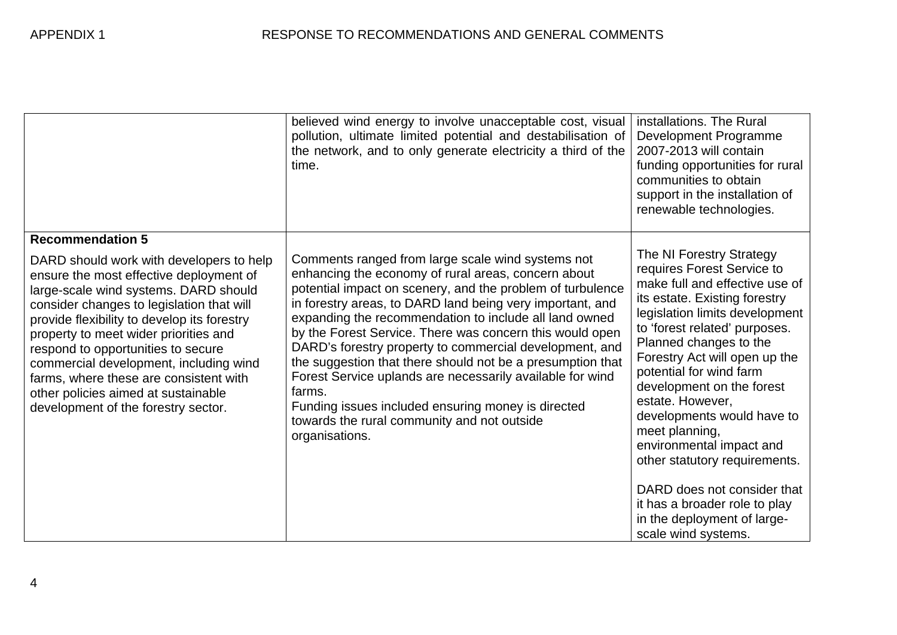| | | |
|---|---|---|
| | believed wind energy to involve unacceptable cost, visual pollution, ultimate limited potential and destabilisation of the network, and to only generate electricity a third of the time. | installations. The Rural Development Programme 2007-2013 will contain funding opportunities for rural communities to obtain support in the installation of renewable technologies. |
| **Recommendation 5**<br><br>DARD should work with developers to help ensure the most effective deployment of large-scale wind systems. DARD should consider changes to legislation that will provide flexibility to develop its forestry property to meet wider priorities and respond to opportunities to secure commercial development, including wind farms, where these are consistent with other policies aimed at sustainable development of the forestry sector. | Comments ranged from large scale wind systems not enhancing the economy of rural areas, concern about potential impact on scenery, and the problem of turbulence in forestry areas, to DARD land being very important, and expanding the recommendation to include all land owned by the Forest Service. There was concern this would open DARD's forestry property to commercial development, and the suggestion that there should not be a presumption that Forest Service uplands are necessarily available for wind farms.<br>Funding issues included ensuring money is directed towards the rural community and not outside organisations. | The NI Forestry Strategy requires Forest Service to make full and effective use of its estate. Existing forestry legislation limits development to 'forest related' purposes. Planned changes to the Forestry Act will open up the potential for wind farm development on the forest estate. However, developments would have to meet planning, environmental impact and other statutory requirements.<br><br>DARD does not consider that it has a broader role to play in the deployment of large-scale wind systems. |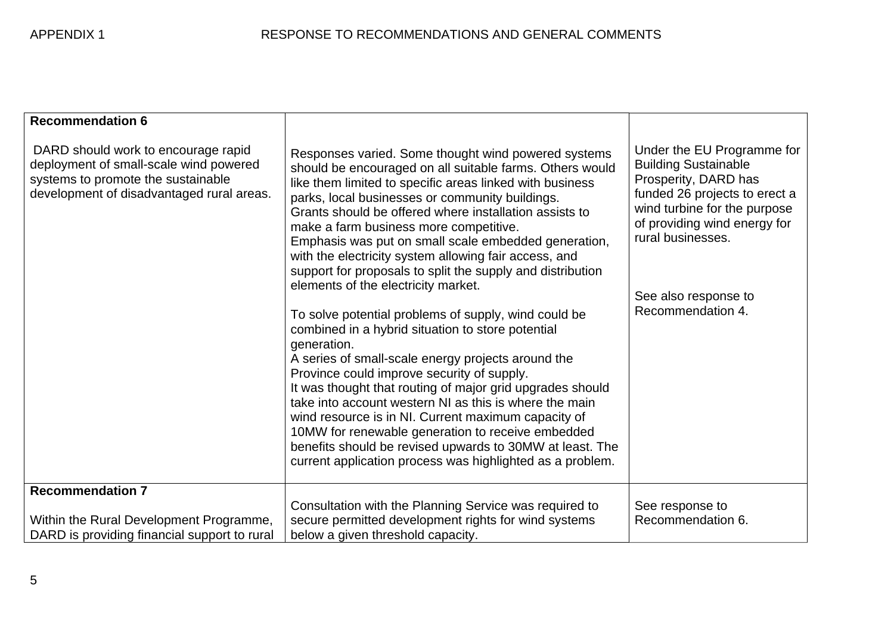APPENDIX 1 RESPONSE TO RECOMMENDATIONS AND GENERAL COMMENTS

| | | |
|---|---|---|
| **Recommendation 6**<br><br>DARD should work to encourage rapid deployment of small-scale wind powered systems to promote the sustainable development of disadvantaged rural areas. | Responses varied. Some thought wind powered systems should be encouraged on all suitable farms. Others would like them limited to specific areas linked with business parks, local businesses or community buildings.<br>Grants should be offered where installation assists to make a farm business more competitive.<br>Emphasis was put on small scale embedded generation, with the electricity system allowing fair access, and support for proposals to split the supply and distribution elements of the electricity market.<br><br>To solve potential problems of supply, wind could be combined in a hybrid situation to store potential generation.<br>A series of small-scale energy projects around the Province could improve security of supply.<br>It was thought that routing of major grid upgrades should take into account western NI as this is where the main wind resource is in NI. Current maximum capacity of 10MW for renewable generation to receive embedded benefits should be revised upwards to 30MW at least. The current application process was highlighted as a problem. | Under the EU Programme for Building Sustainable Prosperity, DARD has funded 26 projects to erect a wind turbine for the purpose of providing wind energy for rural businesses.<br><br>See also response to Recommendation 4. |
| **Recommendation 7**<br><br>Within the Rural Development Programme, DARD is providing financial support to rural | Consultation with the Planning Service was required to secure permitted development rights for wind systems below a given threshold capacity. | See response to Recommendation 6. |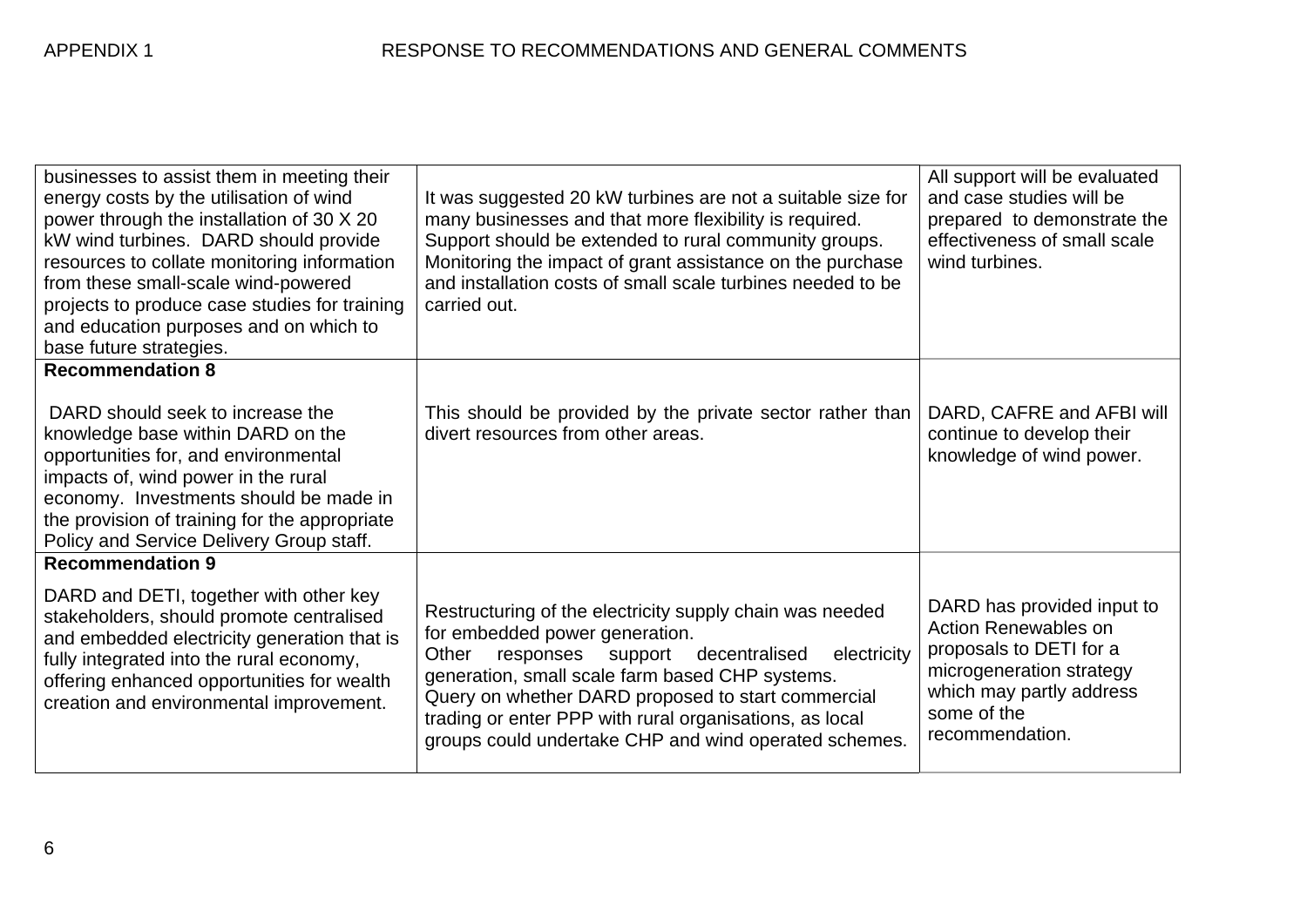| | | |
|---|---|---|
| businesses to assist them in meeting their energy costs by the utilisation of wind power through the installation of 30 X 20 kW wind turbines. DARD should provide resources to collate monitoring information from these small-scale wind-powered projects to produce case studies for training and education purposes and on which to base future strategies. | It was suggested 20 kW turbines are not a suitable size for many businesses and that more flexibility is required. Support should be extended to rural community groups. Monitoring the impact of grant assistance on the purchase and installation costs of small scale turbines needed to be carried out. | All support will be evaluated and case studies will be prepared to demonstrate the effectiveness of small scale wind turbines. |
| **Recommendation 8**<br><br>DARD should seek to increase the knowledge base within DARD on the opportunities for, and environmental impacts of, wind power in the rural economy. Investments should be made in the provision of training for the appropriate Policy and Service Delivery Group staff. | This should be provided by the private sector rather than divert resources from other areas. | DARD, CAFRE and AFBI will continue to develop their knowledge of wind power. |
| **Recommendation 9**<br><br>DARD and DETI, together with other key stakeholders, should promote centralised and embedded electricity generation that is fully integrated into the rural economy, offering enhanced opportunities for wealth creation and environmental improvement. | Restructuring of the electricity supply chain was needed for embedded power generation.<br>Other responses support decentralised electricity generation, small scale farm based CHP systems.<br>Query on whether DARD proposed to start commercial trading or enter PPP with rural organisations, as local groups could undertake CHP and wind operated schemes. | DARD has provided input to Action Renewables on proposals to DETI for a microgeneration strategy which may partly address some of the recommendation. |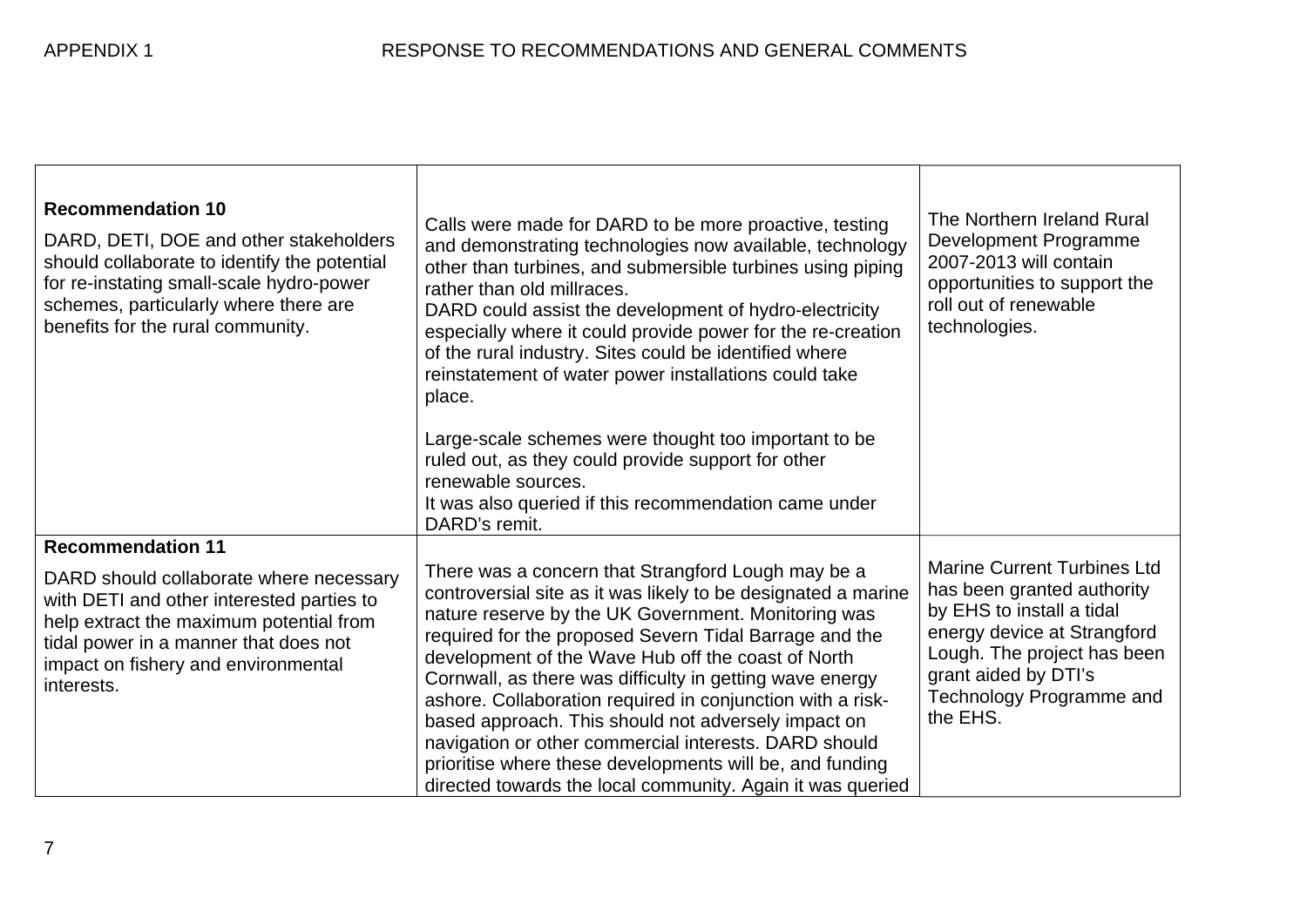APPENDIX 1 RESPONSE TO RECOMMENDATIONS AND GENERAL COMMENTS

| | | |
|---|---|---|
| **Recommendation 10**<br><br>DARD, DETI, DOE and other stakeholders should collaborate to identify the potential for re-instating small-scale hydro-power schemes, particularly where there are benefits for the rural community. | Calls were made for DARD to be more proactive, testing and demonstrating technologies now available, technology other than turbines, and submersible turbines using piping rather than old millraces.<br>DARD could assist the development of hydro-electricity especially where it could provide power for the re-creation of the rural industry. Sites could be identified where reinstatement of water power installations could take place.<br><br>Large-scale schemes were thought too important to be ruled out, as they could provide support for other renewable sources.<br>It was also queried if this recommendation came under DARD's remit. | The Northern Ireland Rural Development Programme 2007-2013 will contain opportunities to support the roll out of renewable technologies. |
| **Recommendation 11**<br><br>DARD should collaborate where necessary with DETI and other interested parties to help extract the maximum potential from tidal power in a manner that does not impact on fishery and environmental interests. | There was a concern that Strangford Lough may be a controversial site as it was likely to be designated a marine nature reserve by the UK Government. Monitoring was required for the proposed Severn Tidal Barrage and the development of the Wave Hub off the coast of North Cornwall, as there was difficulty in getting wave energy ashore. Collaboration required in conjunction with a risk-based approach. This should not adversely impact on navigation or other commercial interests. DARD should prioritise where these developments will be, and funding directed towards the local community. Again it was queried | Marine Current Turbines Ltd has been granted authority by EHS to install a tidal energy device at Strangford Lough. The project has been grant aided by DTI's Technology Programme and the EHS. |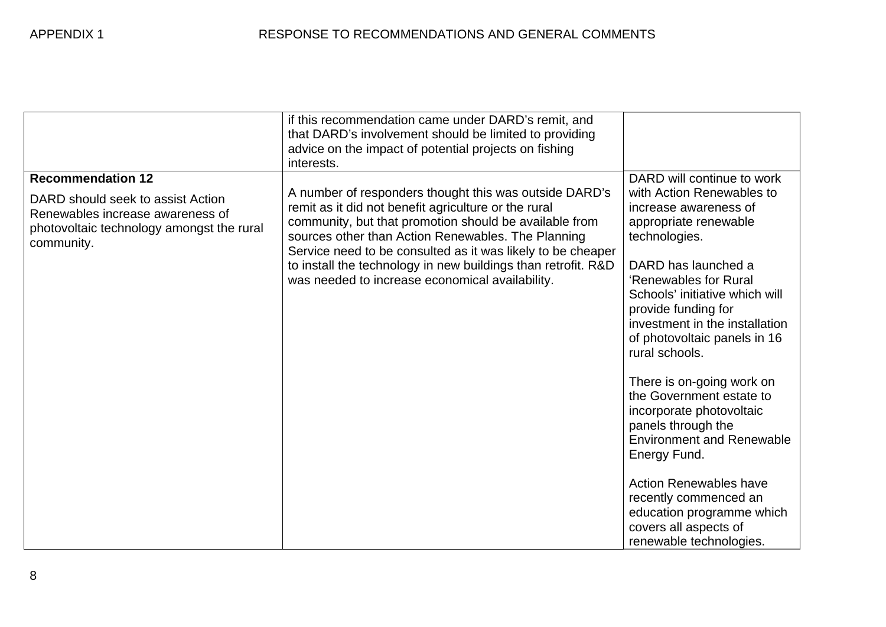| | | |
|---|---|---|
| | if this recommendation came under DARD's remit, and that DARD's involvement should be limited to providing advice on the impact of potential projects on fishing interests. | |
| **Recommendation 12**<br><br>DARD should seek to assist Action Renewables increase awareness of photovoltaic technology amongst the rural community. | A number of responders thought this was outside DARD's remit as it did not benefit agriculture or the rural community, but that promotion should be available from sources other than Action Renewables. The Planning Service need to be consulted as it was likely to be cheaper to install the technology in new buildings than retrofit. R&D was needed to increase economical availability. | DARD will continue to work with Action Renewables to increase awareness of appropriate renewable technologies.<br><br>DARD has launched a 'Renewables for Rural Schools' initiative which will provide funding for investment in the installation of photovoltaic panels in 16 rural schools.<br><br>There is on-going work on the Government estate to incorporate photovoltaic panels through the Environment and Renewable Energy Fund.<br><br>Action Renewables have recently commenced an education programme which covers all aspects of renewable technologies. |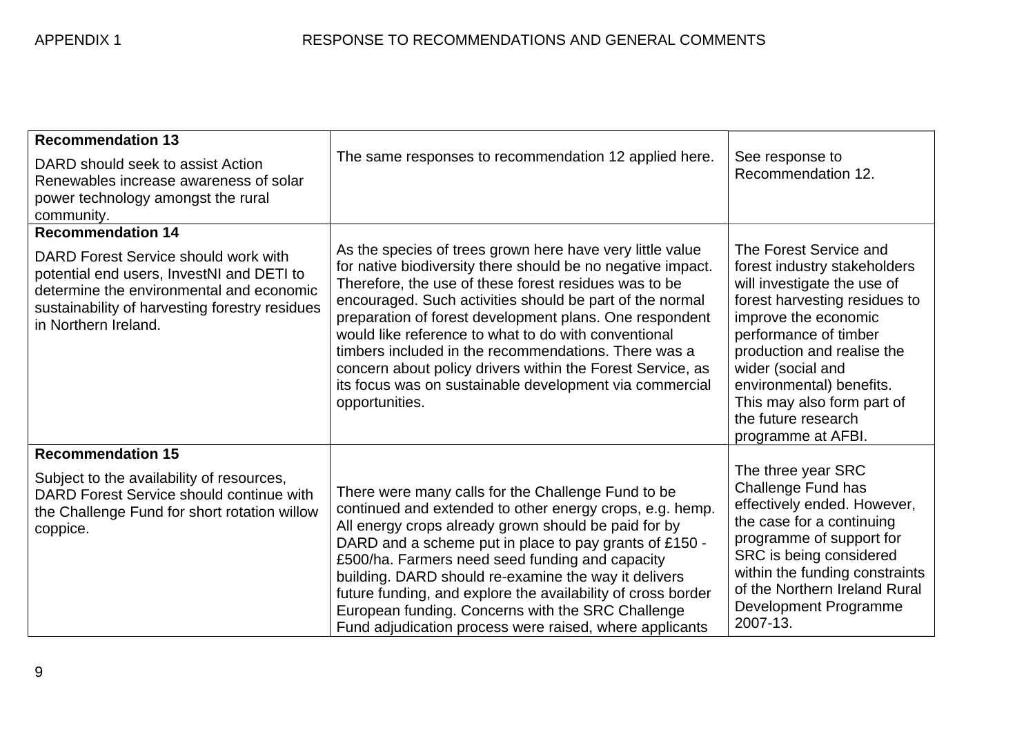APPENDIX 1 RESPONSE TO RECOMMENDATIONS AND GENERAL COMMENTS

| | | |
|---|---|---|
| **Recommendation 13**<br><br>DARD should seek to assist Action Renewables increase awareness of solar power technology amongst the rural community. | The same responses to recommendation 12 applied here. | See response to Recommendation 12. |
| **Recommendation 14**<br><br>DARD Forest Service should work with potential end users, InvestNI and DETI to determine the environmental and economic sustainability of harvesting forestry residues in Northern Ireland. | As the species of trees grown here have very little value for native biodiversity there should be no negative impact. Therefore, the use of these forest residues was to be encouraged. Such activities should be part of the normal preparation of forest development plans. One respondent would like reference to what to do with conventional timbers included in the recommendations. There was a concern about policy drivers within the Forest Service, as its focus was on sustainable development via commercial opportunities. | The Forest Service and forest industry stakeholders will investigate the use of forest harvesting residues to improve the economic performance of timber production and realise the wider (social and environmental) benefits. This may also form part of the future research programme at AFBI. |
| **Recommendation 15**<br><br>Subject to the availability of resources, DARD Forest Service should continue with the Challenge Fund for short rotation willow coppice. | There were many calls for the Challenge Fund to be continued and extended to other energy crops, e.g. hemp. All energy crops already grown should be paid for by DARD and a scheme put in place to pay grants of £150 - £500/ha. Farmers need seed funding and capacity building. DARD should re-examine the way it delivers future funding, and explore the availability of cross border European funding. Concerns with the SRC Challenge Fund adjudication process were raised, where applicants | The three year SRC Challenge Fund has effectively ended. However, the case for a continuing programme of support for SRC is being considered within the funding constraints of the Northern Ireland Rural Development Programme 2007-13. |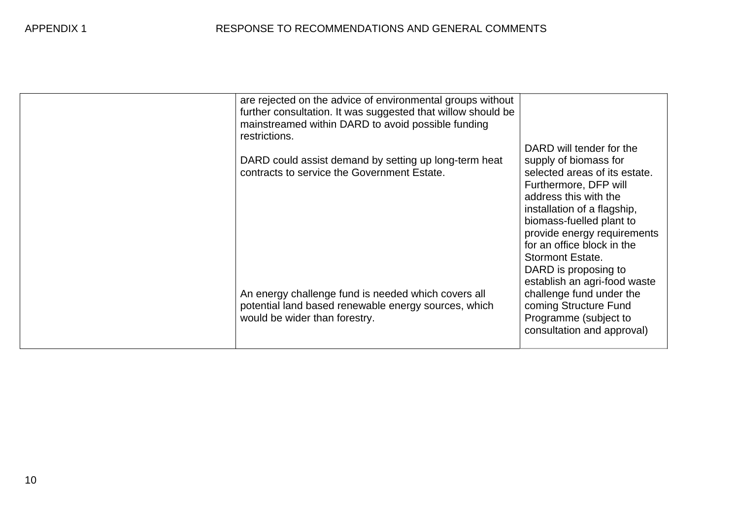APPENDIX 1 RESPONSE TO RECOMMENDATIONS AND GENERAL COMMENTS

| | | |
|---|---|---|
| | are rejected on the advice of environmental groups without further consultation. It was suggested that willow should be mainstreamed within DARD to avoid possible funding restrictions. | |
| | DARD could assist demand by setting up long-term heat contracts to service the Government Estate. | DARD will tender for the supply of biomass for selected areas of its estate. Furthermore, DFP will address this with the installation of a flagship, biomass-fuelled plant to provide energy requirements for an office block in the Stormont Estate. |
| | An energy challenge fund is needed which covers all potential land based renewable energy sources, which would be wider than forestry. | DARD is proposing to establish an agri-food waste challenge fund under the coming Structure Fund Programme (subject to consultation and approval) |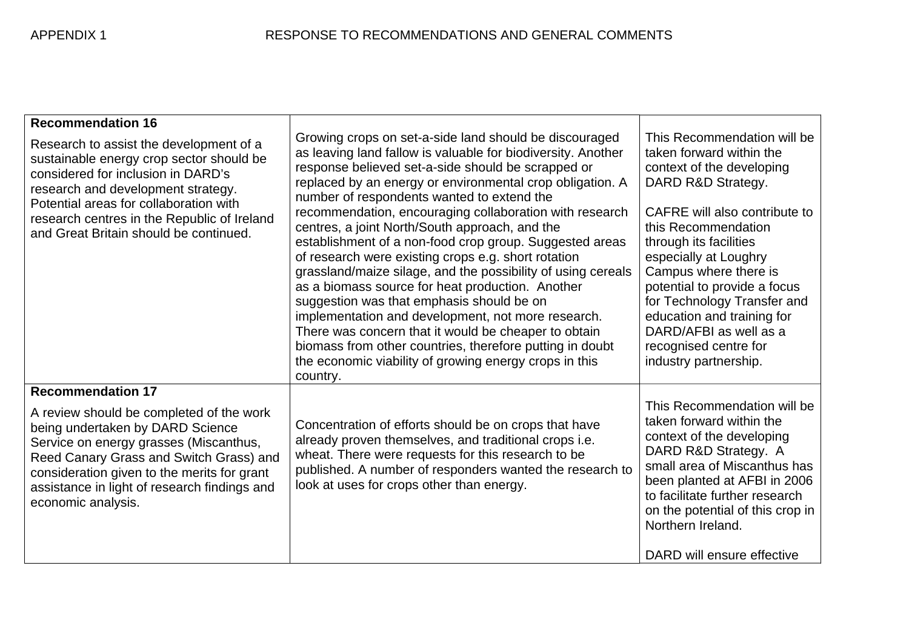APPENDIX 1 RESPONSE TO RECOMMENDATIONS AND GENERAL COMMENTS

| | | |
|---|---|---|
| **Recommendation 16**<br><br>Research to assist the development of a sustainable energy crop sector should be considered for inclusion in DARD's research and development strategy. Potential areas for collaboration with research centres in the Republic of Ireland and Great Britain should be continued. | Growing crops on set-a-side land should be discouraged as leaving land fallow is valuable for biodiversity. Another response believed set-a-side should be scrapped or replaced by an energy or environmental crop obligation. A number of respondents wanted to extend the recommendation, encouraging collaboration with research centres, a joint North/South approach, and the establishment of a non-food crop group. Suggested areas of research were existing crops e.g. short rotation grassland/maize silage, and the possibility of using cereals as a biomass source for heat production. Another suggestion was that emphasis should be on implementation and development, not more research. There was concern that it would be cheaper to obtain biomass from other countries, therefore putting in doubt the economic viability of growing energy crops in this country. | This Recommendation will be taken forward within the context of the developing DARD R&D Strategy.<br><br>CAFRE will also contribute to this Recommendation through its facilities especially at Loughry Campus where there is potential to provide a focus for Technology Transfer and education and training for DARD/AFBI as well as a recognised centre for industry partnership. |
| **Recommendation 17**<br><br>A review should be completed of the work being undertaken by DARD Science Service on energy grasses (Miscanthus, Reed Canary Grass and Switch Grass) and consideration given to the merits for grant assistance in light of research findings and economic analysis. | Concentration of efforts should be on crops that have already proven themselves, and traditional crops i.e. wheat. There were requests for this research to be published. A number of responders wanted the research to look at uses for crops other than energy. | This Recommendation will be taken forward within the context of the developing DARD R&D Strategy. A small area of Miscanthus has been planted at AFBI in 2006 to facilitate further research on the potential of this crop in Northern Ireland.<br><br>DARD will ensure effective |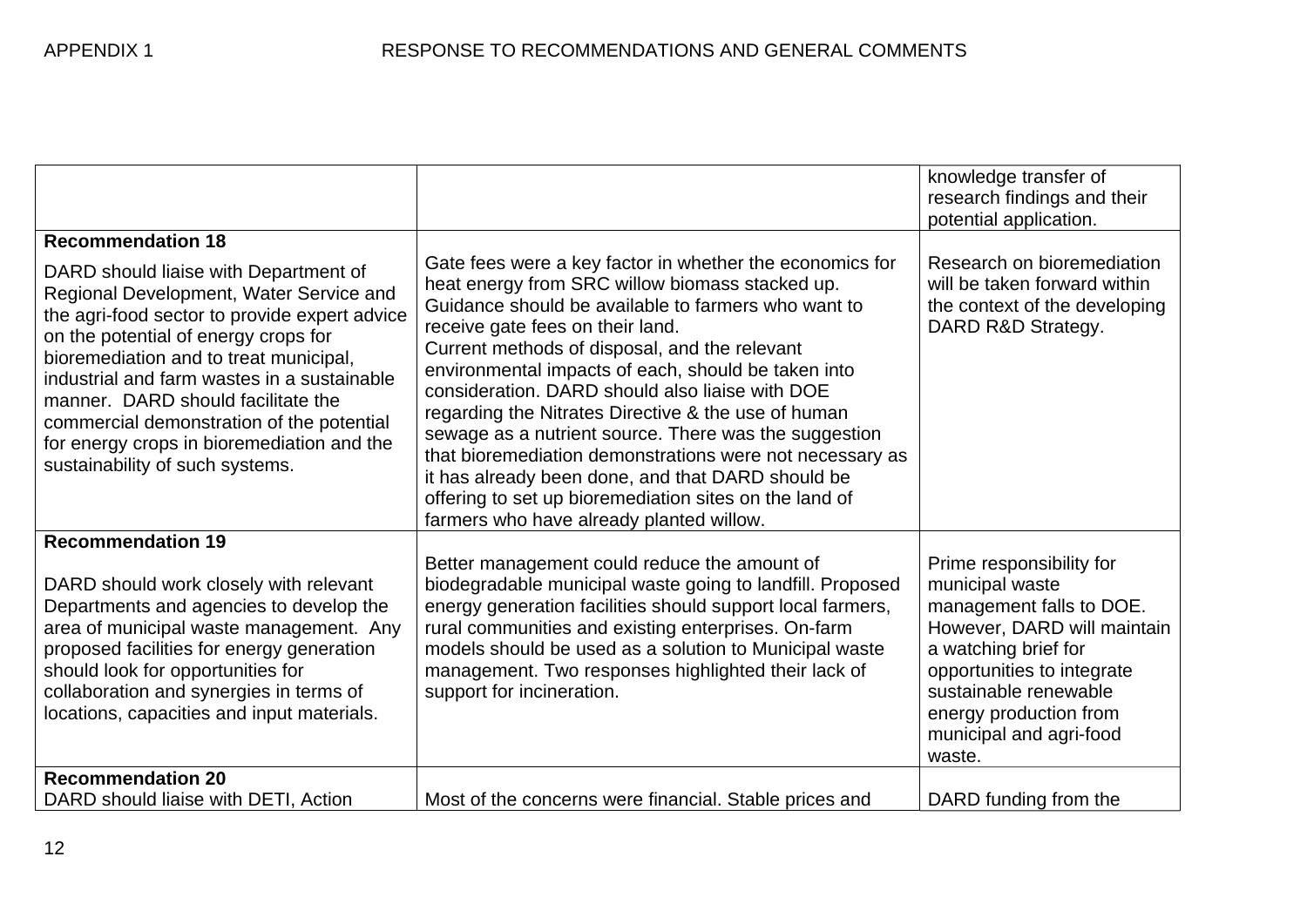APPENDIX 1 RESPONSE TO RECOMMENDATIONS AND GENERAL COMMENTS

| | | |
|---|---|---|
| | | knowledge transfer of research findings and their potential application. |
| **Recommendation 18**<br><br>DARD should liaise with Department of Regional Development, Water Service and the agri-food sector to provide expert advice on the potential of energy crops for bioremediation and to treat municipal, industrial and farm wastes in a sustainable manner. DARD should facilitate the commercial demonstration of the potential for energy crops in bioremediation and the sustainability of such systems. | Gate fees were a key factor in whether the economics for heat energy from SRC willow biomass stacked up. Guidance should be available to farmers who want to receive gate fees on their land.<br>Current methods of disposal, and the relevant environmental impacts of each, should be taken into consideration. DARD should also liaise with DOE regarding the Nitrates Directive & the use of human sewage as a nutrient source. There was the suggestion that bioremediation demonstrations were not necessary as it has already been done, and that DARD should be offering to set up bioremediation sites on the land of farmers who have already planted willow. | Research on bioremediation will be taken forward within the context of the developing DARD R&D Strategy. |
| **Recommendation 19**<br><br>DARD should work closely with relevant Departments and agencies to develop the area of municipal waste management. Any proposed facilities for energy generation should look for opportunities for collaboration and synergies in terms of locations, capacities and input materials. | Better management could reduce the amount of biodegradable municipal waste going to landfill. Proposed energy generation facilities should support local farmers, rural communities and existing enterprises. On-farm models should be used as a solution to Municipal waste management. Two responses highlighted their lack of support for incineration. | Prime responsibility for municipal waste management falls to DOE. However, DARD will maintain a watching brief for opportunities to integrate sustainable renewable energy production from municipal and agri-food waste. |
| **Recommendation 20**<br>DARD should liaise with DETI, Action | Most of the concerns were financial. Stable prices and | DARD funding from the |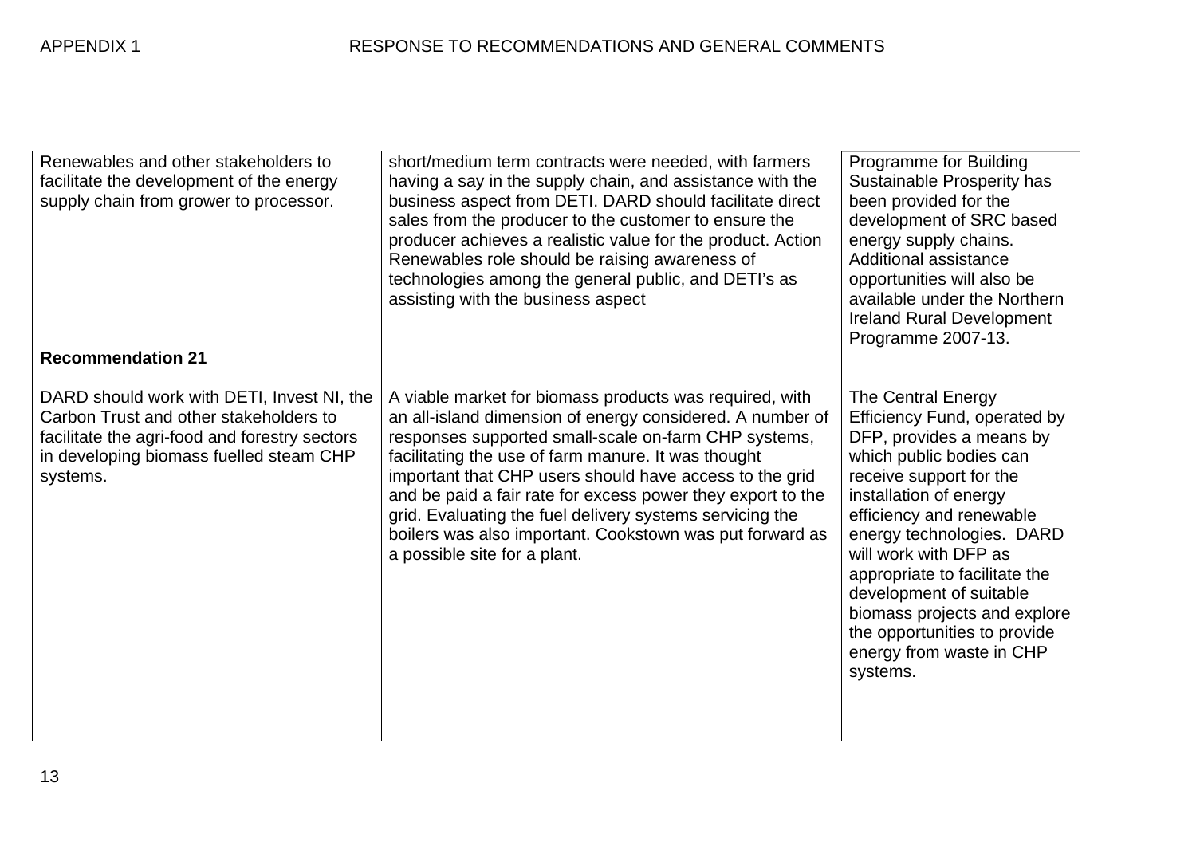| | | |
|---|---|---|
| Renewables and other stakeholders to facilitate the development of the energy supply chain from grower to processor. | short/medium term contracts were needed, with farmers having a say in the supply chain, and assistance with the business aspect from DETI. DARD should facilitate direct sales from the producer to the customer to ensure the producer achieves a realistic value for the product. Action Renewables role should be raising awareness of technologies among the general public, and DETI's as assisting with the business aspect | Programme for Building Sustainable Prosperity has been provided for the development of SRC based energy supply chains. Additional assistance opportunities will also be available under the Northern Ireland Rural Development Programme 2007-13. |
| **Recommendation 21**<br><br>DARD should work with DETI, Invest NI, the Carbon Trust and other stakeholders to facilitate the agri-food and forestry sectors in developing biomass fuelled steam CHP systems. | A viable market for biomass products was required, with an all-island dimension of energy considered. A number of responses supported small-scale on-farm CHP systems, facilitating the use of farm manure. It was thought important that CHP users should have access to the grid and be paid a fair rate for excess power they export to the grid. Evaluating the fuel delivery systems servicing the boilers was also important. Cookstown was put forward as a possible site for a plant. | The Central Energy Efficiency Fund, operated by DFP, provides a means by which public bodies can receive support for the installation of energy efficiency and renewable energy technologies. DARD will work with DFP as appropriate to facilitate the development of suitable biomass projects and explore the opportunities to provide energy from waste in CHP systems. |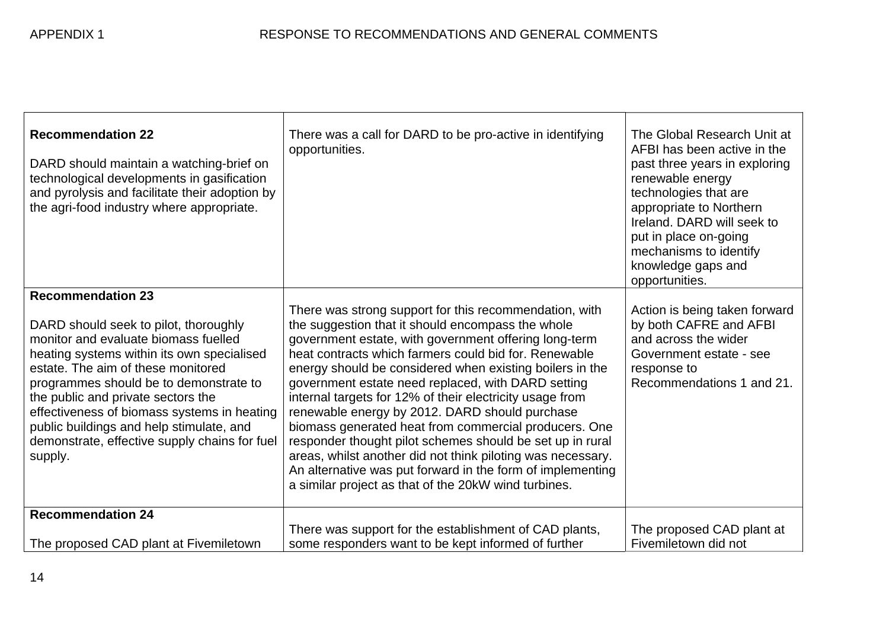APPENDIX 1 RESPONSE TO RECOMMENDATIONS AND GENERAL COMMENTS

| | | |
|---|---|---|
| **Recommendation 22**<br><br>DARD should maintain a watching-brief on technological developments in gasification and pyrolysis and facilitate their adoption by the agri-food industry where appropriate. | There was a call for DARD to be pro-active in identifying opportunities. | The Global Research Unit at AFBI has been active in the past three years in exploring renewable energy technologies that are appropriate to Northern Ireland. DARD will seek to put in place on-going mechanisms to identify knowledge gaps and opportunities. |
| **Recommendation 23**<br><br>DARD should seek to pilot, thoroughly monitor and evaluate biomass fuelled heating systems within its own specialised estate. The aim of these monitored programmes should be to demonstrate to the public and private sectors the effectiveness of biomass systems in heating public buildings and help stimulate, and demonstrate, effective supply chains for fuel supply. | There was strong support for this recommendation, with the suggestion that it should encompass the whole government estate, with government offering long-term heat contracts which farmers could bid for. Renewable energy should be considered when existing boilers in the government estate need replaced, with DARD setting internal targets for 12% of their electricity usage from renewable energy by 2012. DARD should purchase biomass generated heat from commercial producers. One responder thought pilot schemes should be set up in rural areas, whilst another did not think piloting was necessary. An alternative was put forward in the form of implementing a similar project as that of the 20kW wind turbines. | Action is being taken forward by both CAFRE and AFBI and across the wider Government estate - see response to Recommendations 1 and 21. |
| **Recommendation 24**<br><br>The proposed CAD plant at Fivemiletown | There was support for the establishment of CAD plants, some responders want to be kept informed of further | The proposed CAD plant at Fivemiletown did not |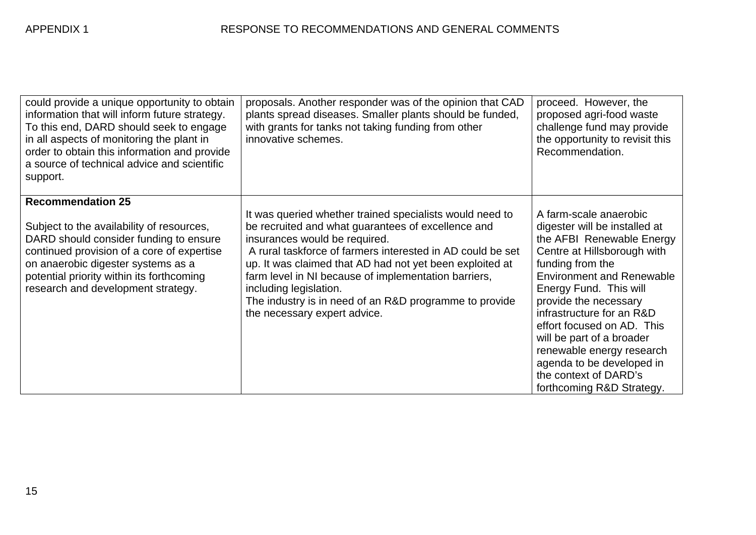| | | |
|---|---|---|
| could provide a unique opportunity to obtain information that will inform future strategy. To this end, DARD should seek to engage in all aspects of monitoring the plant in order to obtain this information and provide a source of technical advice and scientific support. | proposals. Another responder was of the opinion that CAD plants spread diseases. Smaller plants should be funded, with grants for tanks not taking funding from other innovative schemes. | proceed. However, the proposed agri-food waste challenge fund may provide the opportunity to revisit this Recommendation. |
| **Recommendation 25**<br><br>Subject to the availability of resources, DARD should consider funding to ensure continued provision of a core of expertise on anaerobic digester systems as a potential priority within its forthcoming research and development strategy. | It was queried whether trained specialists would need to be recruited and what guarantees of excellence and insurances would be required.<br>A rural taskforce of farmers interested in AD could be set up. It was claimed that AD had not yet been exploited at farm level in NI because of implementation barriers, including legislation.<br>The industry is in need of an R&D programme to provide the necessary expert advice. | A farm-scale anaerobic digester will be installed at the AFBI Renewable Energy Centre at Hillsborough with funding from the Environment and Renewable Energy Fund. This will provide the necessary infrastructure for an R&D effort focused on AD. This will be part of a broader renewable energy research agenda to be developed in the context of DARD's forthcoming R&D Strategy. |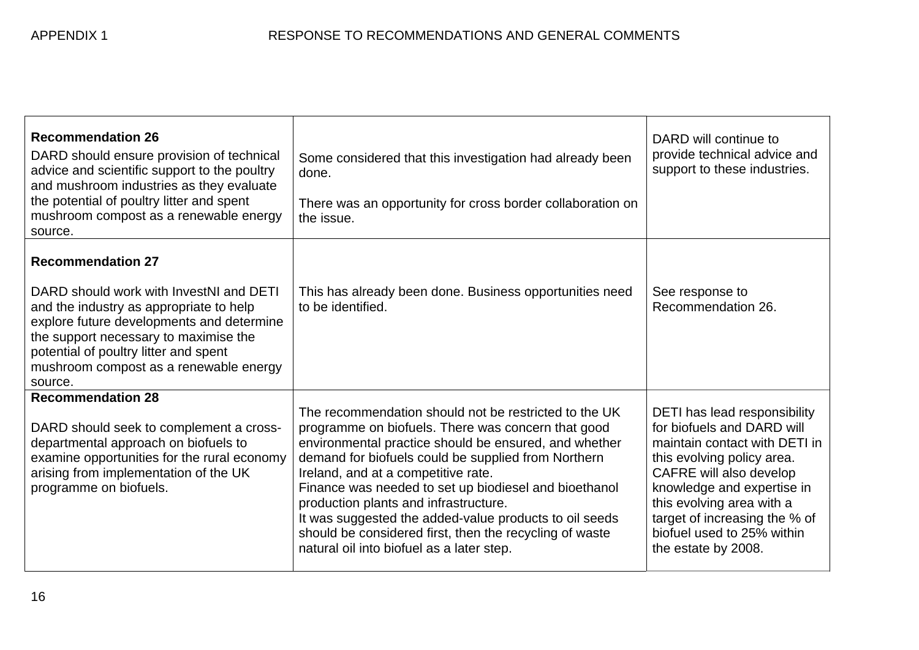APPENDIX 1 RESPONSE TO RECOMMENDATIONS AND GENERAL COMMENTS

| | | |
|---|---|---|
| **Recommendation 26**<br>DARD should ensure provision of technical advice and scientific support to the poultry and mushroom industries as they evaluate the potential of poultry litter and spent mushroom compost as a renewable energy source. | Some considered that this investigation had already been done.<br><br>There was an opportunity for cross border collaboration on the issue. | DARD will continue to provide technical advice and support to these industries. |
| **Recommendation 27**<br><br>DARD should work with InvestNI and DETI and the industry as appropriate to help explore future developments and determine the support necessary to maximise the potential of poultry litter and spent mushroom compost as a renewable energy source. | This has already been done. Business opportunities need to be identified. | See response to Recommendation 26. |
| **Recommendation 28**<br><br>DARD should seek to complement a cross-departmental approach on biofuels to examine opportunities for the rural economy arising from implementation of the UK programme on biofuels. | The recommendation should not be restricted to the UK programme on biofuels. There was concern that good environmental practice should be ensured, and whether demand for biofuels could be supplied from Northern Ireland, and at a competitive rate.<br>Finance was needed to set up biodiesel and bioethanol production plants and infrastructure.<br>It was suggested the added-value products to oil seeds should be considered first, then the recycling of waste natural oil into biofuel as a later step. | DETI has lead responsibility for biofuels and DARD will maintain contact with DETI in this evolving policy area. CAFRE will also develop knowledge and expertise in this evolving area with a target of increasing the % of biofuel used to 25% within the estate by 2008. |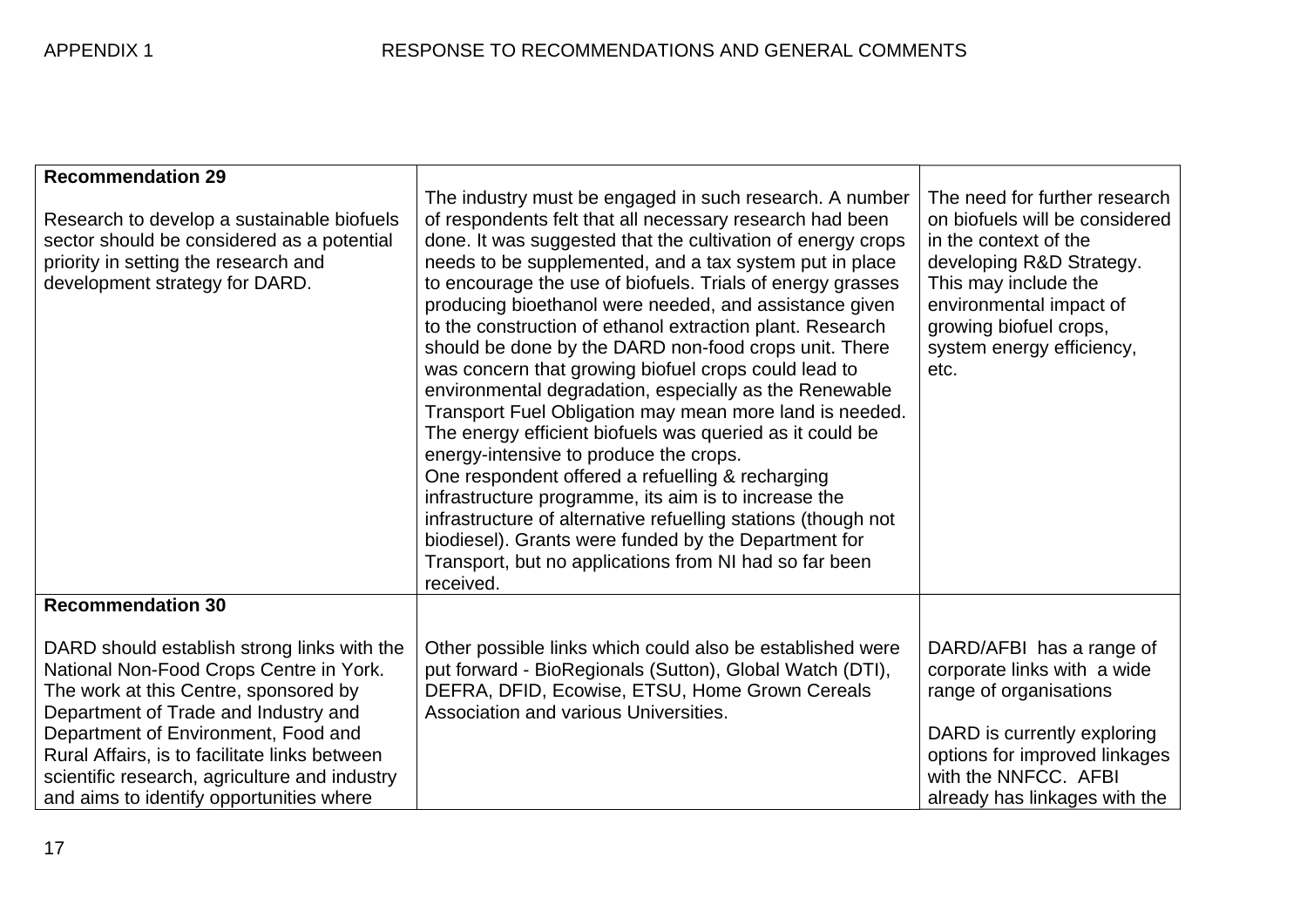| | | |
|---|---|---|
| **Recommendation 29**<br><br>Research to develop a sustainable biofuels sector should be considered as a potential priority in setting the research and development strategy for DARD. | The industry must be engaged in such research. A number of respondents felt that all necessary research had been done. It was suggested that the cultivation of energy crops needs to be supplemented, and a tax system put in place to encourage the use of biofuels. Trials of energy grasses producing bioethanol were needed, and assistance given to the construction of ethanol extraction plant. Research should be done by the DARD non-food crops unit. There was concern that growing biofuel crops could lead to environmental degradation, especially as the Renewable Transport Fuel Obligation may mean more land is needed. The energy efficient biofuels was queried as it could be energy-intensive to produce the crops.<br>One respondent offered a refuelling & recharging infrastructure programme, its aim is to increase the infrastructure of alternative refuelling stations (though not biodiesel). Grants were funded by the Department for Transport, but no applications from NI had so far been received. | The need for further research on biofuels will be considered in the context of the developing R&D Strategy. This may include the environmental impact of growing biofuel crops, system energy efficiency, etc. |
| **Recommendation 30**<br><br>DARD should establish strong links with the National Non-Food Crops Centre in York. The work at this Centre, sponsored by Department of Trade and Industry and Department of Environment, Food and Rural Affairs, is to facilitate links between scientific research, agriculture and industry and aims to identify opportunities where | Other possible links which could also be established were put forward - BioRegionals (Sutton), Global Watch (DTI), DEFRA, DFID, Ecowise, ETSU, Home Grown Cereals Association and various Universities. | DARD/AFBI has a range of corporate links with a wide range of organisations<br><br>DARD is currently exploring options for improved linkages with the NNFCC. AFBI already has linkages with the |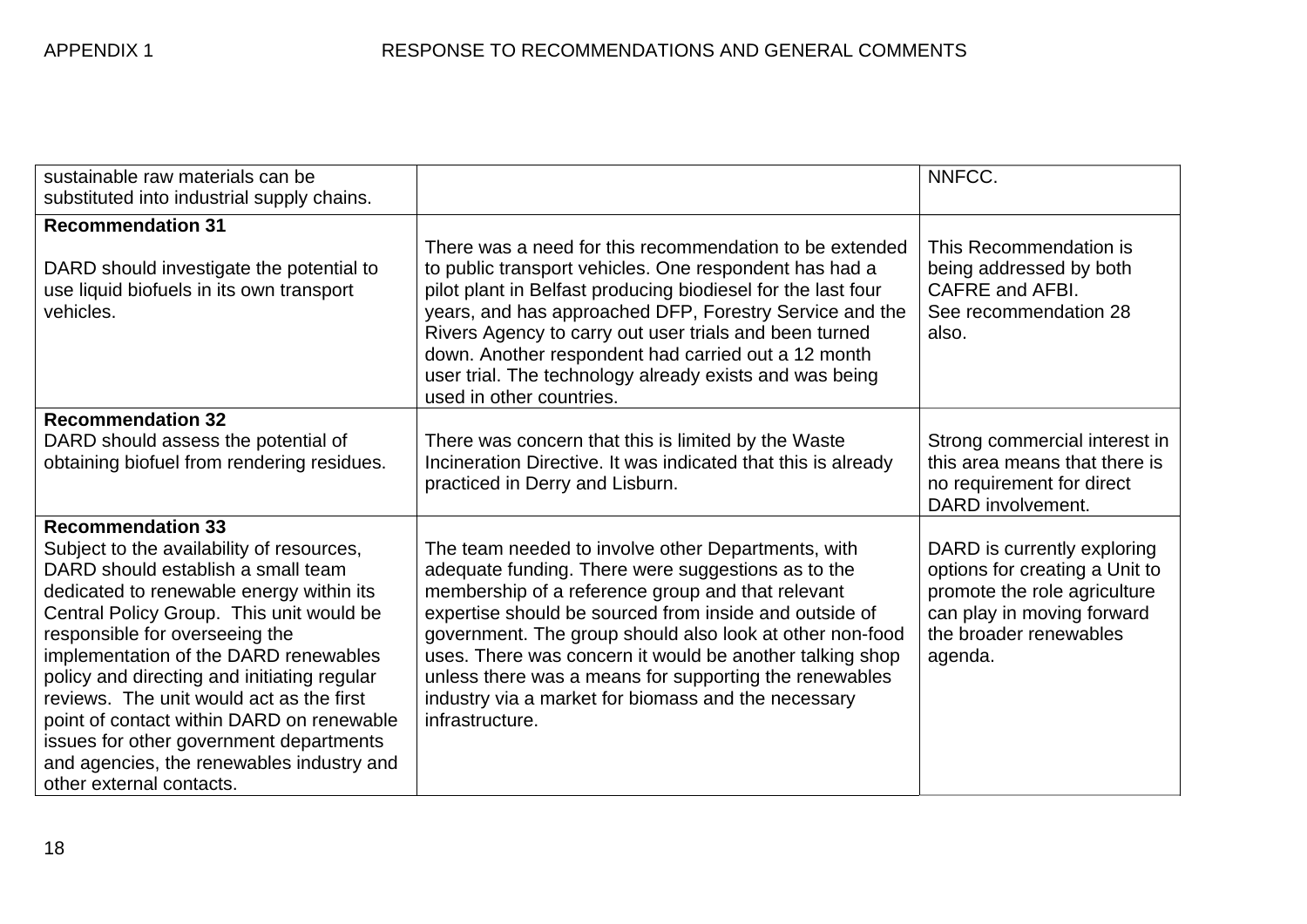| | | |
|---|---|---|
| sustainable raw materials can be substituted into industrial supply chains. | | NNFCC. |
| **Recommendation 31**<br><br>DARD should investigate the potential to use liquid biofuels in its own transport vehicles. | There was a need for this recommendation to be extended to public transport vehicles. One respondent has had a pilot plant in Belfast producing biodiesel for the last four years, and has approached DFP, Forestry Service and the Rivers Agency to carry out user trials and been turned down. Another respondent had carried out a 12 month user trial. The technology already exists and was being used in other countries. | This Recommendation is being addressed by both CAFRE and AFBI.<br>See recommendation 28 also. |
| **Recommendation 32**<br>DARD should assess the potential of obtaining biofuel from rendering residues. | There was concern that this is limited by the Waste Incineration Directive. It was indicated that this is already practiced in Derry and Lisburn. | Strong commercial interest in this area means that there is no requirement for direct DARD involvement. |
| **Recommendation 33**<br>Subject to the availability of resources, DARD should establish a small team dedicated to renewable energy within its Central Policy Group. This unit would be responsible for overseeing the implementation of the DARD renewables policy and directing and initiating regular reviews. The unit would act as the first point of contact within DARD on renewable issues for other government departments and agencies, the renewables industry and other external contacts. | The team needed to involve other Departments, with adequate funding. There were suggestions as to the membership of a reference group and that relevant expertise should be sourced from inside and outside of government. The group should also look at other non-food uses. There was concern it would be another talking shop unless there was a means for supporting the renewables industry via a market for biomass and the necessary infrastructure. | DARD is currently exploring options for creating a Unit to promote the role agriculture can play in moving forward the broader renewables agenda. |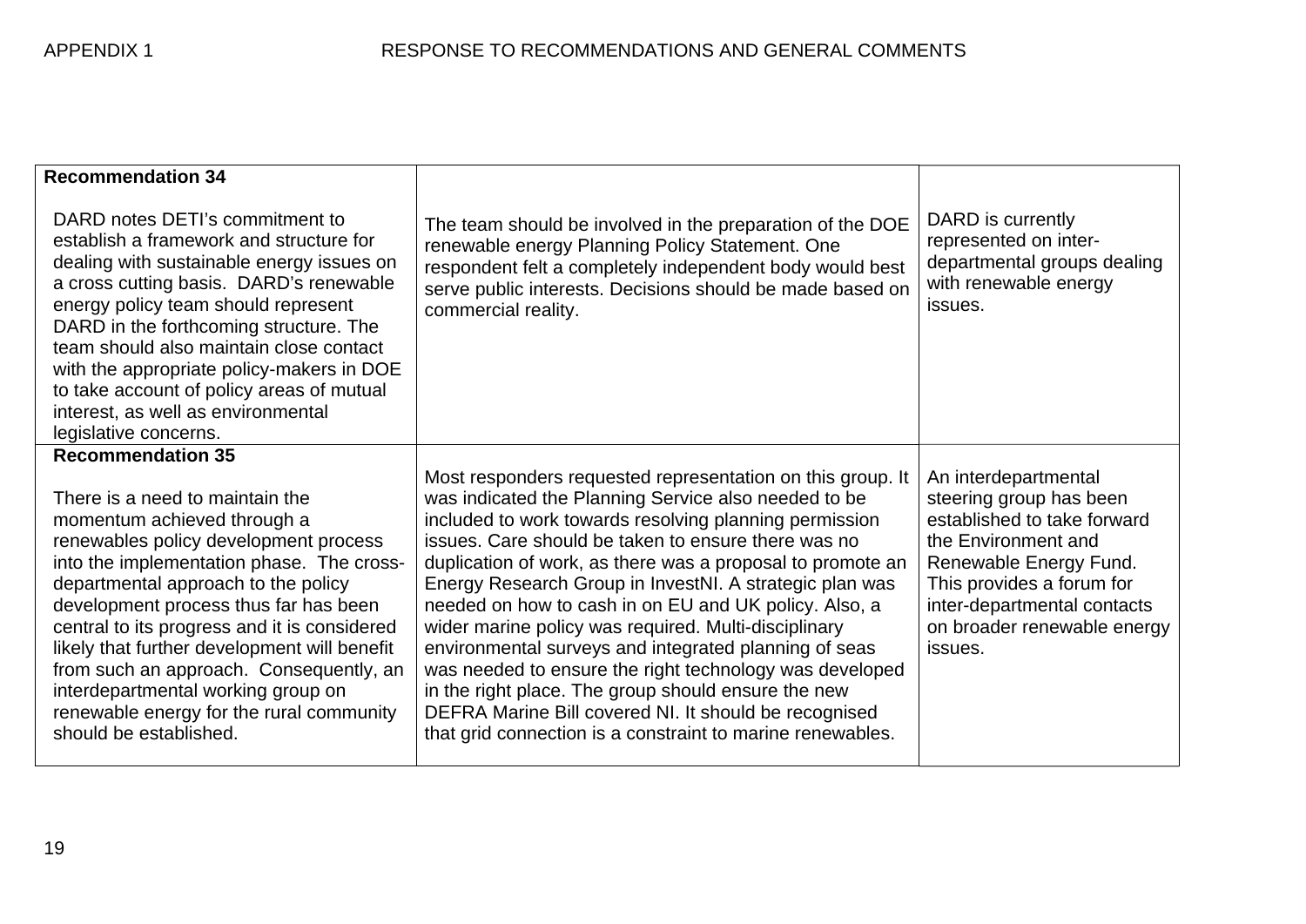APPENDIX 1 RESPONSE TO RECOMMENDATIONS AND GENERAL COMMENTS

| | | |
|---|---|---|
| **Recommendation 34**<br><br>DARD notes DETI's commitment to establish a framework and structure for dealing with sustainable energy issues on a cross cutting basis. DARD's renewable energy policy team should represent DARD in the forthcoming structure. The team should also maintain close contact with the appropriate policy-makers in DOE to take account of policy areas of mutual interest, as well as environmental legislative concerns. | The team should be involved in the preparation of the DOE renewable energy Planning Policy Statement. One respondent felt a completely independent body would best serve public interests. Decisions should be made based on commercial reality. | DARD is currently represented on inter-departmental groups dealing with renewable energy issues. |
| **Recommendation 35**<br><br>There is a need to maintain the momentum achieved through a renewables policy development process into the implementation phase. The cross-departmental approach to the policy development process thus far has been central to its progress and it is considered likely that further development will benefit from such an approach. Consequently, an interdepartmental working group on renewable energy for the rural community should be established. | Most responders requested representation on this group. It was indicated the Planning Service also needed to be included to work towards resolving planning permission issues. Care should be taken to ensure there was no duplication of work, as there was a proposal to promote an Energy Research Group in InvestNI. A strategic plan was needed on how to cash in on EU and UK policy. Also, a wider marine policy was required. Multi-disciplinary environmental surveys and integrated planning of seas was needed to ensure the right technology was developed in the right place. The group should ensure the new DEFRA Marine Bill covered NI. It should be recognised that grid connection is a constraint to marine renewables. | An interdepartmental steering group has been established to take forward the Environment and Renewable Energy Fund. This provides a forum for inter-departmental contacts on broader renewable energy issues. |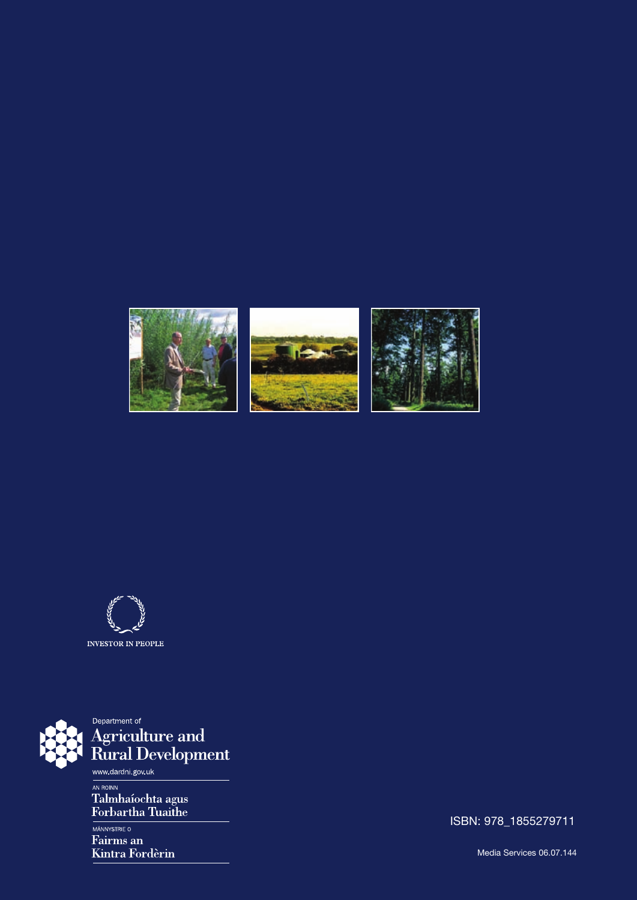INVESTOR IN PEOPLE

Department of
Agriculture and
Rural Development

www.dardni.gov.uk

AN ROINN
Talmhaíochta agus
Forbartha Tuaithe

MÁNNYSTRIE O
Fairms an
Kintra Fordèrin

ISBN: 978_1855279711

Media Services 06.07.144